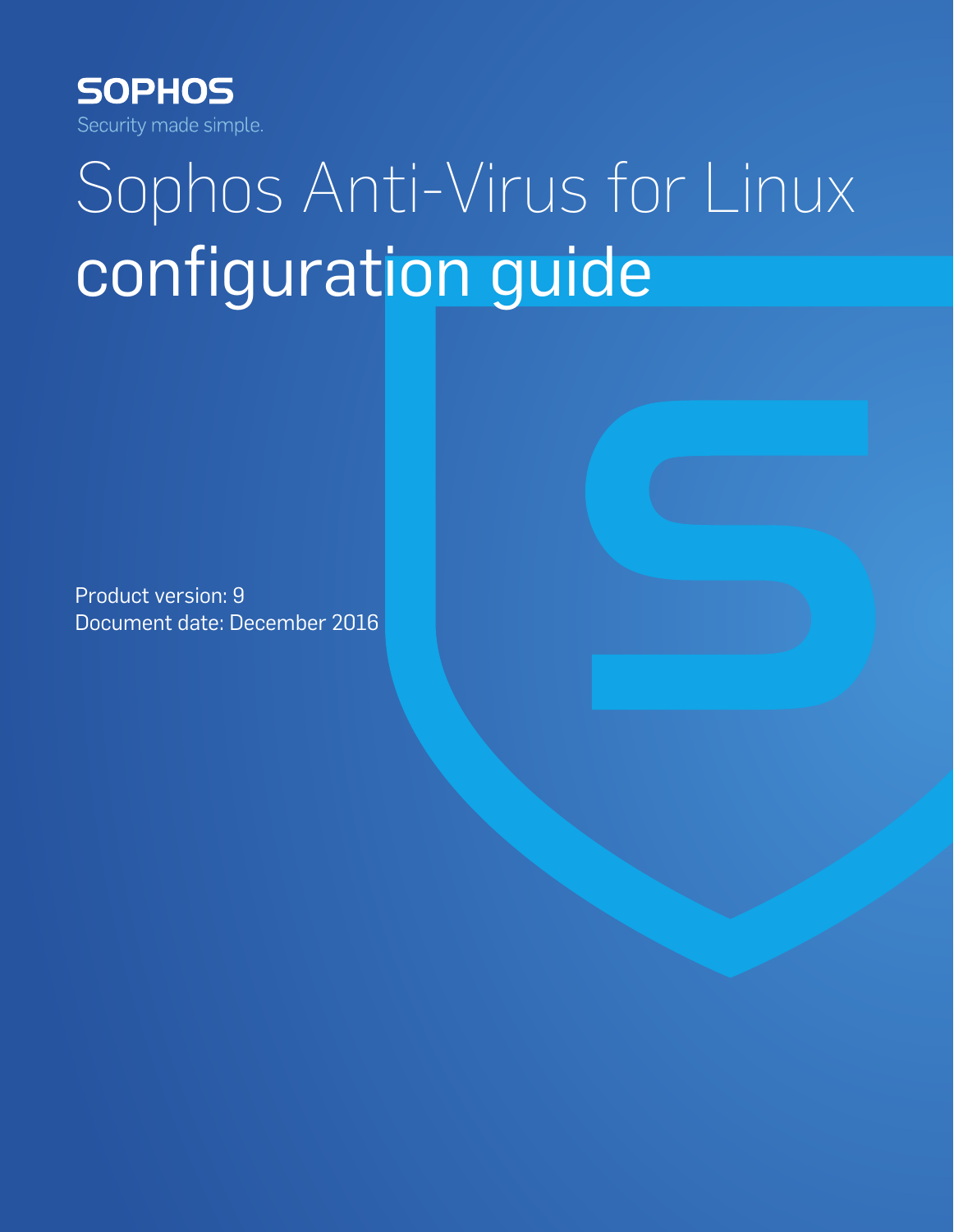SOPHOS

Security made simple.

# Sophos Anti-Virus for Linux configuration guide

Product version: 9

Document date: December 2016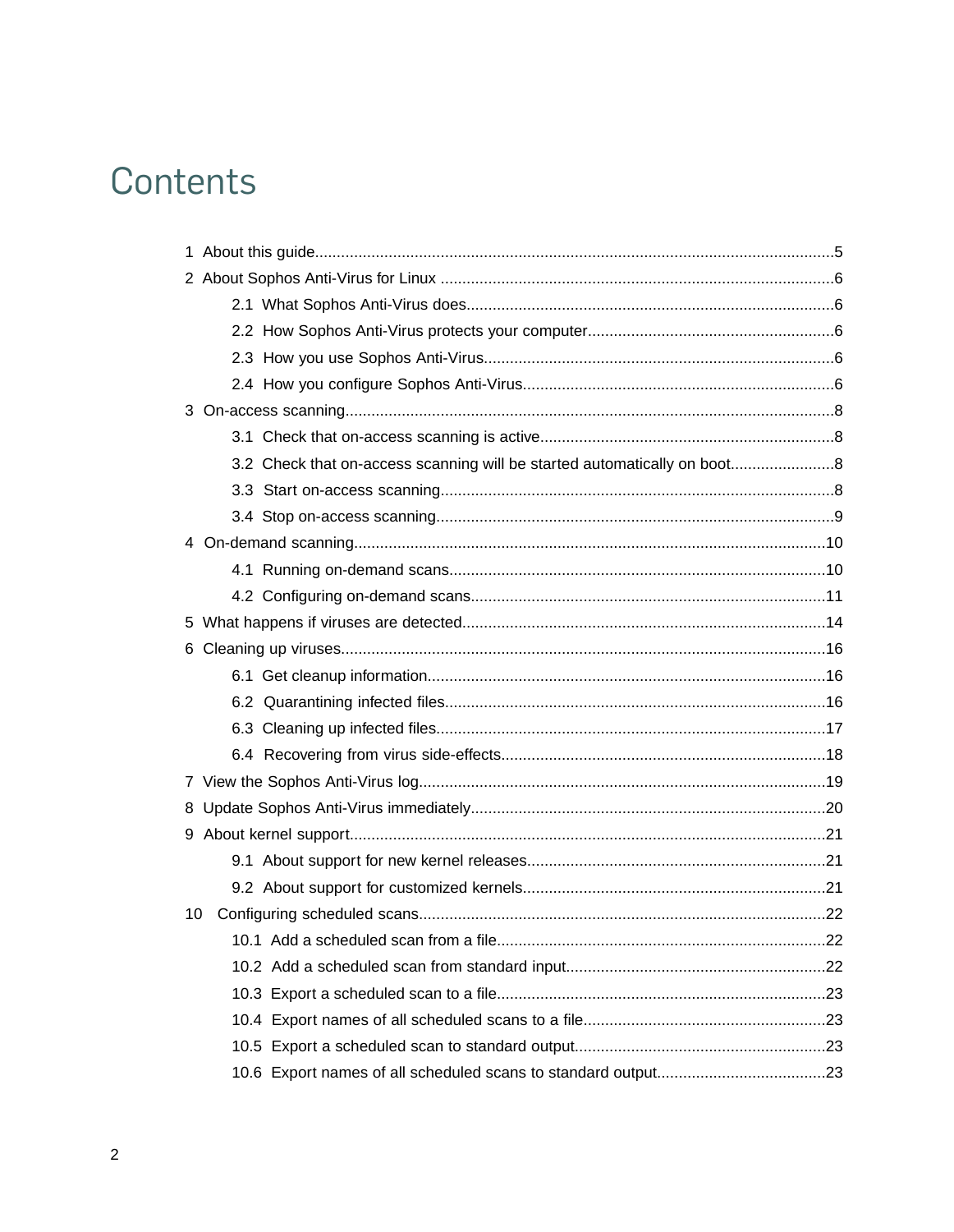# Contents

1 About this guide.......................................................................................................5

2 About Sophos Anti-Virus for Linux ..........................................................................6

- 2.1 What Sophos Anti-Virus does....................................................................6
- 2.2 How Sophos Anti-Virus protects your computer.......................................6
- 2.3 How you use Sophos Anti-Virus................................................................6
- 2.4 How you configure Sophos Anti-Virus.......................................................6

3 On-access scanning.................................................................................................8

- 3.1 Check that on-access scanning is active...................................................8
- 3.2 Check that on-access scanning will be started automatically on boot........................8
- 3.3 Start on-access scanning..........................................................................8
- 3.4 Stop on-access scanning..........................................................................9

4 On-demand scanning............................................................................................10

- 4.1 Running on-demand scans.....................................................................10
- 4.2 Configuring on-demand scans.................................................................11

5 What happens if viruses are detected...................................................................14

6 Cleaning up viruses...............................................................................................16

- 6.1 Get cleanup information..........................................................................16
- 6.2 Quarantining infected files.......................................................................16
- 6.3 Cleaning up infected files........................................................................17
- 6.4 Recovering from virus side-effects..........................................................18

7 View the Sophos Anti-Virus log.............................................................................19

8 Update Sophos Anti-Virus immediately.................................................................20

9 About kernel support.............................................................................................21

- 9.1 About support for new kernel releases....................................................21
- 9.2 About support for customized kernels.....................................................21

10 Configuring scheduled scans.............................................................................22

- 10.1 Add a scheduled scan from a file...........................................................22
- 10.2 Add a scheduled scan from standard input............................................22
- 10.3 Export a scheduled scan to a file...........................................................23
- 10.4 Export names of all scheduled scans to a file........................................23
- 10.5 Export a scheduled scan to standard output..........................................23
- 10.6 Export names of all scheduled scans to standard output.......................................23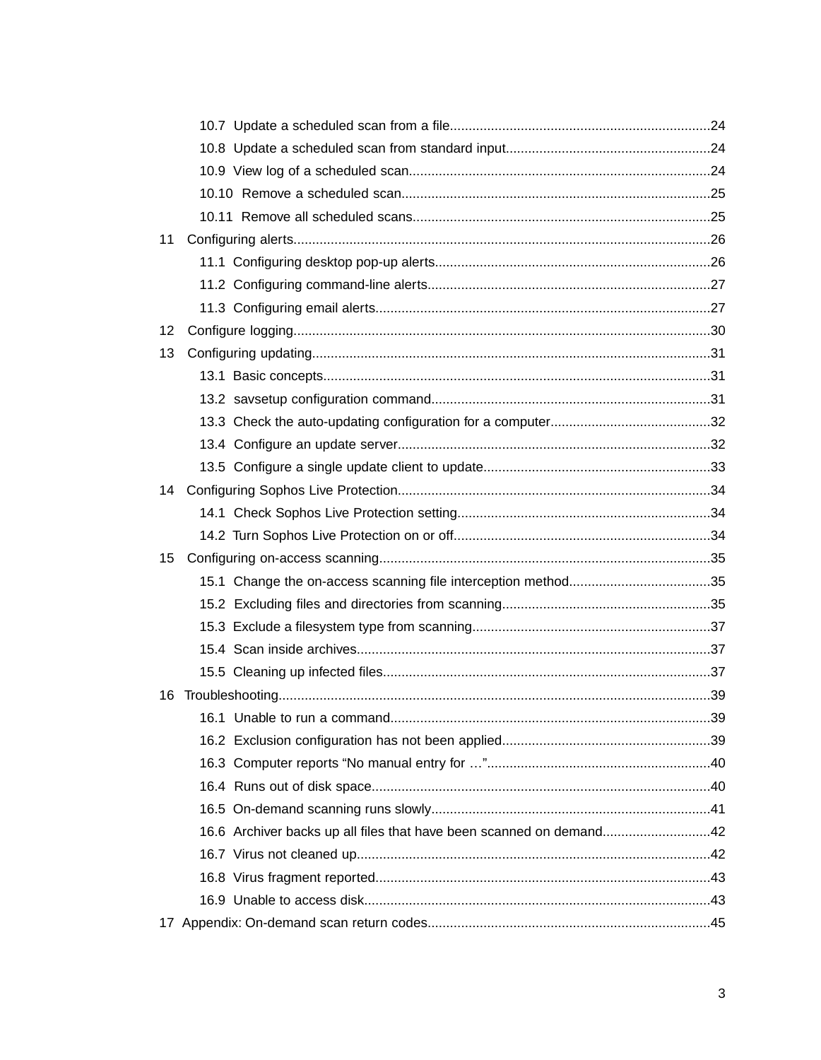- 10.7 Update a scheduled scan from a file....................................................................24
- 10.8 Update a scheduled scan from standard input......................................................24
- 10.9 View log of a scheduled scan................................................................................24
- 10.10 Remove a scheduled scan..................................................................................25
- 10.11 Remove all scheduled scans...............................................................................25

11 Configuring alerts..............................................................................................................26

- 11.1 Configuring desktop pop-up alerts.........................................................................26
- 11.2 Configuring command-line alerts...........................................................................27
- 11.3 Configuring email alerts.........................................................................................27

12 Configure logging..............................................................................................................30

13 Configuring updating.........................................................................................................31

- 13.1 Basic concepts.......................................................................................................31
- 13.2 savsetup configuration command..........................................................................31
- 13.3 Check the auto-updating configuration for a computer...........................................32
- 13.4 Configure an update server...................................................................................32
- 13.5 Configure a single update client to update............................................................33

14 Configuring Sophos Live Protection..................................................................................34

- 14.1 Check Sophos Live Protection setting...................................................................34
- 14.2 Turn Sophos Live Protection on or off....................................................................34

15 Configuring on-access scanning........................................................................................35

- 15.1 Change the on-access scanning file interception method.....................................35
- 15.2 Excluding files and directories from scanning.......................................................35
- 15.3 Exclude a filesystem type from scanning...............................................................37
- 15.4 Scan inside archives..............................................................................................37
- 15.5 Cleaning up infected files.......................................................................................37

16 Troubleshooting..................................................................................................................39

- 16.1 Unable to run a command.....................................................................................39
- 16.2 Exclusion configuration has not been applied.......................................................39
- 16.3 Computer reports “No manual entry for …”...........................................................40
- 16.4 Runs out of disk space..........................................................................................40
- 16.5 On-demand scanning runs slowly..........................................................................41
- 16.6 Archiver backs up all files that have been scanned on demand............................42
- 16.7 Virus not cleaned up..............................................................................................42
- 16.8 Virus fragment reported.........................................................................................43
- 16.9 Unable to access disk............................................................................................43

17 Appendix: On-demand scan return codes...........................................................................45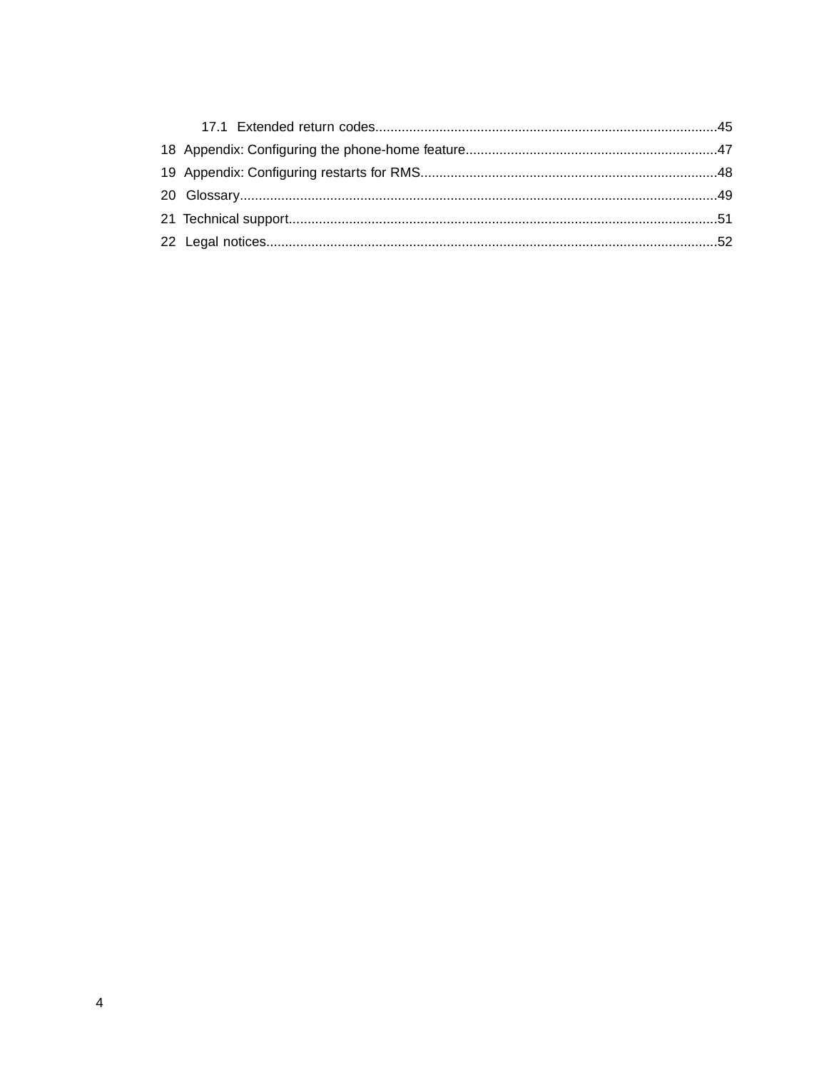17.1 Extended return codes........................................................................................45

18 Appendix: Configuring the phone-home feature..................................................................47

19 Appendix: Configuring restarts for RMS..............................................................................48

20 Glossary.............................................................................................................................49

21 Technical support................................................................................................................51

22 Legal notices......................................................................................................................52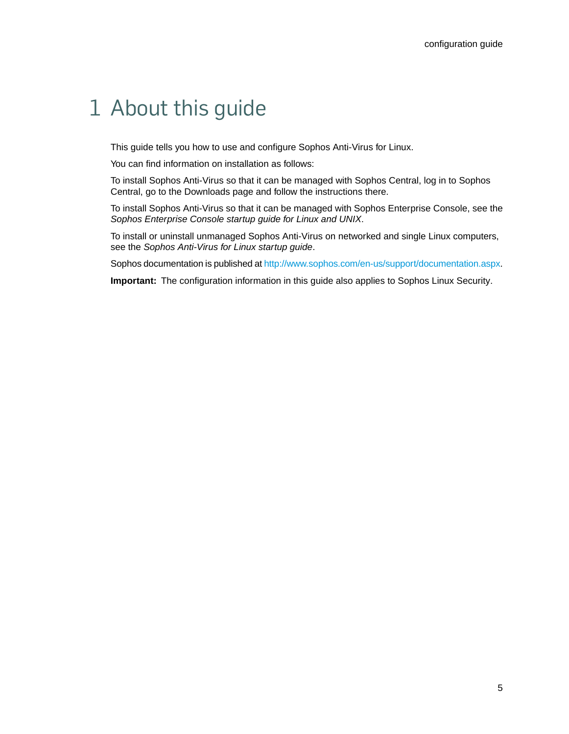# 1 About this guide

This guide tells you how to use and configure Sophos Anti-Virus for Linux.

You can find information on installation as follows:

To install Sophos Anti-Virus so that it can be managed with Sophos Central, log in to Sophos Central, go to the Downloads page and follow the instructions there.

To install Sophos Anti-Virus so that it can be managed with Sophos Enterprise Console, see the *Sophos Enterprise Console startup guide for Linux and UNIX*.

To install or uninstall unmanaged Sophos Anti-Virus on networked and single Linux computers, see the *Sophos Anti-Virus for Linux startup guide*.

Sophos documentation is published at http://www.sophos.com/en-us/support/documentation.aspx.

**Important:** The configuration information in this guide also applies to Sophos Linux Security.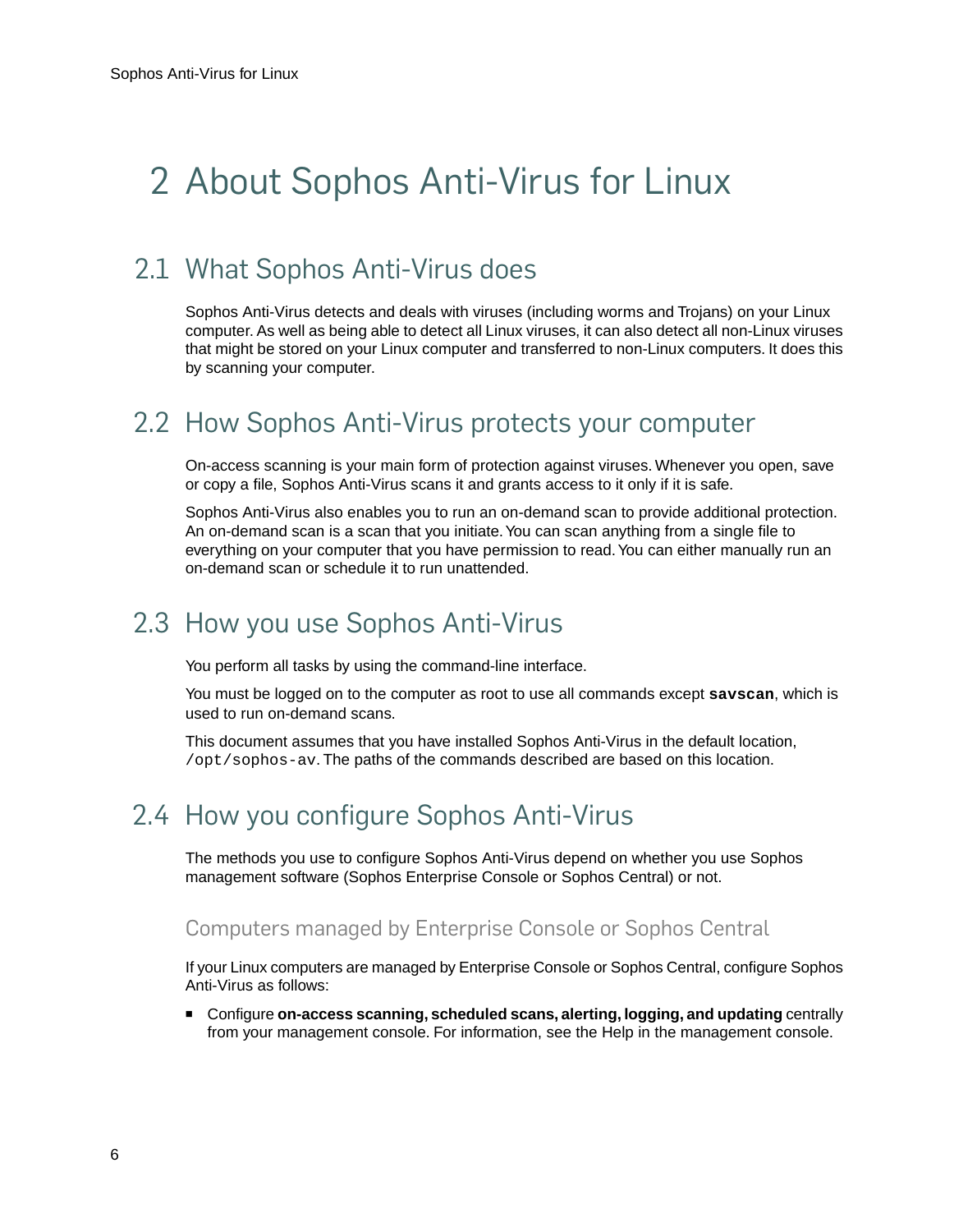# 2 About Sophos Anti-Virus for Linux

## 2.1 What Sophos Anti-Virus does

Sophos Anti-Virus detects and deals with viruses (including worms and Trojans) on your Linux computer. As well as being able to detect all Linux viruses, it can also detect all non-Linux viruses that might be stored on your Linux computer and transferred to non-Linux computers. It does this by scanning your computer.

## 2.2 How Sophos Anti-Virus protects your computer

On-access scanning is your main form of protection against viruses. Whenever you open, save or copy a file, Sophos Anti-Virus scans it and grants access to it only if it is safe.

Sophos Anti-Virus also enables you to run an on-demand scan to provide additional protection. An on-demand scan is a scan that you initiate. You can scan anything from a single file to everything on your computer that you have permission to read. You can either manually run an on-demand scan or schedule it to run unattended.

## 2.3 How you use Sophos Anti-Virus

You perform all tasks by using the command-line interface.

You must be logged on to the computer as root to use all commands except **`savscan`**, which is used to run on-demand scans.

This document assumes that you have installed Sophos Anti-Virus in the default location, `/opt/sophos-av`. The paths of the commands described are based on this location.

## 2.4 How you configure Sophos Anti-Virus

The methods you use to configure Sophos Anti-Virus depend on whether you use Sophos management software (Sophos Enterprise Console or Sophos Central) or not.

### Computers managed by Enterprise Console or Sophos Central

If your Linux computers are managed by Enterprise Console or Sophos Central, configure Sophos Anti-Virus as follows:

- Configure **on-access scanning, scheduled scans, alerting, logging, and updating** centrally from your management console. For information, see the Help in the management console.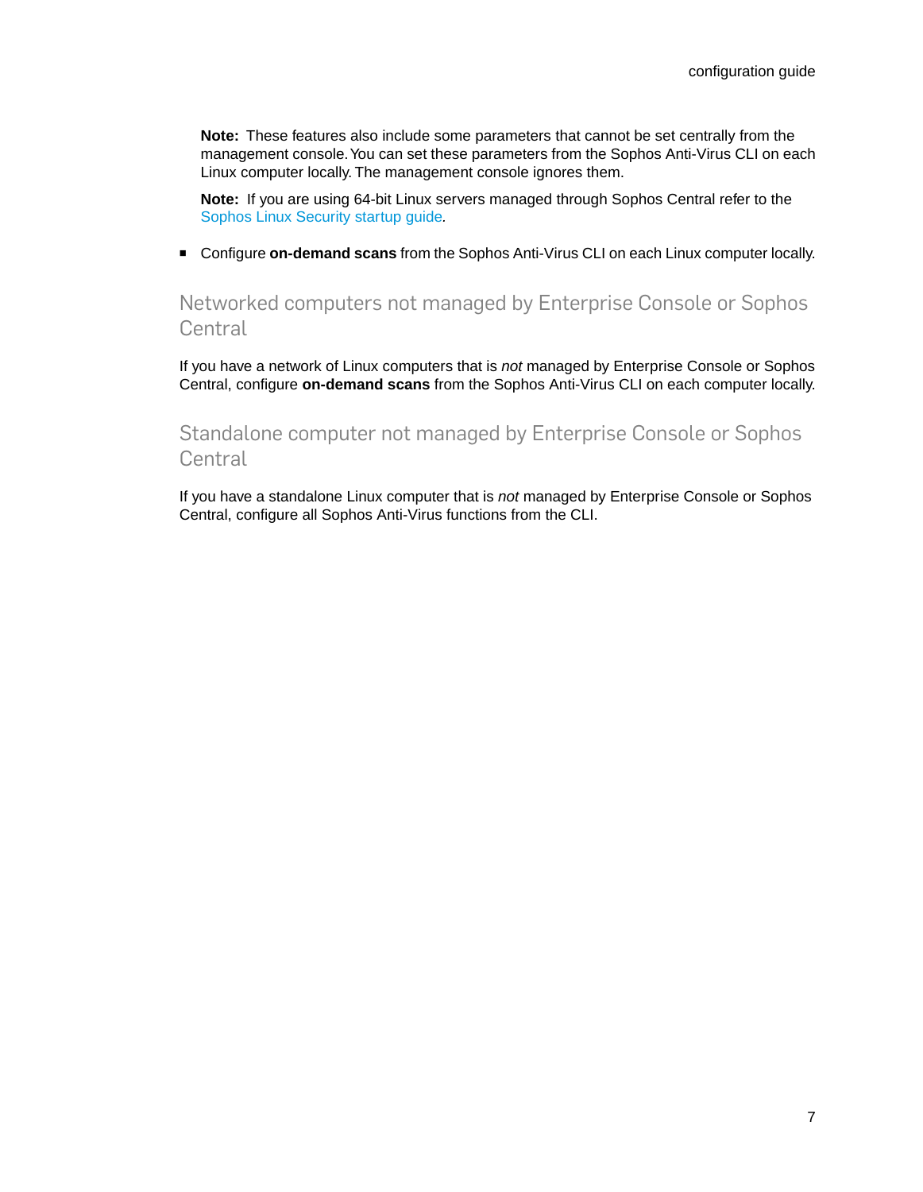**Note:** These features also include some parameters that cannot be set centrally from the management console. You can set these parameters from the Sophos Anti-Virus CLI on each Linux computer locally. The management console ignores them.

**Note:** If you are using 64-bit Linux servers managed through Sophos Central refer to the Sophos Linux Security startup guide.

- Configure **on-demand scans** from the Sophos Anti-Virus CLI on each Linux computer locally.

## Networked computers not managed by Enterprise Console or Sophos Central

If you have a network of Linux computers that is *not* managed by Enterprise Console or Sophos Central, configure **on-demand scans** from the Sophos Anti-Virus CLI on each computer locally.

## Standalone computer not managed by Enterprise Console or Sophos Central

If you have a standalone Linux computer that is *not* managed by Enterprise Console or Sophos Central, configure all Sophos Anti-Virus functions from the CLI.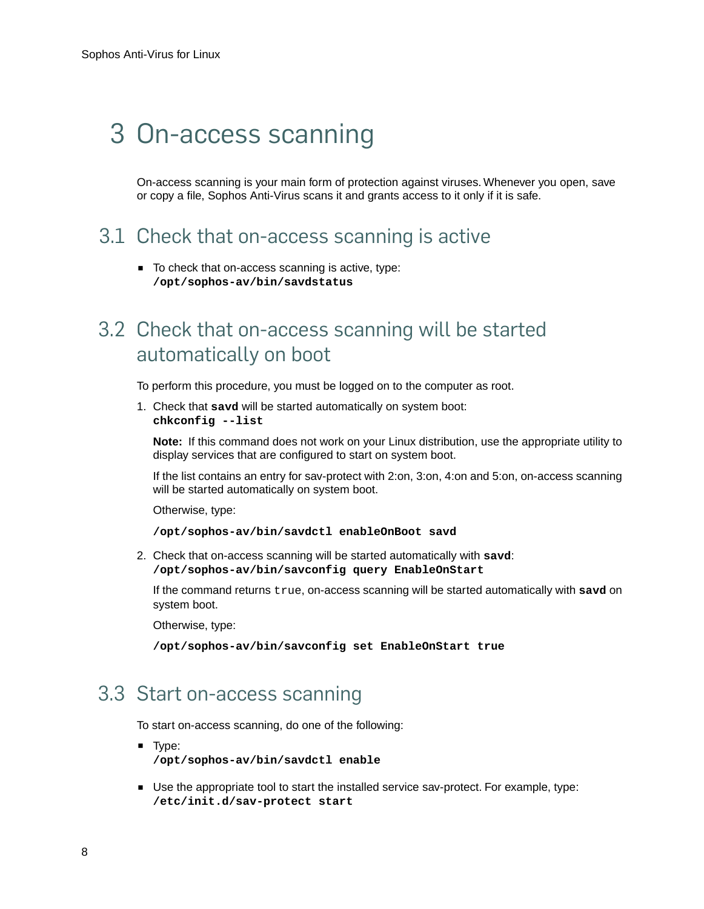# 3 On-access scanning

On-access scanning is your main form of protection against viruses. Whenever you open, save or copy a file, Sophos Anti-Virus scans it and grants access to it only if it is safe.

## 3.1 Check that on-access scanning is active

- To check that on-access scanning is active, type:
  **`/opt/sophos-av/bin/savdstatus`**

## 3.2 Check that on-access scanning will be started automatically on boot

To perform this procedure, you must be logged on to the computer as root.

1. Check that **`savd`** will be started automatically on system boot:
   **`chkconfig --list`**

   **Note:** If this command does not work on your Linux distribution, use the appropriate utility to display services that are configured to start on system boot.

   If the list contains an entry for sav-protect with 2:on, 3:on, 4:on and 5:on, on-access scanning will be started automatically on system boot.

   Otherwise, type:

   **`/opt/sophos-av/bin/savdctl enableOnBoot savd`**

2. Check that on-access scanning will be started automatically with **`savd`**:
   **`/opt/sophos-av/bin/savconfig query EnableOnStart`**

   If the command returns `true`, on-access scanning will be started automatically with **`savd`** on system boot.

   Otherwise, type:

   **`/opt/sophos-av/bin/savconfig set EnableOnStart true`**

## 3.3 Start on-access scanning

To start on-access scanning, do one of the following:

- Type:
  **`/opt/sophos-av/bin/savdctl enable`**
- Use the appropriate tool to start the installed service sav-protect. For example, type:
  **`/etc/init.d/sav-protect start`**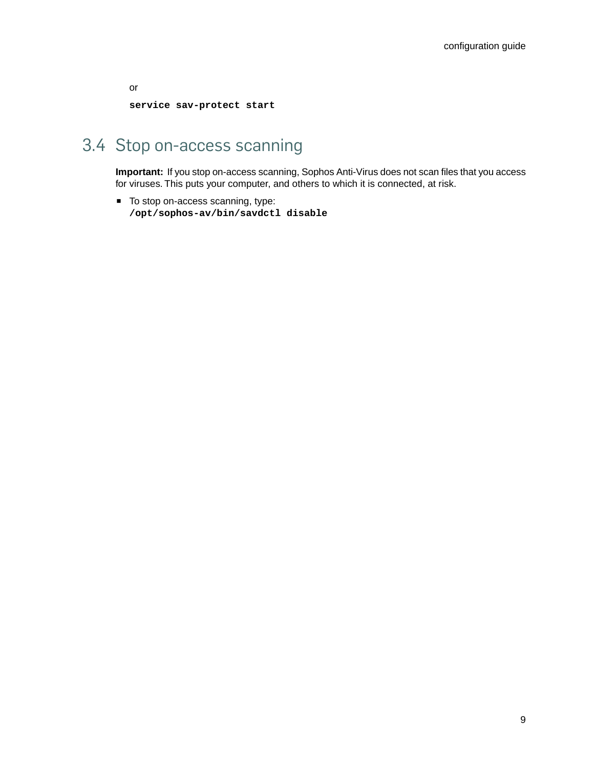or

```
service sav-protect start
```

## 3.4 Stop on-access scanning

**Important:** If you stop on-access scanning, Sophos Anti-Virus does not scan files that you access for viruses. This puts your computer, and others to which it is connected, at risk.

- To stop on-access scanning, type:
  `/opt/sophos-av/bin/savdctl disable`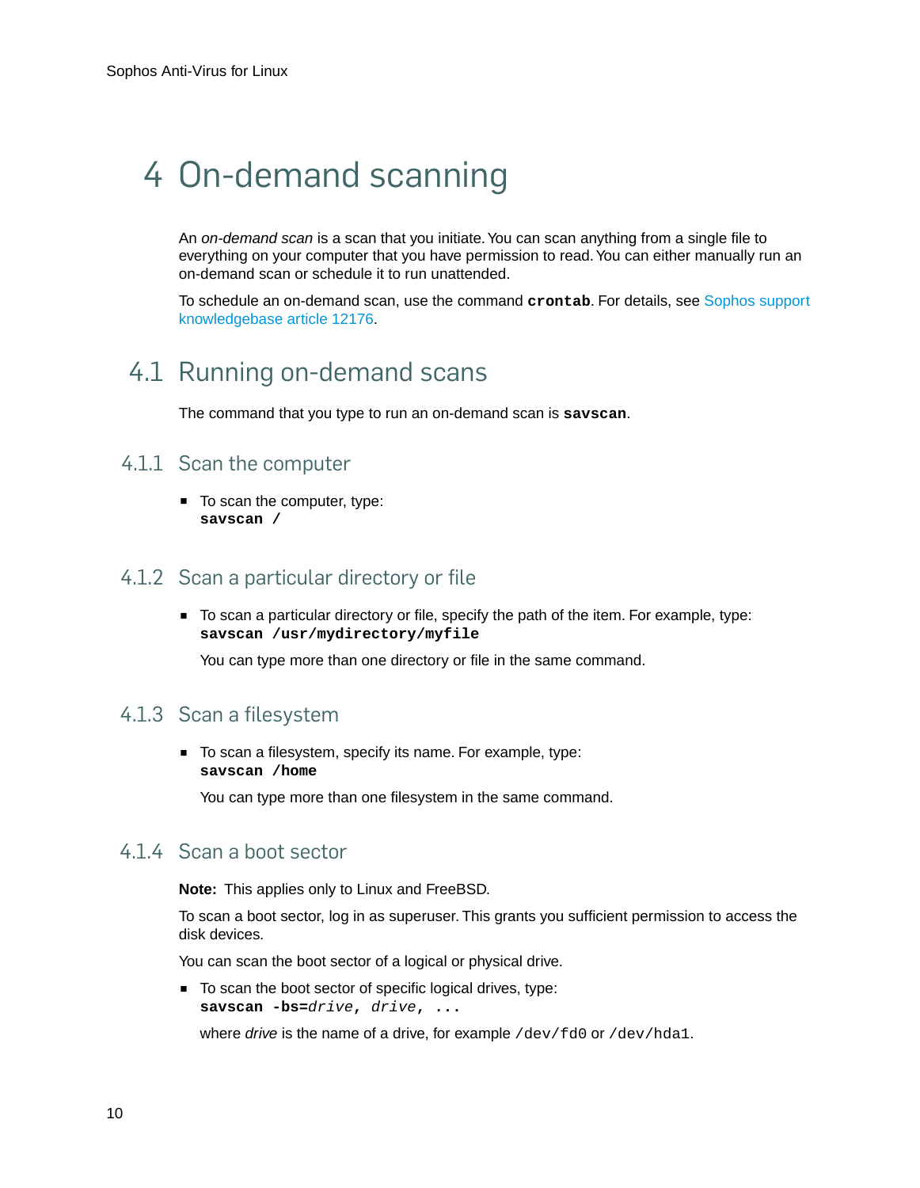# 4 On-demand scanning

An *on-demand scan* is a scan that you initiate. You can scan anything from a single file to everything on your computer that you have permission to read. You can either manually run an on-demand scan or schedule it to run unattended.

To schedule an on-demand scan, use the command **crontab**. For details, see Sophos support knowledgebase article 12176.

## 4.1 Running on-demand scans

The command that you type to run an on-demand scan is **savscan**.

### 4.1.1 Scan the computer

- To scan the computer, type:
  **savscan /**

### 4.1.2 Scan a particular directory or file

- To scan a particular directory or file, specify the path of the item. For example, type:
  **savscan /usr/mydirectory/myfile**

  You can type more than one directory or file in the same command.

### 4.1.3 Scan a filesystem

- To scan a filesystem, specify its name. For example, type:
  **savscan /home**

  You can type more than one filesystem in the same command.

### 4.1.4 Scan a boot sector

**Note:** This applies only to Linux and FreeBSD.

To scan a boot sector, log in as superuser. This grants you sufficient permission to access the disk devices.

You can scan the boot sector of a logical or physical drive.

- To scan the boot sector of specific logical drives, type:
  **savscan -bs=*drive*, *drive*, ...**

  where *drive* is the name of a drive, for example `/dev/fd0` or `/dev/hda1`.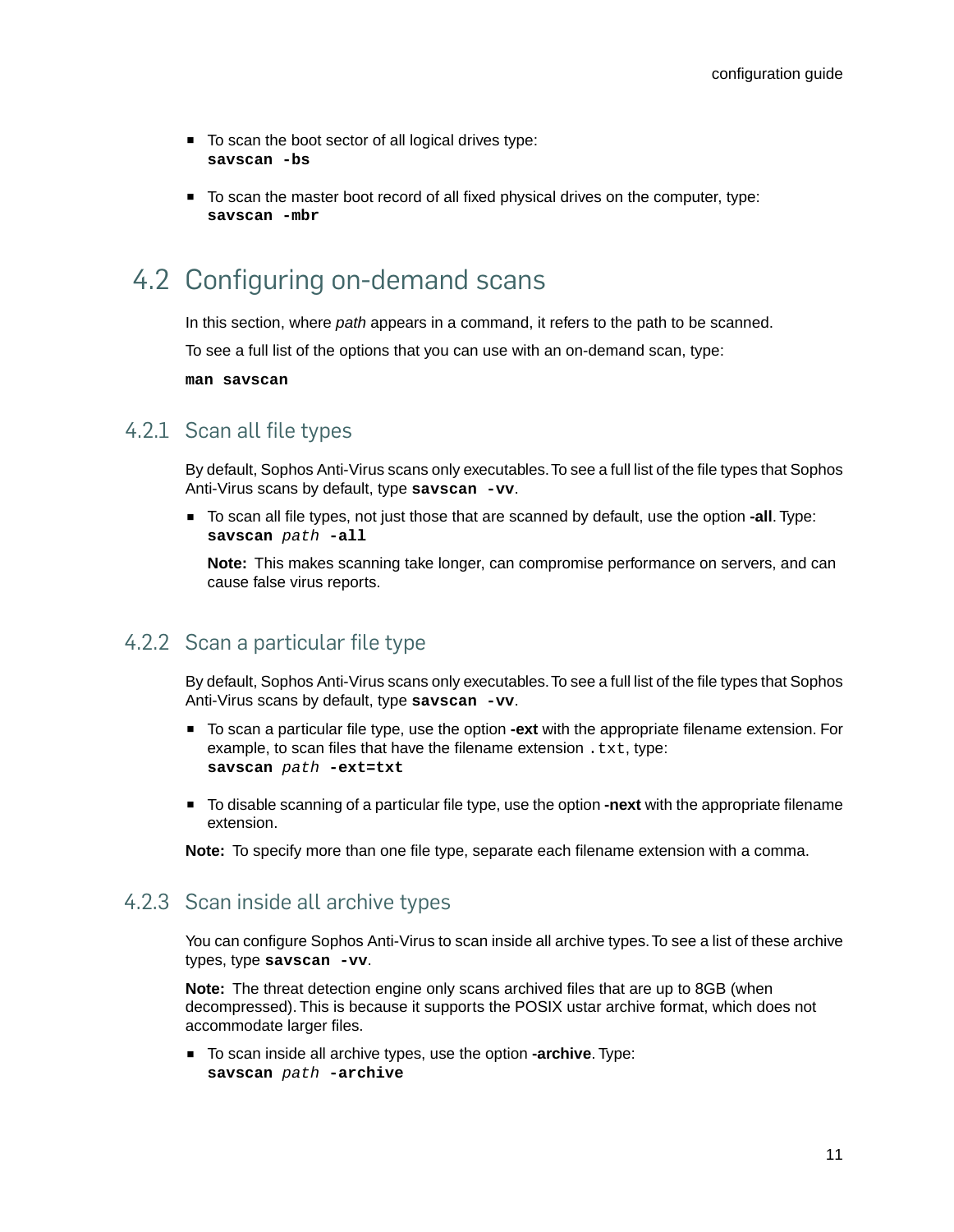- To scan the boot sector of all logical drives type:
  **savscan -bs**

- To scan the master boot record of all fixed physical drives on the computer, type:
  **savscan -mbr**

## 4.2 Configuring on-demand scans

In this section, where *path* appears in a command, it refers to the path to be scanned.

To see a full list of the options that you can use with an on-demand scan, type:

**man savscan**

### 4.2.1 Scan all file types

By default, Sophos Anti-Virus scans only executables. To see a full list of the file types that Sophos Anti-Virus scans by default, type **savscan -vv**.

- To scan all file types, not just those that are scanned by default, use the option **-all**. Type:
  **savscan** *path* **-all**

  **Note:** This makes scanning take longer, can compromise performance on servers, and can cause false virus reports.

### 4.2.2 Scan a particular file type

By default, Sophos Anti-Virus scans only executables. To see a full list of the file types that Sophos Anti-Virus scans by default, type **savscan -vv**.

- To scan a particular file type, use the option **-ext** with the appropriate filename extension. For example, to scan files that have the filename extension `.txt`, type:
  **savscan** *path* **-ext=txt**

- To disable scanning of a particular file type, use the option **-next** with the appropriate filename extension.

**Note:** To specify more than one file type, separate each filename extension with a comma.

### 4.2.3 Scan inside all archive types

You can configure Sophos Anti-Virus to scan inside all archive types. To see a list of these archive types, type **savscan -vv**.

**Note:** The threat detection engine only scans archived files that are up to 8GB (when decompressed). This is because it supports the POSIX ustar archive format, which does not accommodate larger files.

- To scan inside all archive types, use the option **-archive**. Type:
  **savscan** *path* **-archive**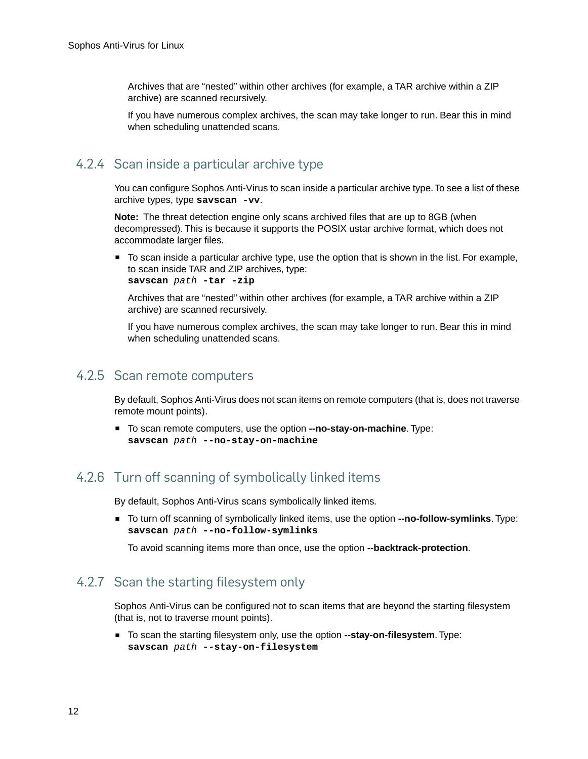Archives that are “nested” within other archives (for example, a TAR archive within a ZIP archive) are scanned recursively.

If you have numerous complex archives, the scan may take longer to run. Bear this in mind when scheduling unattended scans.

### 4.2.4 Scan inside a particular archive type

You can configure Sophos Anti-Virus to scan inside a particular archive type. To see a list of these archive types, type **`savscan -vv`**.

**Note:** The threat detection engine only scans archived files that are up to 8GB (when decompressed). This is because it supports the POSIX ustar archive format, which does not accommodate larger files.

- To scan inside a particular archive type, use the option that is shown in the list. For example, to scan inside TAR and ZIP archives, type:
  **`savscan`** *`path`* **`-tar -zip`**

  Archives that are “nested” within other archives (for example, a TAR archive within a ZIP archive) are scanned recursively.

  If you have numerous complex archives, the scan may take longer to run. Bear this in mind when scheduling unattended scans.

### 4.2.5 Scan remote computers

By default, Sophos Anti-Virus does not scan items on remote computers (that is, does not traverse remote mount points).

- To scan remote computers, use the option **--no-stay-on-machine**. Type:
  **`savscan`** *`path`* **`--no-stay-on-machine`**

### 4.2.6 Turn off scanning of symbolically linked items

By default, Sophos Anti-Virus scans symbolically linked items.

- To turn off scanning of symbolically linked items, use the option **--no-follow-symlinks**. Type:
  **`savscan`** *`path`* **`--no-follow-symlinks`**

  To avoid scanning items more than once, use the option **--backtrack-protection**.

### 4.2.7 Scan the starting filesystem only

Sophos Anti-Virus can be configured not to scan items that are beyond the starting filesystem (that is, not to traverse mount points).

- To scan the starting filesystem only, use the option **--stay-on-filesystem**. Type:
  **`savscan`** *`path`* **`--stay-on-filesystem`**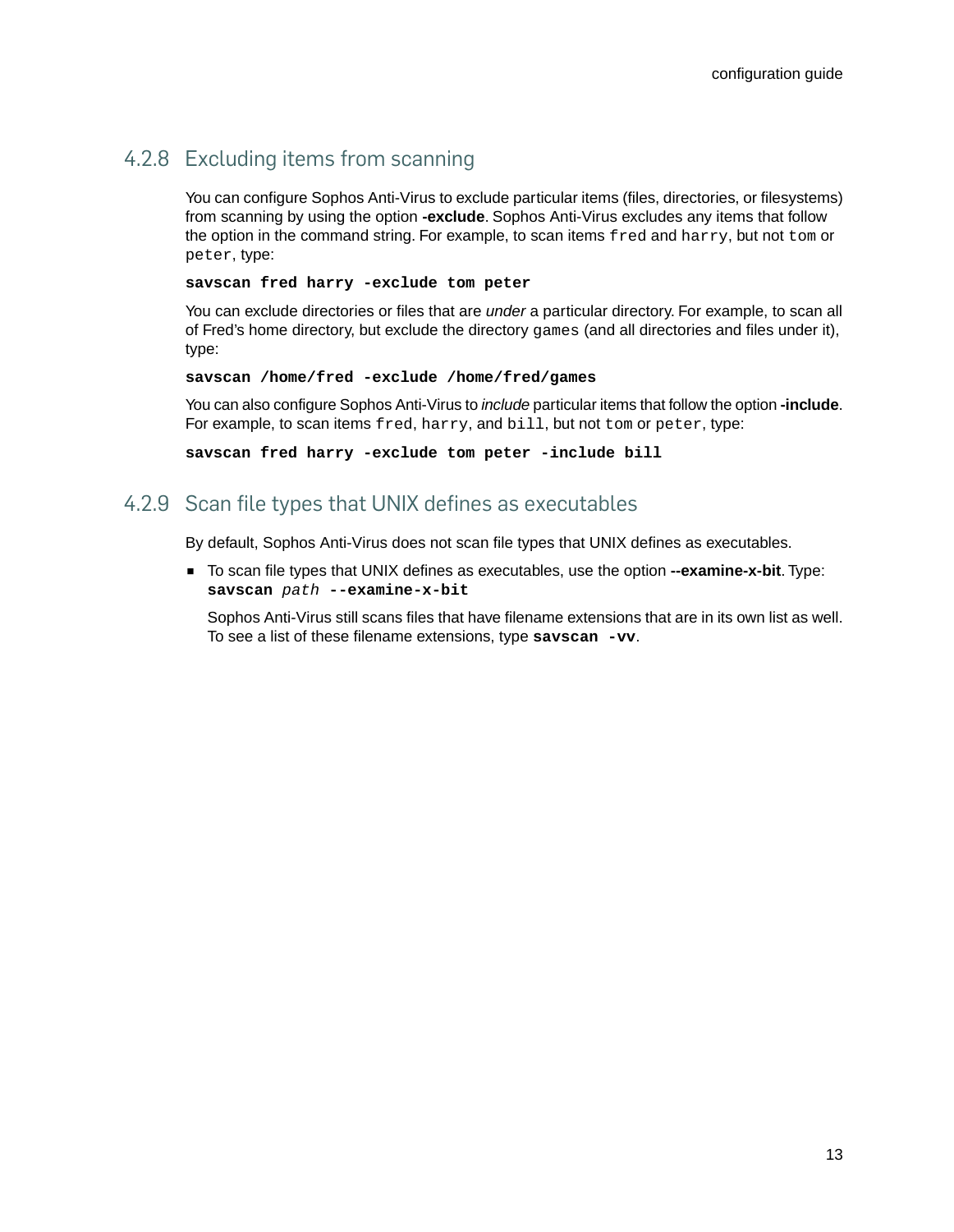### 4.2.8 Excluding items from scanning

You can configure Sophos Anti-Virus to exclude particular items (files, directories, or filesystems) from scanning by using the option **-exclude**. Sophos Anti-Virus excludes any items that follow the option in the command string. For example, to scan items `fred` and `harry`, but not `tom` or `peter`, type:

```
savscan fred harry -exclude tom peter
```

You can exclude directories or files that are *under* a particular directory. For example, to scan all of Fred's home directory, but exclude the directory `games` (and all directories and files under it), type:

```
savscan /home/fred -exclude /home/fred/games
```

You can also configure Sophos Anti-Virus to *include* particular items that follow the option **-include**. For example, to scan items `fred`, `harry`, and `bill`, but not `tom` or `peter`, type:

```
savscan fred harry -exclude tom peter -include bill
```

### 4.2.9 Scan file types that UNIX defines as executables

By default, Sophos Anti-Virus does not scan file types that UNIX defines as executables.

- To scan file types that UNIX defines as executables, use the option **--examine-x-bit**. Type: **`savscan`** *`path`* **`--examine-x-bit`**

  Sophos Anti-Virus still scans files that have filename extensions that are in its own list as well. To see a list of these filename extensions, type **`savscan -vv`**.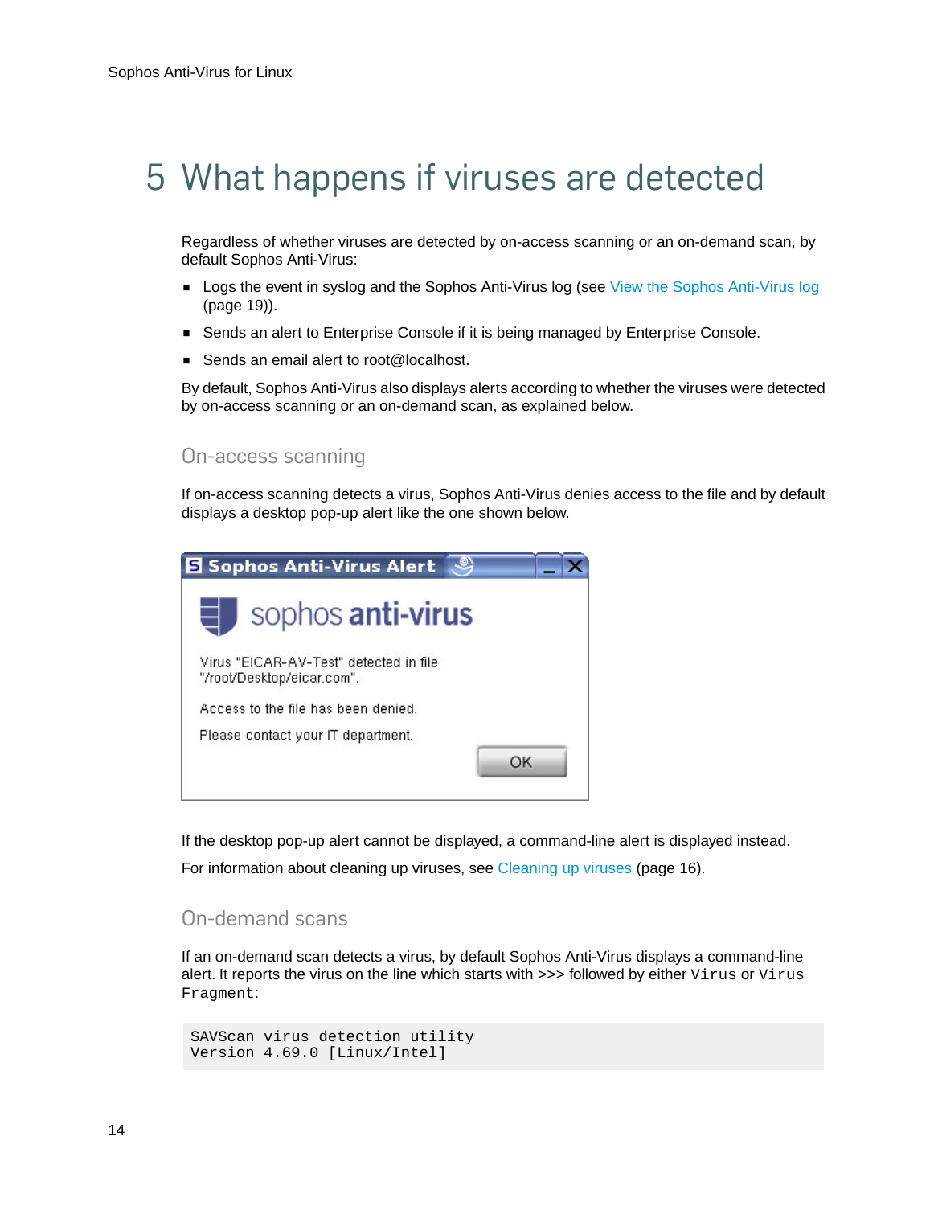# 5 What happens if viruses are detected

Regardless of whether viruses are detected by on-access scanning or an on-demand scan, by default Sophos Anti-Virus:

- Logs the event in syslog and the Sophos Anti-Virus log (see View the Sophos Anti-Virus log (page 19)).
- Sends an alert to Enterprise Console if it is being managed by Enterprise Console.
- Sends an email alert to root@localhost.

By default, Sophos Anti-Virus also displays alerts according to whether the viruses were detected by on-access scanning or an on-demand scan, as explained below.

## On-access scanning

If on-access scanning detects a virus, Sophos Anti-Virus denies access to the file and by default displays a desktop pop-up alert like the one shown below.

If the desktop pop-up alert cannot be displayed, a command-line alert is displayed instead.

For information about cleaning up viruses, see Cleaning up viruses (page 16).

## On-demand scans

If an on-demand scan detects a virus, by default Sophos Anti-Virus displays a command-line alert. It reports the virus on the line which starts with >>> followed by either `Virus` or `Virus Fragment`:

```
SAVScan virus detection utility
Version 4.69.0 [Linux/Intel]
```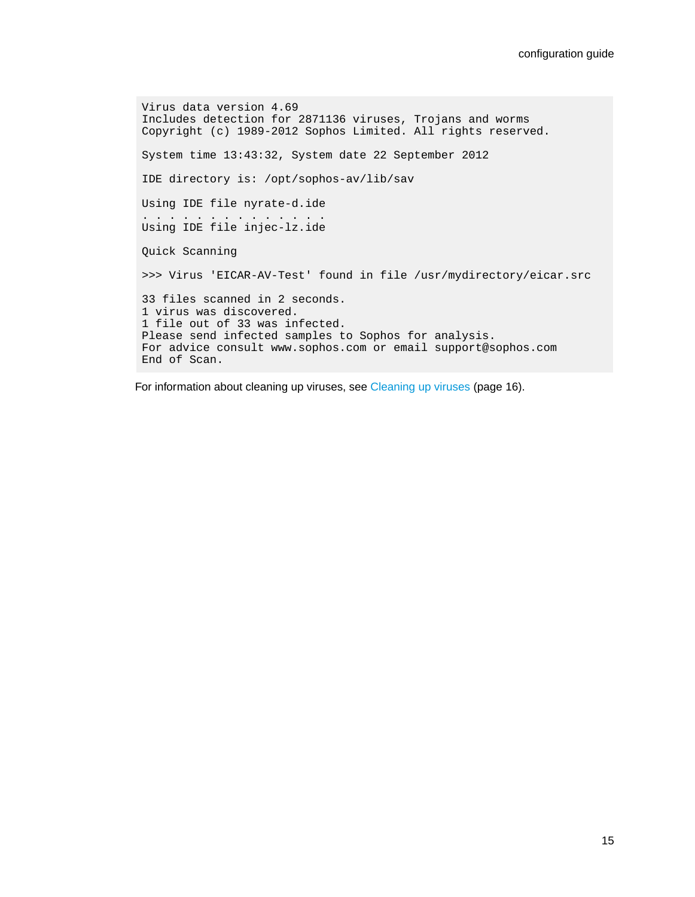```
Virus data version 4.69
Includes detection for 2871136 viruses, Trojans and worms
Copyright (c) 1989-2012 Sophos Limited. All rights reserved.

System time 13:43:32, System date 22 September 2012

IDE directory is: /opt/sophos-av/lib/sav

Using IDE file nyrate-d.ide
. . . . . . . . . . . . . .
Using IDE file injec-lz.ide

Quick Scanning

>>> Virus 'EICAR-AV-Test' found in file /usr/mydirectory/eicar.src

33 files scanned in 2 seconds.
1 virus was discovered.
1 file out of 33 was infected.
Please send infected samples to Sophos for analysis.
For advice consult www.sophos.com or email support@sophos.com
End of Scan.
```

For information about cleaning up viruses, see Cleaning up viruses (page 16).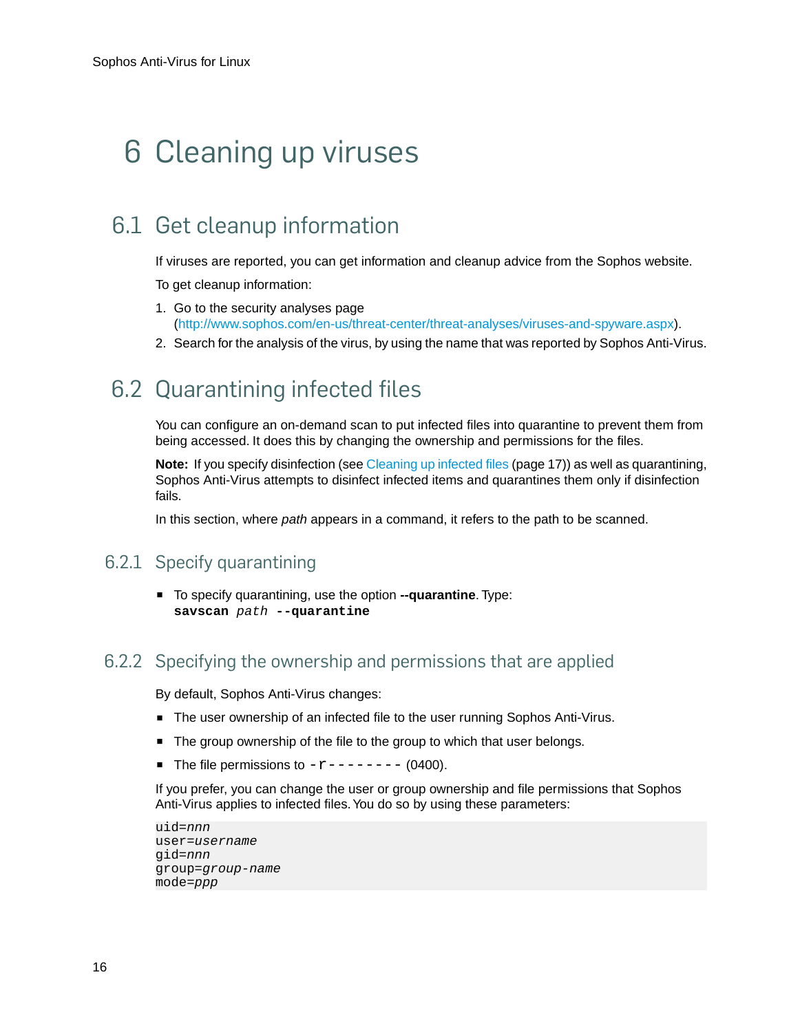# 6 Cleaning up viruses

## 6.1 Get cleanup information

If viruses are reported, you can get information and cleanup advice from the Sophos website.

To get cleanup information:

1. Go to the security analyses page (http://www.sophos.com/en-us/threat-center/threat-analyses/viruses-and-spyware.aspx).
2. Search for the analysis of the virus, by using the name that was reported by Sophos Anti-Virus.

## 6.2 Quarantining infected files

You can configure an on-demand scan to put infected files into quarantine to prevent them from being accessed. It does this by changing the ownership and permissions for the files.

**Note:** If you specify disinfection (see Cleaning up infected files (page 17)) as well as quarantining, Sophos Anti-Virus attempts to disinfect infected items and quarantines them only if disinfection fails.

In this section, where *path* appears in a command, it refers to the path to be scanned.

### 6.2.1 Specify quarantining

- To specify quarantining, use the option **--quarantine**. Type:
  **`savscan`** *`path`* **`--quarantine`**

### 6.2.2 Specifying the ownership and permissions that are applied

By default, Sophos Anti-Virus changes:

- The user ownership of an infected file to the user running Sophos Anti-Virus.
- The group ownership of the file to the group to which that user belongs.
- The file permissions to `-r--------` (0400).

If you prefer, you can change the user or group ownership and file permissions that Sophos Anti-Virus applies to infected files. You do so by using these parameters:

```
uid=nnn
user=username
gid=nnn
group=group-name
mode=ppp
```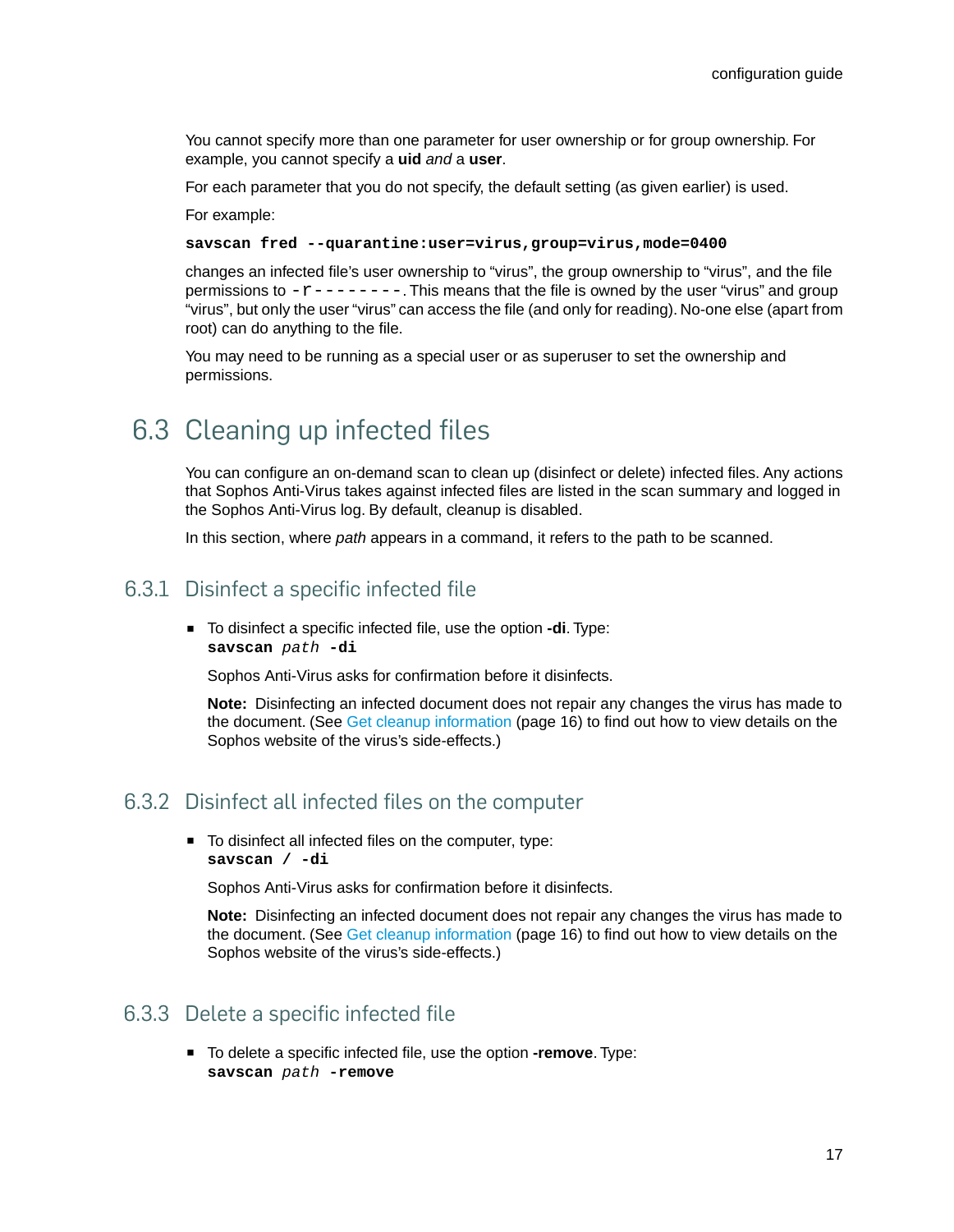You cannot specify more than one parameter for user ownership or for group ownership. For example, you cannot specify a **uid** *and* a **user**.

For each parameter that you do not specify, the default setting (as given earlier) is used.

For example:

```
savscan fred --quarantine:user=virus,group=virus,mode=0400
```

changes an infected file's user ownership to "virus", the group ownership to "virus", and the file permissions to `-r--------`. This means that the file is owned by the user "virus" and group "virus", but only the user "virus" can access the file (and only for reading). No-one else (apart from root) can do anything to the file.

You may need to be running as a special user or as superuser to set the ownership and permissions.

## 6.3 Cleaning up infected files

You can configure an on-demand scan to clean up (disinfect or delete) infected files. Any actions that Sophos Anti-Virus takes against infected files are listed in the scan summary and logged in the Sophos Anti-Virus log. By default, cleanup is disabled.

In this section, where *path* appears in a command, it refers to the path to be scanned.

### 6.3.1 Disinfect a specific infected file

- To disinfect a specific infected file, use the option **-di**. Type:
  **savscan** *path* **-di**

  Sophos Anti-Virus asks for confirmation before it disinfects.

  **Note:** Disinfecting an infected document does not repair any changes the virus has made to the document. (See Get cleanup information (page 16) to find out how to view details on the Sophos website of the virus's side-effects.)

### 6.3.2 Disinfect all infected files on the computer

- To disinfect all infected files on the computer, type:
  **savscan / -di**

  Sophos Anti-Virus asks for confirmation before it disinfects.

  **Note:** Disinfecting an infected document does not repair any changes the virus has made to the document. (See Get cleanup information (page 16) to find out how to view details on the Sophos website of the virus's side-effects.)

### 6.3.3 Delete a specific infected file

- To delete a specific infected file, use the option **-remove**. Type:
  **savscan** *path* **-remove**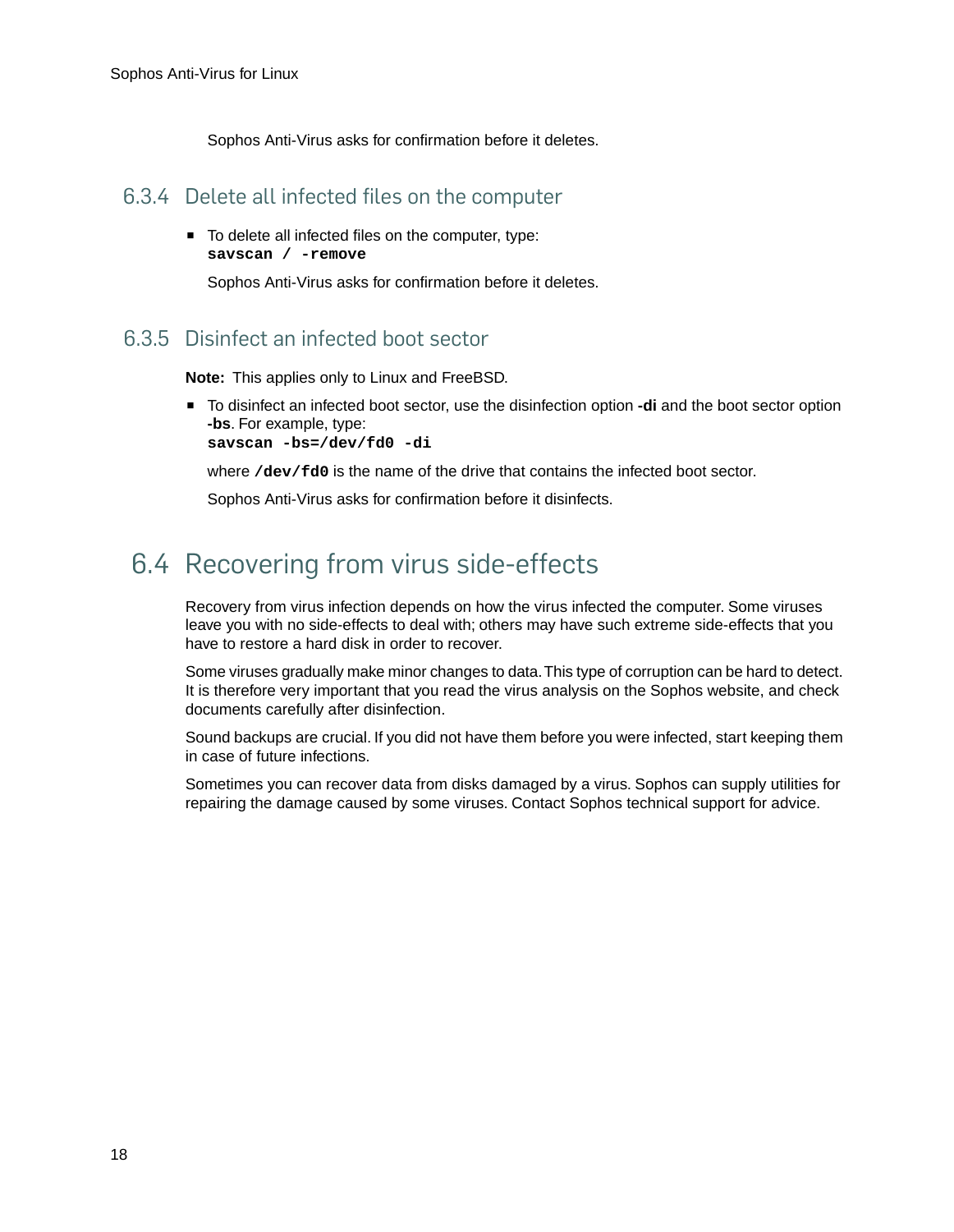Sophos Anti-Virus asks for confirmation before it deletes.

### 6.3.4 Delete all infected files on the computer

- To delete all infected files on the computer, type:
  **`savscan / -remove`**

  Sophos Anti-Virus asks for confirmation before it deletes.

### 6.3.5 Disinfect an infected boot sector

**Note:** This applies only to Linux and FreeBSD.

- To disinfect an infected boot sector, use the disinfection option **-di** and the boot sector option **-bs**. For example, type:
  **`savscan -bs=/dev/fd0 -di`**

  where **`/dev/fd0`** is the name of the drive that contains the infected boot sector.

  Sophos Anti-Virus asks for confirmation before it disinfects.

## 6.4 Recovering from virus side-effects

Recovery from virus infection depends on how the virus infected the computer. Some viruses leave you with no side-effects to deal with; others may have such extreme side-effects that you have to restore a hard disk in order to recover.

Some viruses gradually make minor changes to data. This type of corruption can be hard to detect. It is therefore very important that you read the virus analysis on the Sophos website, and check documents carefully after disinfection.

Sound backups are crucial. If you did not have them before you were infected, start keeping them in case of future infections.

Sometimes you can recover data from disks damaged by a virus. Sophos can supply utilities for repairing the damage caused by some viruses. Contact Sophos technical support for advice.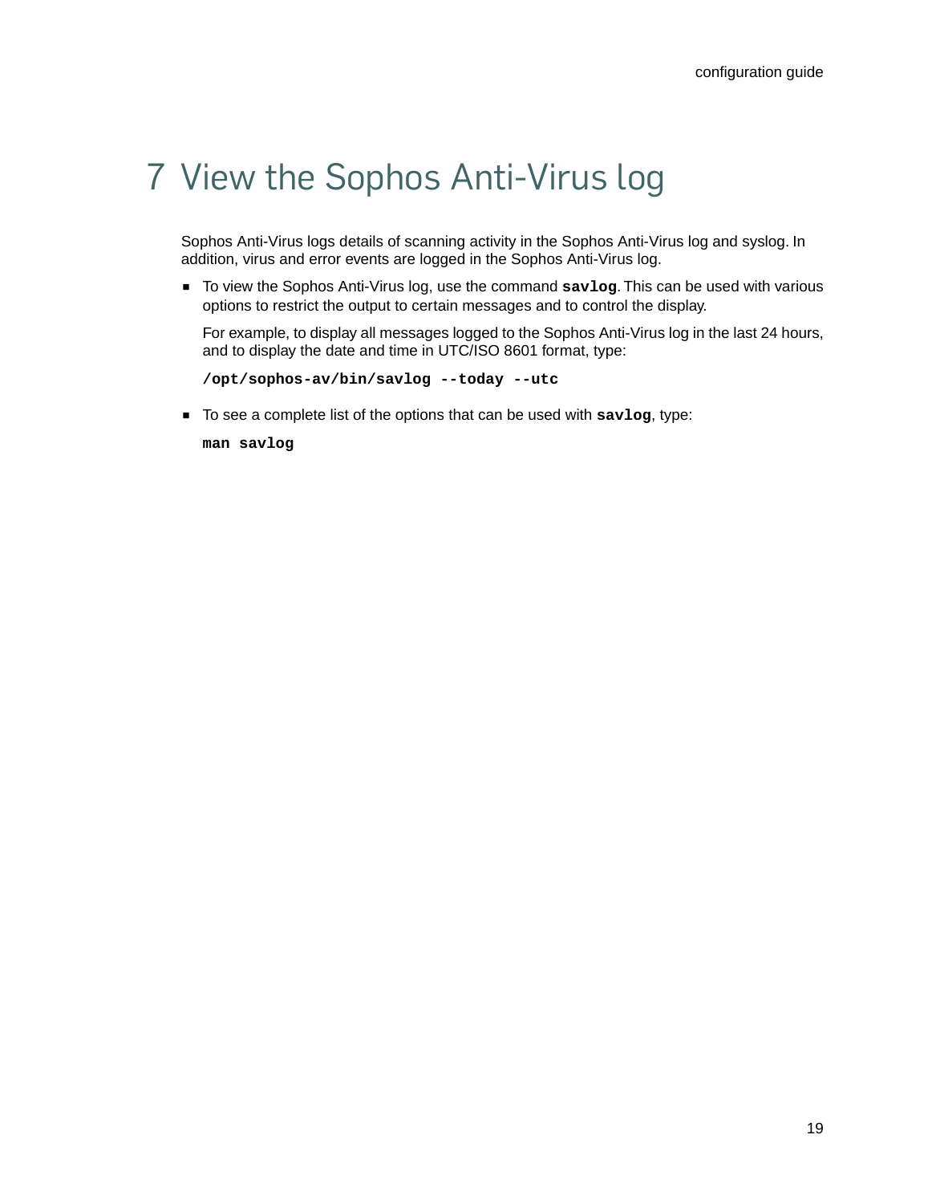# 7 View the Sophos Anti-Virus log

Sophos Anti-Virus logs details of scanning activity in the Sophos Anti-Virus log and syslog. In addition, virus and error events are logged in the Sophos Anti-Virus log.

- To view the Sophos Anti-Virus log, use the command **savlog**. This can be used with various options to restrict the output to certain messages and to control the display.

  For example, to display all messages logged to the Sophos Anti-Virus log in the last 24 hours, and to display the date and time in UTC/ISO 8601 format, type:

  ```
  /opt/sophos-av/bin/savlog --today --utc
  ```

- To see a complete list of the options that can be used with **savlog**, type:

  ```
  man savlog
  ```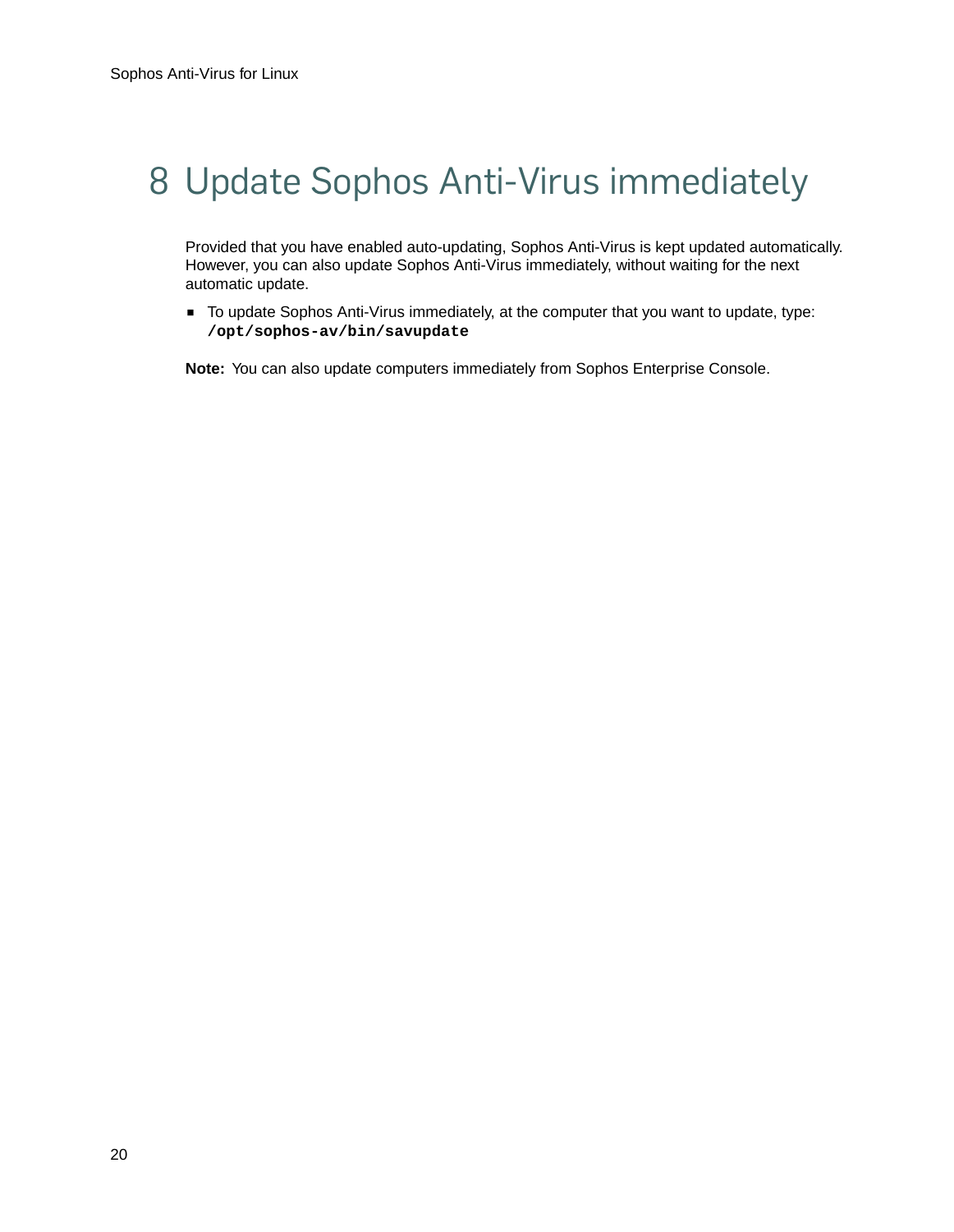# 8 Update Sophos Anti-Virus immediately

Provided that you have enabled auto-updating, Sophos Anti-Virus is kept updated automatically. However, you can also update Sophos Anti-Virus immediately, without waiting for the next automatic update.

- To update Sophos Anti-Virus immediately, at the computer that you want to update, type: **`/opt/sophos-av/bin/savupdate`**

**Note:** You can also update computers immediately from Sophos Enterprise Console.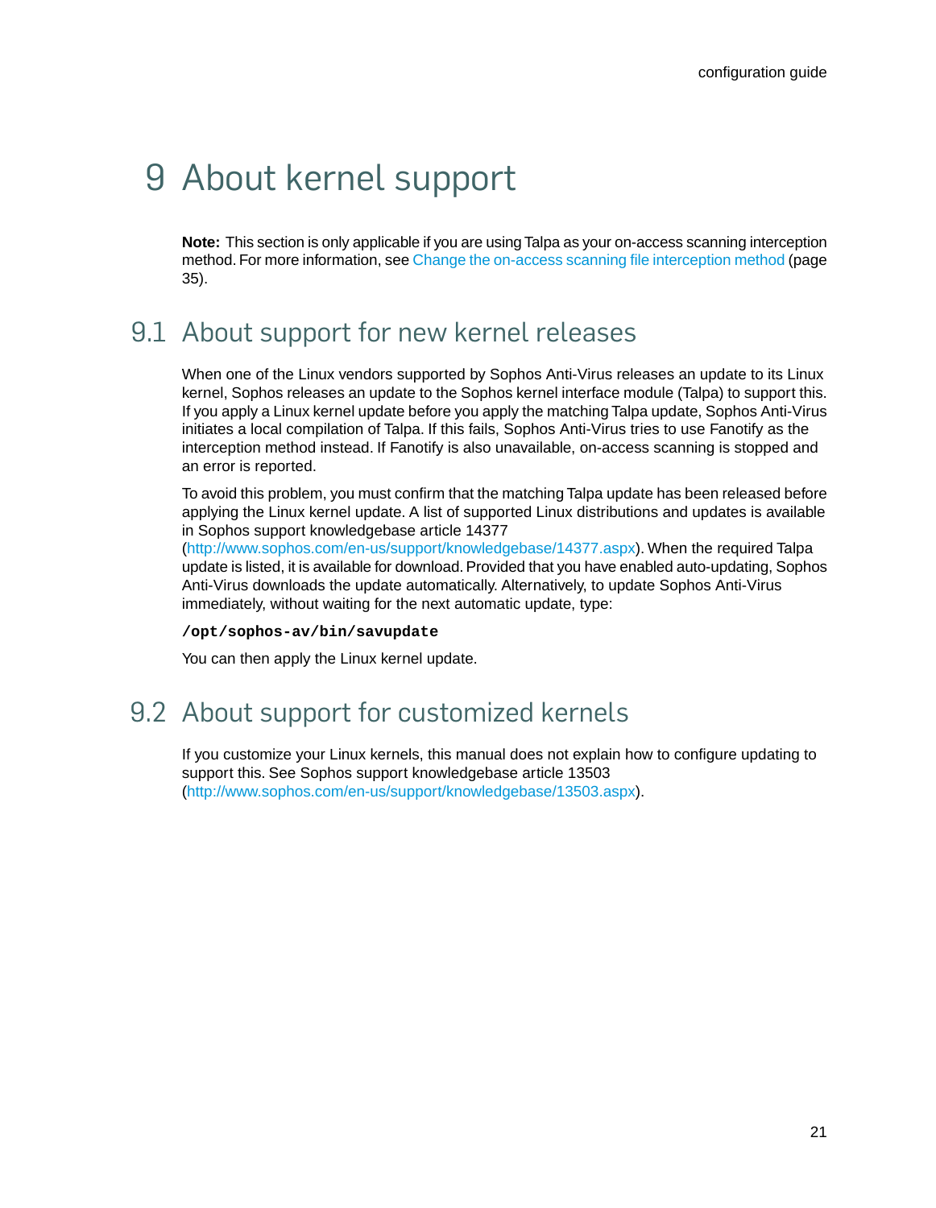# 9 About kernel support

**Note:** This section is only applicable if you are using Talpa as your on-access scanning interception method. For more information, see Change the on-access scanning file interception method (page 35).

## 9.1 About support for new kernel releases

When one of the Linux vendors supported by Sophos Anti-Virus releases an update to its Linux kernel, Sophos releases an update to the Sophos kernel interface module (Talpa) to support this. If you apply a Linux kernel update before you apply the matching Talpa update, Sophos Anti-Virus initiates a local compilation of Talpa. If this fails, Sophos Anti-Virus tries to use Fanotify as the interception method instead. If Fanotify is also unavailable, on-access scanning is stopped and an error is reported.

To avoid this problem, you must confirm that the matching Talpa update has been released before applying the Linux kernel update. A list of supported Linux distributions and updates is available in Sophos support knowledgebase article 14377 (http://www.sophos.com/en-us/support/knowledgebase/14377.aspx). When the required Talpa update is listed, it is available for download. Provided that you have enabled auto-updating, Sophos Anti-Virus downloads the update automatically. Alternatively, to update Sophos Anti-Virus immediately, without waiting for the next automatic update, type:

```
/opt/sophos-av/bin/savupdate
```

You can then apply the Linux kernel update.

## 9.2 About support for customized kernels

If you customize your Linux kernels, this manual does not explain how to configure updating to support this. See Sophos support knowledgebase article 13503 (http://www.sophos.com/en-us/support/knowledgebase/13503.aspx).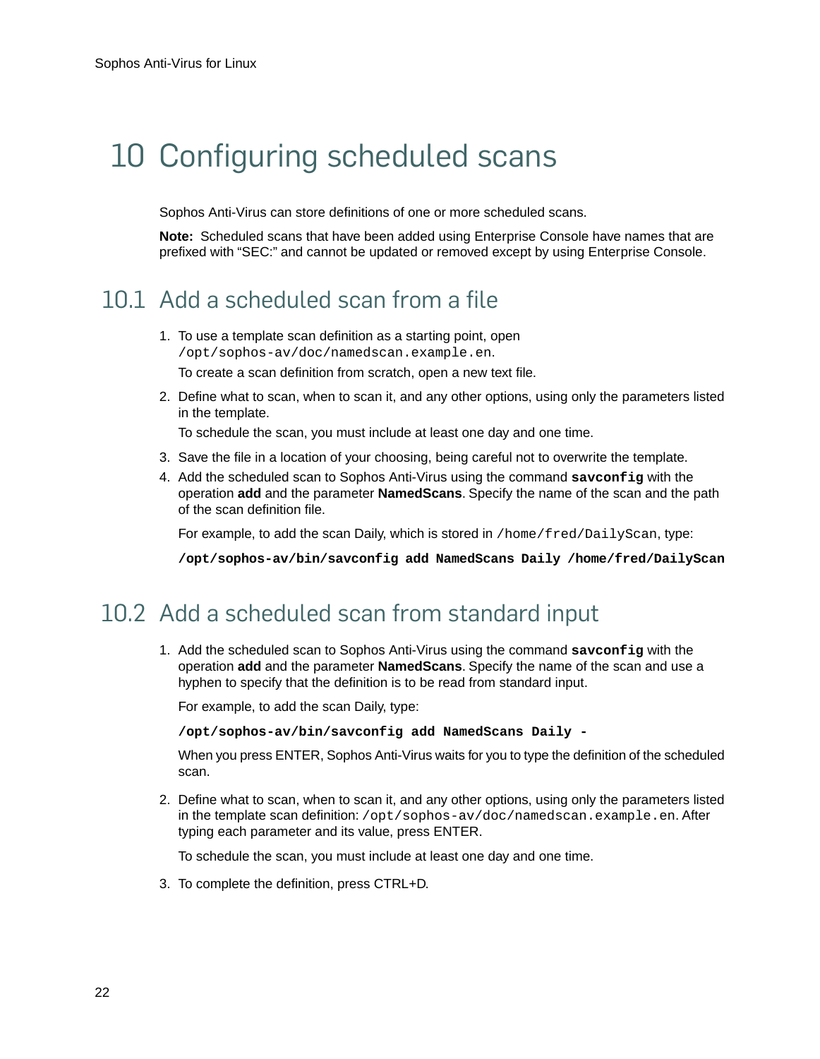# 10 Configuring scheduled scans

Sophos Anti-Virus can store definitions of one or more scheduled scans.

**Note:** Scheduled scans that have been added using Enterprise Console have names that are prefixed with "SEC:" and cannot be updated or removed except by using Enterprise Console.

## 10.1 Add a scheduled scan from a file

1. To use a template scan definition as a starting point, open `/opt/sophos-av/doc/namedscan.example.en`.

   To create a scan definition from scratch, open a new text file.

2. Define what to scan, when to scan it, and any other options, using only the parameters listed in the template.

   To schedule the scan, you must include at least one day and one time.

3. Save the file in a location of your choosing, being careful not to overwrite the template.
4. Add the scheduled scan to Sophos Anti-Virus using the command **savconfig** with the operation **add** and the parameter **NamedScans**. Specify the name of the scan and the path of the scan definition file.

   For example, to add the scan Daily, which is stored in `/home/fred/DailyScan`, type:

   ```
   /opt/sophos-av/bin/savconfig add NamedScans Daily /home/fred/DailyScan
   ```

## 10.2 Add a scheduled scan from standard input

1. Add the scheduled scan to Sophos Anti-Virus using the command **savconfig** with the operation **add** and the parameter **NamedScans**. Specify the name of the scan and use a hyphen to specify that the definition is to be read from standard input.

   For example, to add the scan Daily, type:

   ```
   /opt/sophos-av/bin/savconfig add NamedScans Daily -
   ```

   When you press ENTER, Sophos Anti-Virus waits for you to type the definition of the scheduled scan.

2. Define what to scan, when to scan it, and any other options, using only the parameters listed in the template scan definition: `/opt/sophos-av/doc/namedscan.example.en`. After typing each parameter and its value, press ENTER.

   To schedule the scan, you must include at least one day and one time.

3. To complete the definition, press CTRL+D.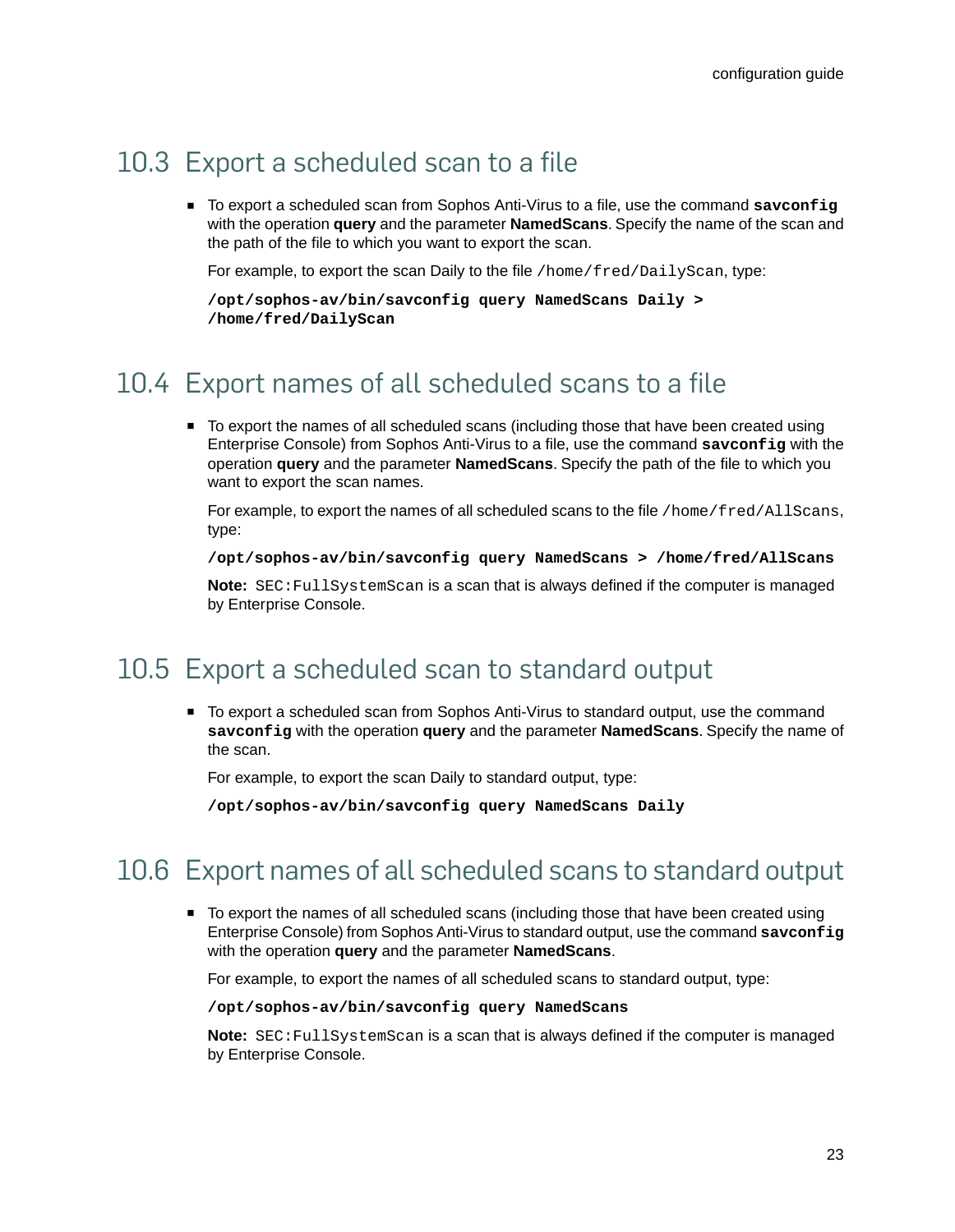## 10.3 Export a scheduled scan to a file

- To export a scheduled scan from Sophos Anti-Virus to a file, use the command **`savconfig`** with the operation **query** and the parameter **NamedScans**. Specify the name of the scan and the path of the file to which you want to export the scan.

  For example, to export the scan Daily to the file `/home/fred/DailyScan`, type:

  ```
  /opt/sophos-av/bin/savconfig query NamedScans Daily >
  /home/fred/DailyScan
  ```

## 10.4 Export names of all scheduled scans to a file

- To export the names of all scheduled scans (including those that have been created using Enterprise Console) from Sophos Anti-Virus to a file, use the command **`savconfig`** with the operation **query** and the parameter **NamedScans**. Specify the path of the file to which you want to export the scan names.

  For example, to export the names of all scheduled scans to the file `/home/fred/AllScans`, type:

  ```
  /opt/sophos-av/bin/savconfig query NamedScans > /home/fred/AllScans
  ```

  **Note:** `SEC:FullSystemScan` is a scan that is always defined if the computer is managed by Enterprise Console.

## 10.5 Export a scheduled scan to standard output

- To export a scheduled scan from Sophos Anti-Virus to standard output, use the command **`savconfig`** with the operation **query** and the parameter **NamedScans**. Specify the name of the scan.

  For example, to export the scan Daily to standard output, type:

  ```
  /opt/sophos-av/bin/savconfig query NamedScans Daily
  ```

## 10.6 Export names of all scheduled scans to standard output

- To export the names of all scheduled scans (including those that have been created using Enterprise Console) from Sophos Anti-Virus to standard output, use the command **`savconfig`** with the operation **query** and the parameter **NamedScans**.

  For example, to export the names of all scheduled scans to standard output, type:

  ```
  /opt/sophos-av/bin/savconfig query NamedScans
  ```

  **Note:** `SEC:FullSystemScan` is a scan that is always defined if the computer is managed by Enterprise Console.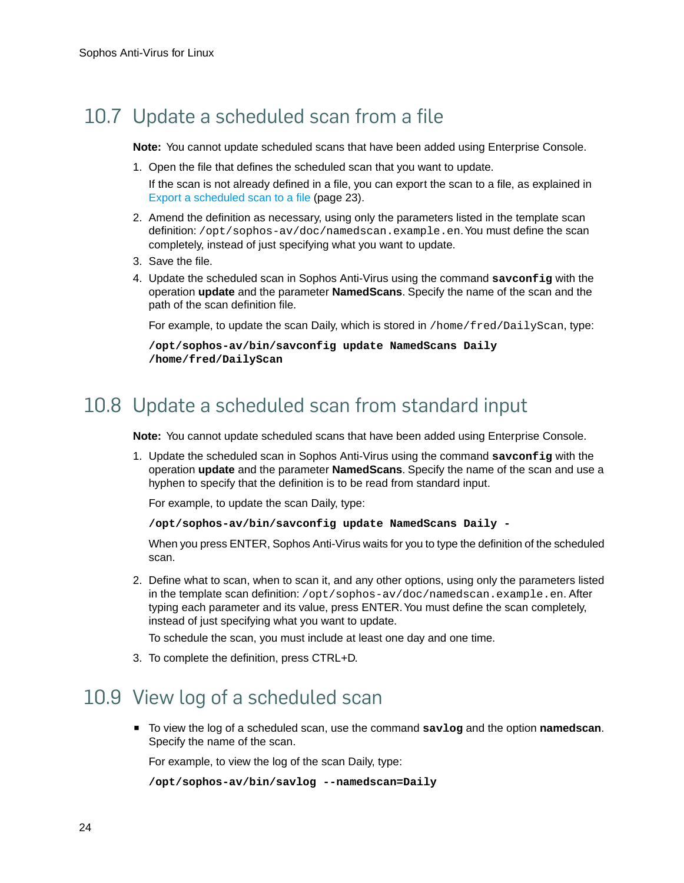## 10.7 Update a scheduled scan from a file

**Note:** You cannot update scheduled scans that have been added using Enterprise Console.

1. Open the file that defines the scheduled scan that you want to update.

   If the scan is not already defined in a file, you can export the scan to a file, as explained in Export a scheduled scan to a file (page 23).

2. Amend the definition as necessary, using only the parameters listed in the template scan definition: `/opt/sophos-av/doc/namedscan.example.en`. You must define the scan completely, instead of just specifying what you want to update.
3. Save the file.
4. Update the scheduled scan in Sophos Anti-Virus using the command **`savconfig`** with the operation **update** and the parameter **NamedScans**. Specify the name of the scan and the path of the scan definition file.

   For example, to update the scan Daily, which is stored in `/home/fred/DailyScan`, type:

   ```
   /opt/sophos-av/bin/savconfig update NamedScans Daily
   /home/fred/DailyScan
   ```

## 10.8 Update a scheduled scan from standard input

**Note:** You cannot update scheduled scans that have been added using Enterprise Console.

1. Update the scheduled scan in Sophos Anti-Virus using the command **`savconfig`** with the operation **update** and the parameter **NamedScans**. Specify the name of the scan and use a hyphen to specify that the definition is to be read from standard input.

   For example, to update the scan Daily, type:

   ```
   /opt/sophos-av/bin/savconfig update NamedScans Daily -
   ```

   When you press ENTER, Sophos Anti-Virus waits for you to type the definition of the scheduled scan.

2. Define what to scan, when to scan it, and any other options, using only the parameters listed in the template scan definition: `/opt/sophos-av/doc/namedscan.example.en`. After typing each parameter and its value, press ENTER. You must define the scan completely, instead of just specifying what you want to update.

   To schedule the scan, you must include at least one day and one time.

3. To complete the definition, press CTRL+D.

## 10.9 View log of a scheduled scan

- To view the log of a scheduled scan, use the command **`savlog`** and the option **namedscan**. Specify the name of the scan.

  For example, to view the log of the scan Daily, type:

  ```
  /opt/sophos-av/bin/savlog --namedscan=Daily
  ```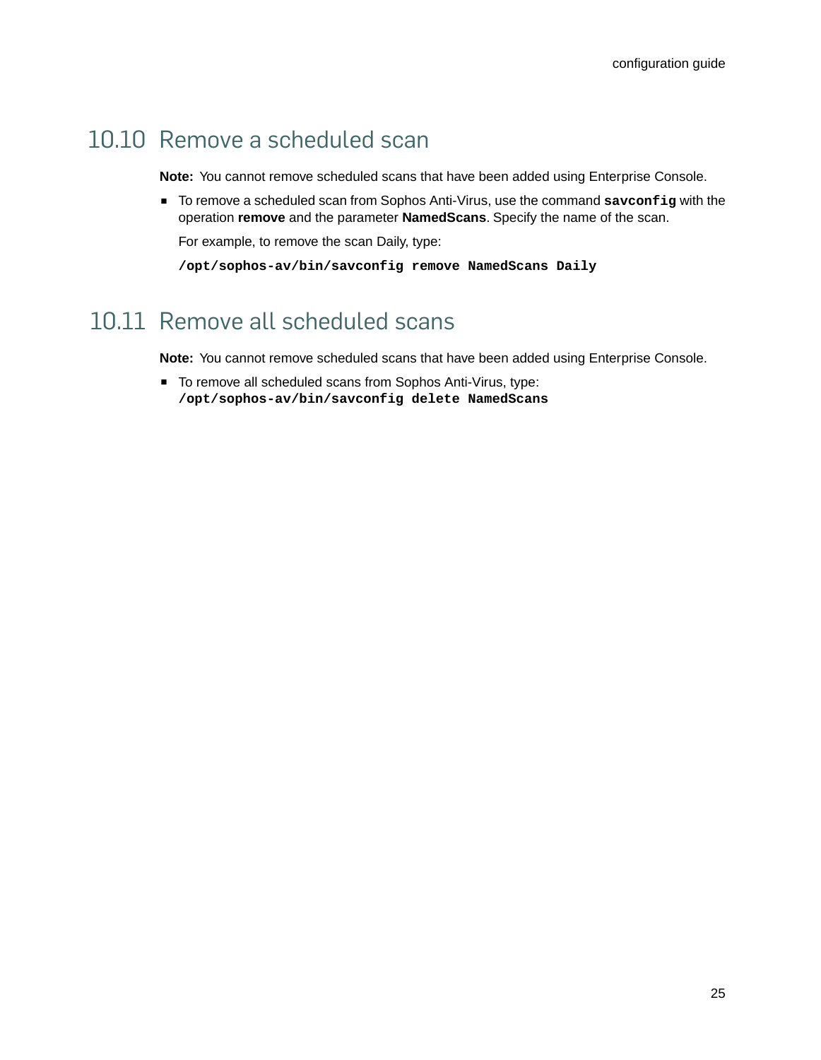## 10.10 Remove a scheduled scan

**Note:** You cannot remove scheduled scans that have been added using Enterprise Console.

- To remove a scheduled scan from Sophos Anti-Virus, use the command **`savconfig`** with the operation **remove** and the parameter **NamedScans**. Specify the name of the scan.

  For example, to remove the scan Daily, type:

  ```
  /opt/sophos-av/bin/savconfig remove NamedScans Daily
  ```

## 10.11 Remove all scheduled scans

**Note:** You cannot remove scheduled scans that have been added using Enterprise Console.

- To remove all scheduled scans from Sophos Anti-Virus, type:

  ```
  /opt/sophos-av/bin/savconfig delete NamedScans
  ```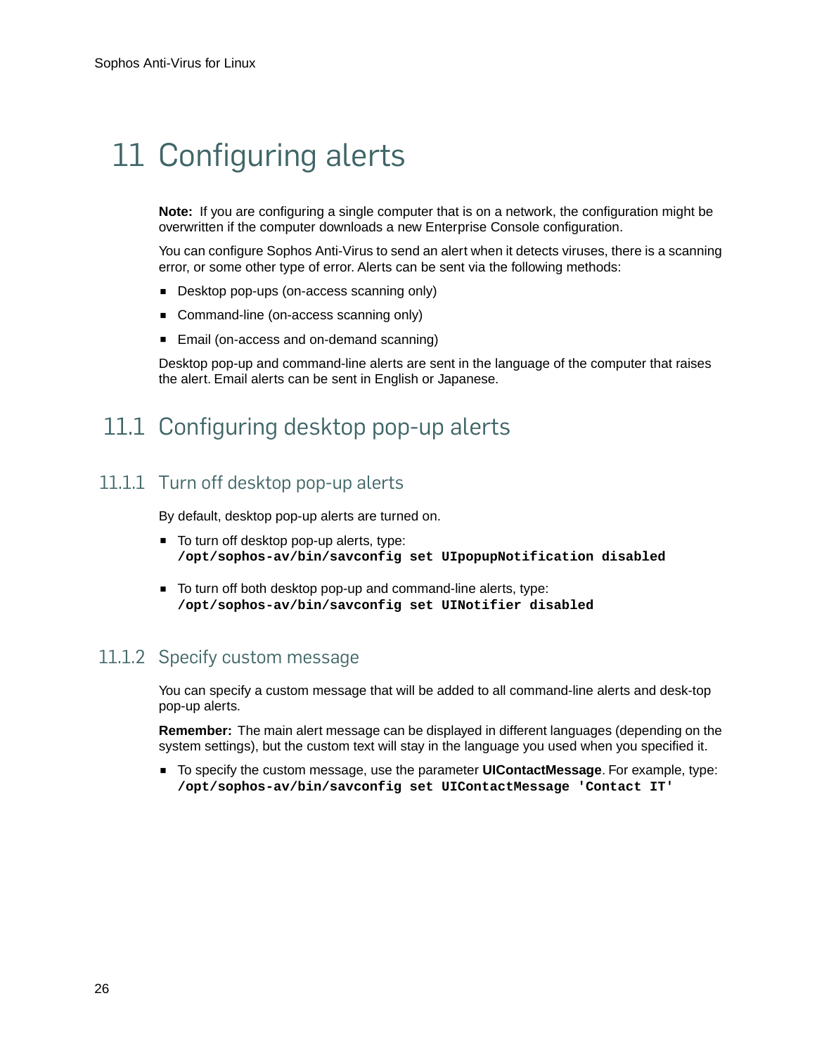# 11 Configuring alerts

**Note:** If you are configuring a single computer that is on a network, the configuration might be overwritten if the computer downloads a new Enterprise Console configuration.

You can configure Sophos Anti-Virus to send an alert when it detects viruses, there is a scanning error, or some other type of error. Alerts can be sent via the following methods:

- Desktop pop-ups (on-access scanning only)
- Command-line (on-access scanning only)
- Email (on-access and on-demand scanning)

Desktop pop-up and command-line alerts are sent in the language of the computer that raises the alert. Email alerts can be sent in English or Japanese.

## 11.1 Configuring desktop pop-up alerts

### 11.1.1 Turn off desktop pop-up alerts

By default, desktop pop-up alerts are turned on.

- To turn off desktop pop-up alerts, type:
  **`/opt/sophos-av/bin/savconfig set UIpopupNotification disabled`**

- To turn off both desktop pop-up and command-line alerts, type:
  **`/opt/sophos-av/bin/savconfig set UINotifier disabled`**

### 11.1.2 Specify custom message

You can specify a custom message that will be added to all command-line alerts and desk-top pop-up alerts.

**Remember:** The main alert message can be displayed in different languages (depending on the system settings), but the custom text will stay in the language you used when you specified it.

- To specify the custom message, use the parameter **UIContactMessage**. For example, type:
  **`/opt/sophos-av/bin/savconfig set UIContactMessage 'Contact IT'`**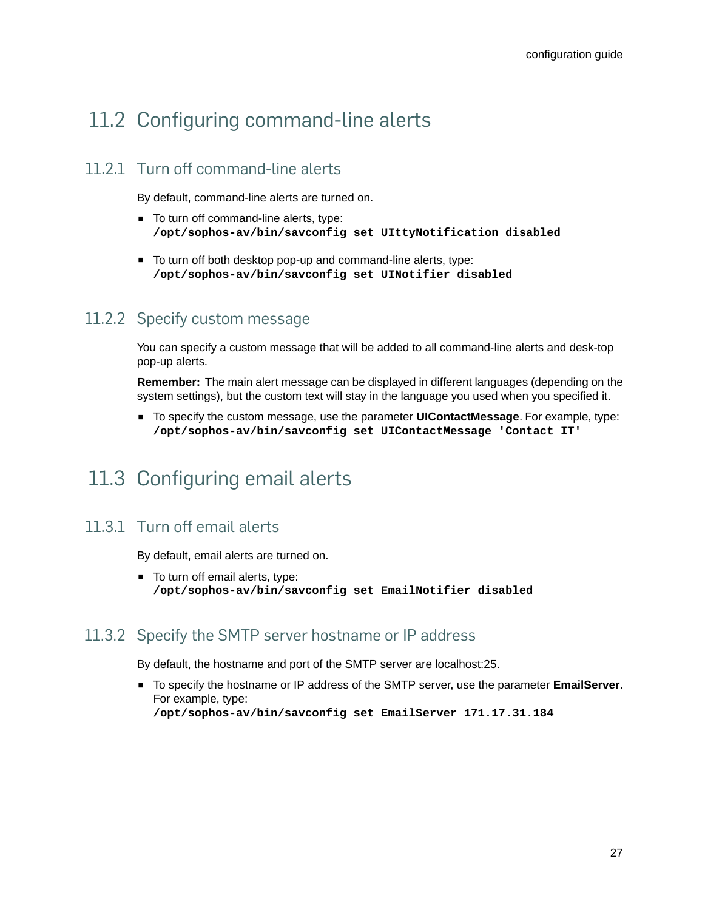## 11.2 Configuring command-line alerts

### 11.2.1 Turn off command-line alerts

By default, command-line alerts are turned on.

- To turn off command-line alerts, type:
  **`/opt/sophos-av/bin/savconfig set UIttyNotification disabled`**

- To turn off both desktop pop-up and command-line alerts, type:
  **`/opt/sophos-av/bin/savconfig set UINotifier disabled`**

### 11.2.2 Specify custom message

You can specify a custom message that will be added to all command-line alerts and desk-top pop-up alerts.

**Remember:** The main alert message can be displayed in different languages (depending on the system settings), but the custom text will stay in the language you used when you specified it.

- To specify the custom message, use the parameter **UIContactMessage**. For example, type:
  **`/opt/sophos-av/bin/savconfig set UIContactMessage 'Contact IT'`**

## 11.3 Configuring email alerts

### 11.3.1 Turn off email alerts

By default, email alerts are turned on.

- To turn off email alerts, type:
  **`/opt/sophos-av/bin/savconfig set EmailNotifier disabled`**

### 11.3.2 Specify the SMTP server hostname or IP address

By default, the hostname and port of the SMTP server are localhost:25.

- To specify the hostname or IP address of the SMTP server, use the parameter **EmailServer**. For example, type:
  **`/opt/sophos-av/bin/savconfig set EmailServer 171.17.31.184`**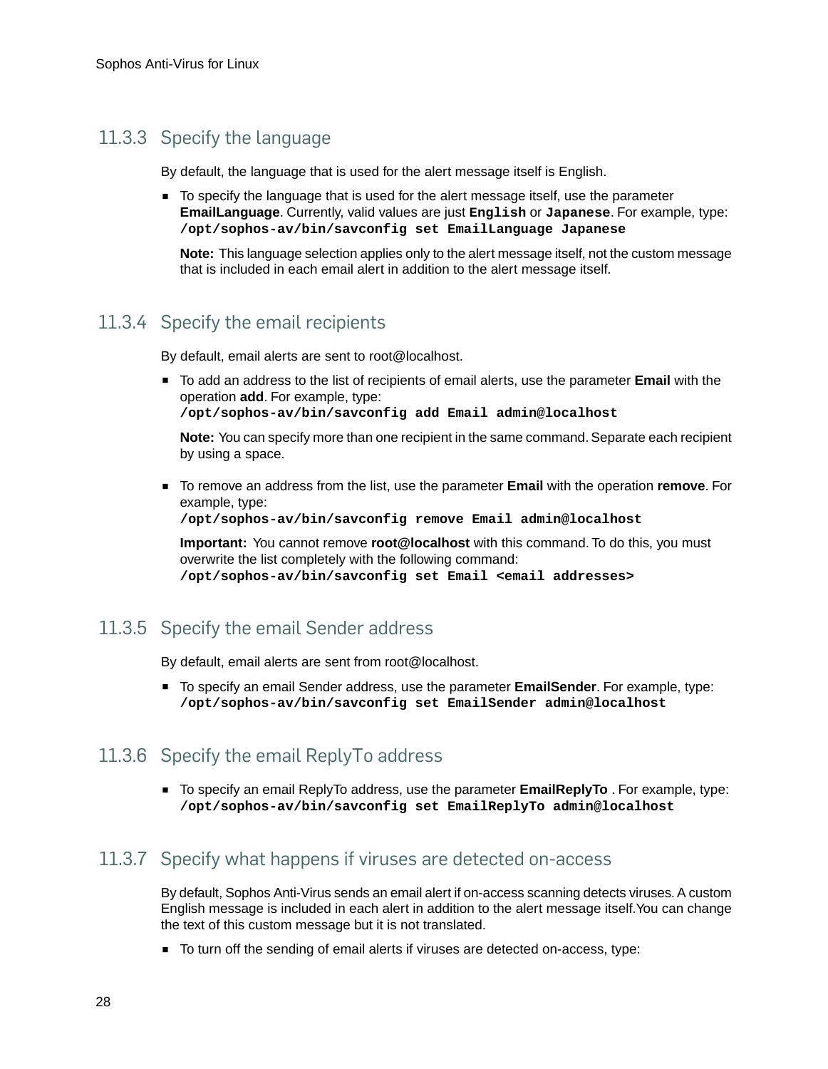### 11.3.3 Specify the language

By default, the language that is used for the alert message itself is English.

- To specify the language that is used for the alert message itself, use the parameter **EmailLanguage**. Currently, valid values are just **`English`** or **`Japanese`**. For example, type:
  **`/opt/sophos-av/bin/savconfig set EmailLanguage Japanese`**

  **Note:** This language selection applies only to the alert message itself, not the custom message that is included in each email alert in addition to the alert message itself.

### 11.3.4 Specify the email recipients

By default, email alerts are sent to root@localhost.

- To add an address to the list of recipients of email alerts, use the parameter **Email** with the operation **add**. For example, type:
  **`/opt/sophos-av/bin/savconfig add Email admin@localhost`**

  **Note:** You can specify more than one recipient in the same command. Separate each recipient by using a space.

- To remove an address from the list, use the parameter **Email** with the operation **remove**. For example, type:
  **`/opt/sophos-av/bin/savconfig remove Email admin@localhost`**

  **Important:** You cannot remove **root@localhost** with this command. To do this, you must overwrite the list completely with the following command:
  **`/opt/sophos-av/bin/savconfig set Email <email addresses>`**

### 11.3.5 Specify the email Sender address

By default, email alerts are sent from root@localhost.

- To specify an email Sender address, use the parameter **EmailSender**. For example, type:
  **`/opt/sophos-av/bin/savconfig set EmailSender admin@localhost`**

### 11.3.6 Specify the email ReplyTo address

- To specify an email ReplyTo address, use the parameter **EmailReplyTo** . For example, type:
  **`/opt/sophos-av/bin/savconfig set EmailReplyTo admin@localhost`**

### 11.3.7 Specify what happens if viruses are detected on-access

By default, Sophos Anti-Virus sends an email alert if on-access scanning detects viruses. A custom English message is included in each alert in addition to the alert message itself.You can change the text of this custom message but it is not translated.

- To turn off the sending of email alerts if viruses are detected on-access, type: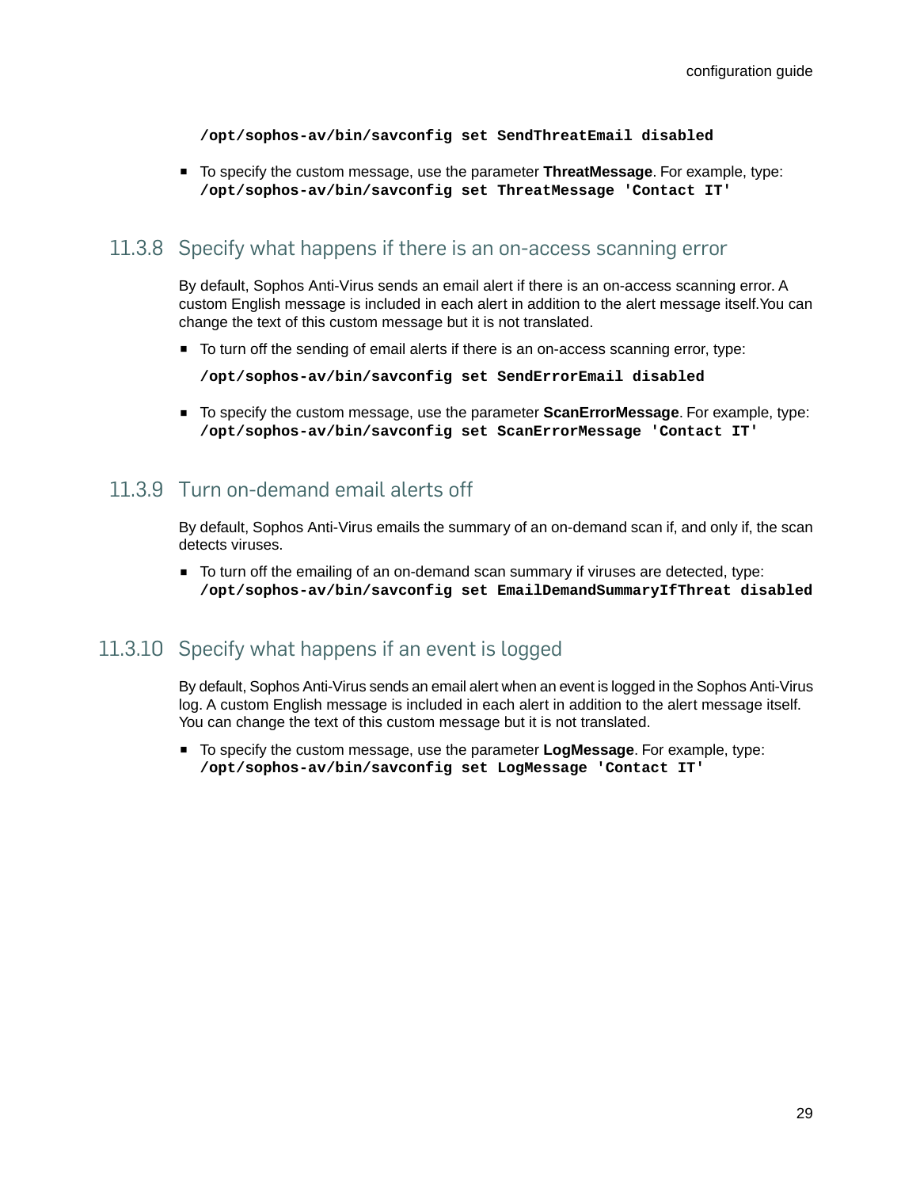```
/opt/sophos-av/bin/savconfig set SendThreatEmail disabled
```

- To specify the custom message, use the parameter **ThreatMessage**. For example, type:
  ```
  /opt/sophos-av/bin/savconfig set ThreatMessage 'Contact IT'
  ```

### 11.3.8 Specify what happens if there is an on-access scanning error

By default, Sophos Anti-Virus sends an email alert if there is an on-access scanning error. A custom English message is included in each alert in addition to the alert message itself.You can change the text of this custom message but it is not translated.

- To turn off the sending of email alerts if there is an on-access scanning error, type:

  ```
  /opt/sophos-av/bin/savconfig set SendErrorEmail disabled
  ```

- To specify the custom message, use the parameter **ScanErrorMessage**. For example, type:
  ```
  /opt/sophos-av/bin/savconfig set ScanErrorMessage 'Contact IT'
  ```

### 11.3.9 Turn on-demand email alerts off

By default, Sophos Anti-Virus emails the summary of an on-demand scan if, and only if, the scan detects viruses.

- To turn off the emailing of an on-demand scan summary if viruses are detected, type:
  ```
  /opt/sophos-av/bin/savconfig set EmailDemandSummaryIfThreat disabled
  ```

### 11.3.10 Specify what happens if an event is logged

By default, Sophos Anti-Virus sends an email alert when an event is logged in the Sophos Anti-Virus log. A custom English message is included in each alert in addition to the alert message itself. You can change the text of this custom message but it is not translated.

- To specify the custom message, use the parameter **LogMessage**. For example, type:
  ```
  /opt/sophos-av/bin/savconfig set LogMessage 'Contact IT'
  ```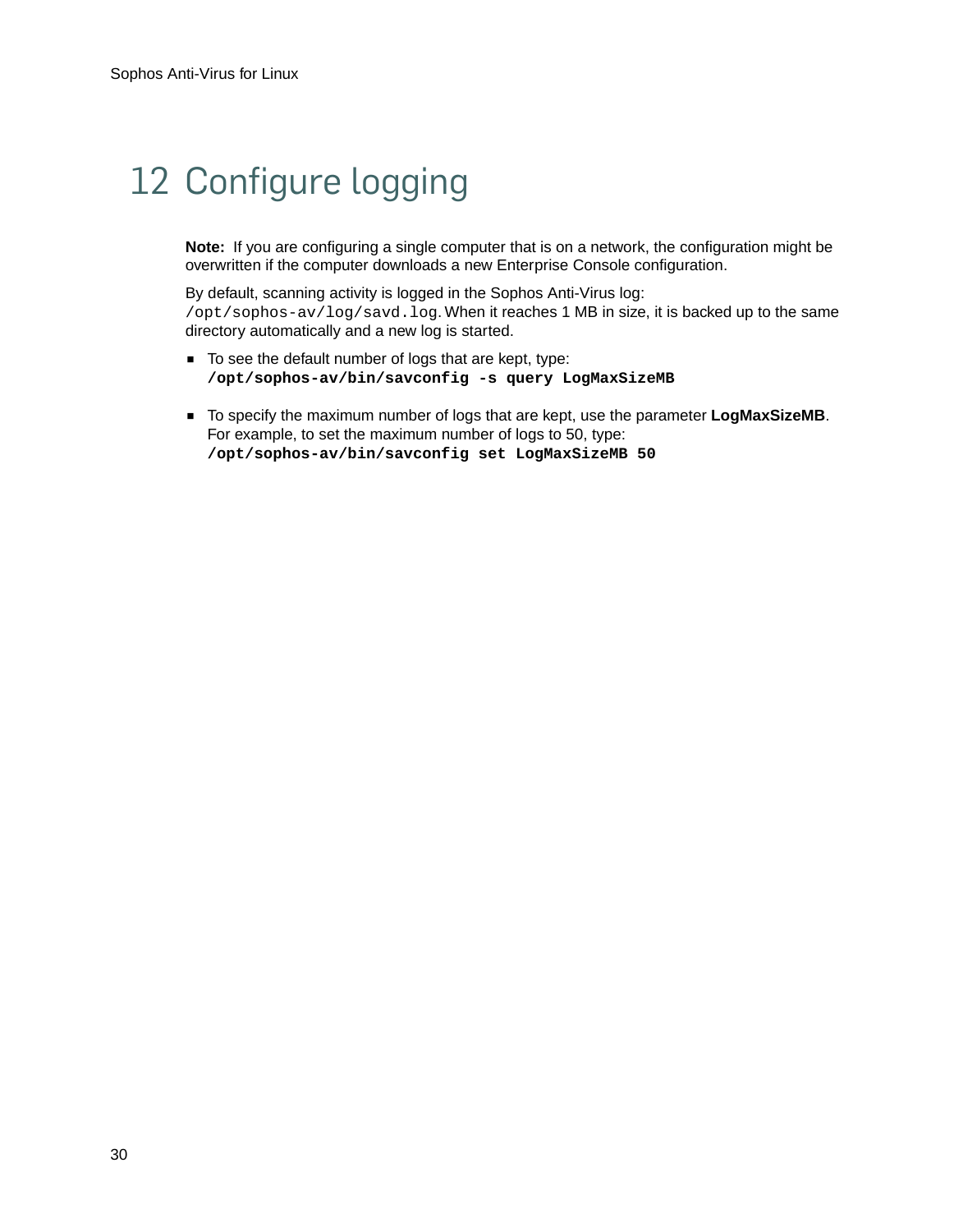# 12 Configure logging

**Note:** If you are configuring a single computer that is on a network, the configuration might be overwritten if the computer downloads a new Enterprise Console configuration.

By default, scanning activity is logged in the Sophos Anti-Virus log: `/opt/sophos-av/log/savd.log`. When it reaches 1 MB in size, it is backed up to the same directory automatically and a new log is started.

- To see the default number of logs that are kept, type:
  **`/opt/sophos-av/bin/savconfig -s query LogMaxSizeMB`**
- To specify the maximum number of logs that are kept, use the parameter **LogMaxSizeMB**. For example, to set the maximum number of logs to 50, type:
  **`/opt/sophos-av/bin/savconfig set LogMaxSizeMB 50`**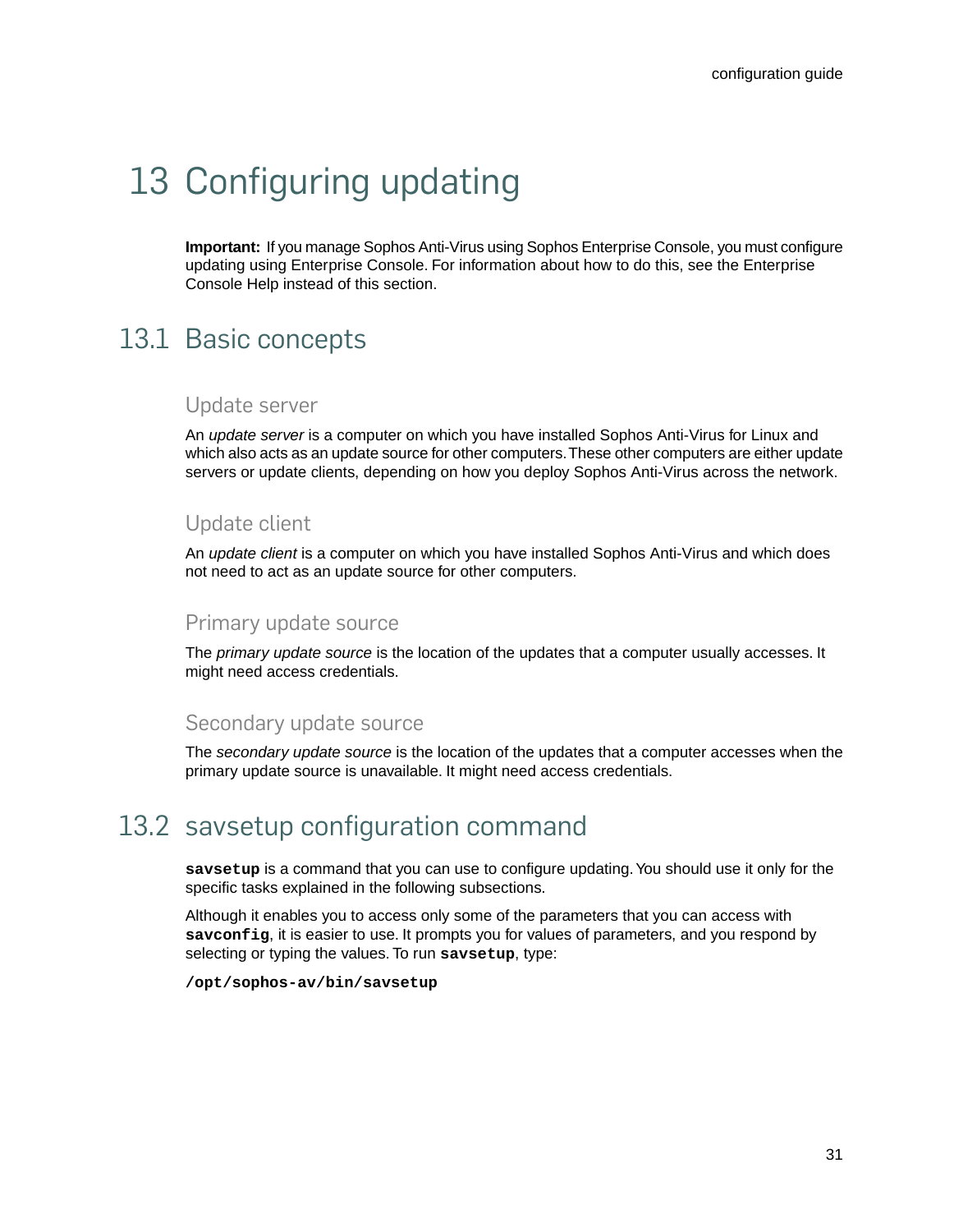# 13 Configuring updating

**Important:** If you manage Sophos Anti-Virus using Sophos Enterprise Console, you must configure updating using Enterprise Console. For information about how to do this, see the Enterprise Console Help instead of this section.

## 13.1 Basic concepts

### Update server

An *update server* is a computer on which you have installed Sophos Anti-Virus for Linux and which also acts as an update source for other computers. These other computers are either update servers or update clients, depending on how you deploy Sophos Anti-Virus across the network.

### Update client

An *update client* is a computer on which you have installed Sophos Anti-Virus and which does not need to act as an update source for other computers.

### Primary update source

The *primary update source* is the location of the updates that a computer usually accesses. It might need access credentials.

### Secondary update source

The *secondary update source* is the location of the updates that a computer accesses when the primary update source is unavailable. It might need access credentials.

## 13.2 savsetup configuration command

**`savsetup`** is a command that you can use to configure updating. You should use it only for the specific tasks explained in the following subsections.

Although it enables you to access only some of the parameters that you can access with **`savconfig`**, it is easier to use. It prompts you for values of parameters, and you respond by selecting or typing the values. To run **`savsetup`**, type:

```
/opt/sophos-av/bin/savsetup
```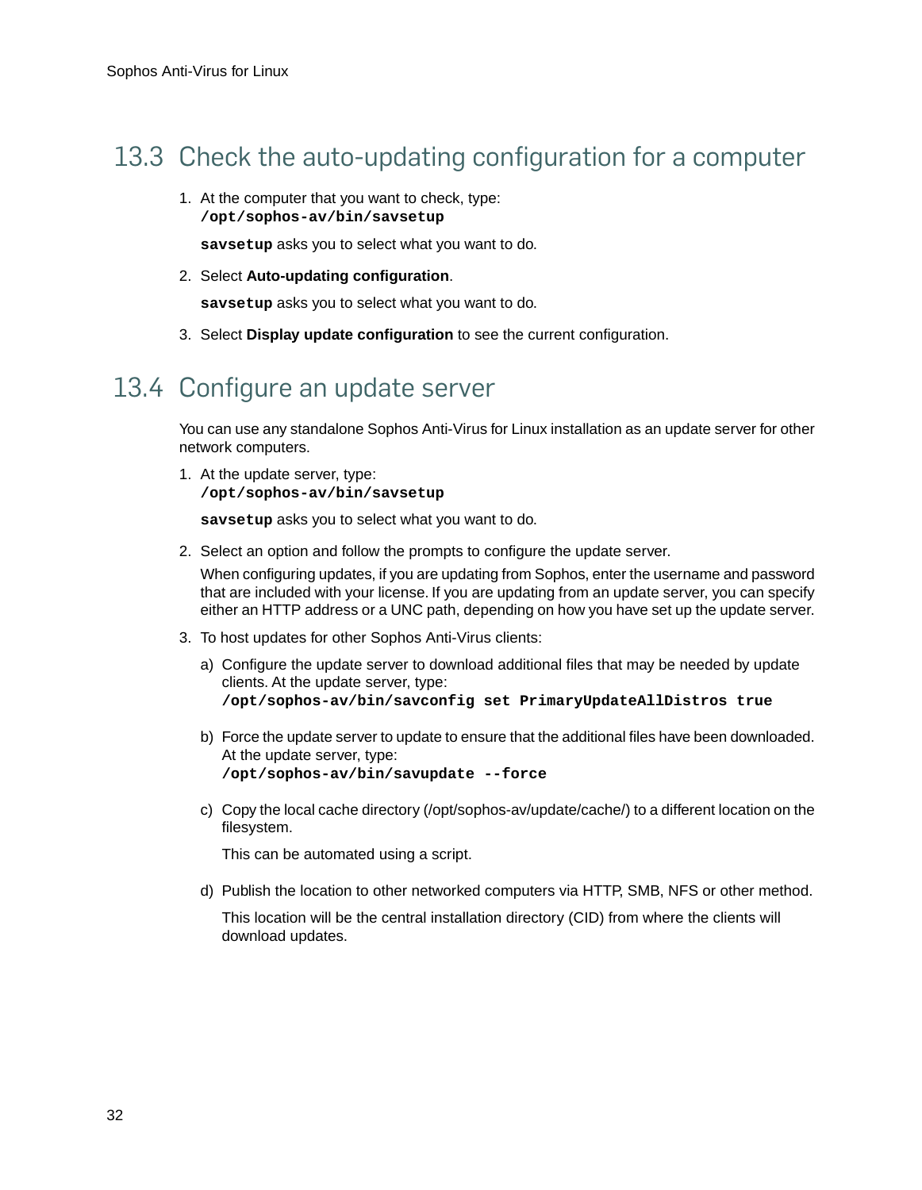## 13.3 Check the auto-updating configuration for a computer

1. At the computer that you want to check, type:
   **`/opt/sophos-av/bin/savsetup`**

   **`savsetup`** asks you to select what you want to do.

2. Select **Auto-updating configuration**.

   **`savsetup`** asks you to select what you want to do.

3. Select **Display update configuration** to see the current configuration.

## 13.4 Configure an update server

You can use any standalone Sophos Anti-Virus for Linux installation as an update server for other network computers.

1. At the update server, type:
   **`/opt/sophos-av/bin/savsetup`**

   **`savsetup`** asks you to select what you want to do.

2. Select an option and follow the prompts to configure the update server.

   When configuring updates, if you are updating from Sophos, enter the username and password that are included with your license. If you are updating from an update server, you can specify either an HTTP address or a UNC path, depending on how you have set up the update server.

3. To host updates for other Sophos Anti-Virus clients:

   a) Configure the update server to download additional files that may be needed by update clients. At the update server, type:
      **`/opt/sophos-av/bin/savconfig set PrimaryUpdateAllDistros true`**

   b) Force the update server to update to ensure that the additional files have been downloaded. At the update server, type:
      **`/opt/sophos-av/bin/savupdate --force`**

   c) Copy the local cache directory (/opt/sophos-av/update/cache/) to a different location on the filesystem.

      This can be automated using a script.

   d) Publish the location to other networked computers via HTTP, SMB, NFS or other method.

      This location will be the central installation directory (CID) from where the clients will download updates.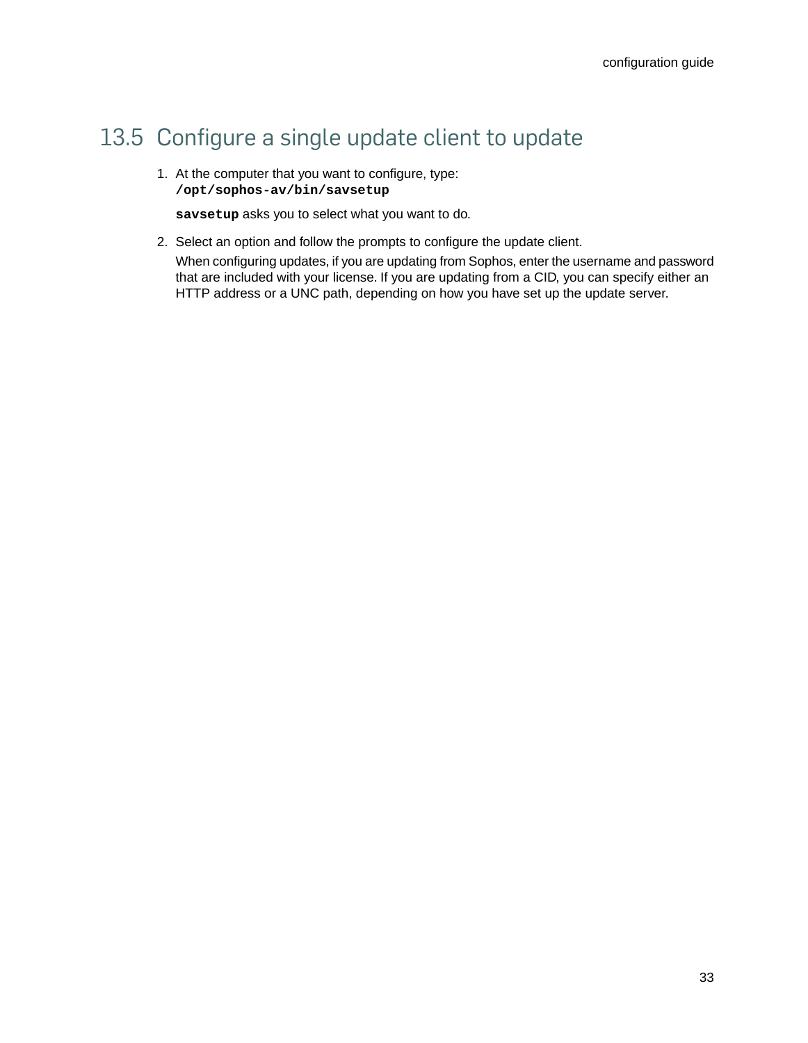## 13.5 Configure a single update client to update

1. At the computer that you want to configure, type:
   **`/opt/sophos-av/bin/savsetup`**

   **`savsetup`** asks you to select what you want to do.

2. Select an option and follow the prompts to configure the update client.

   When configuring updates, if you are updating from Sophos, enter the username and password that are included with your license. If you are updating from a CID, you can specify either an HTTP address or a UNC path, depending on how you have set up the update server.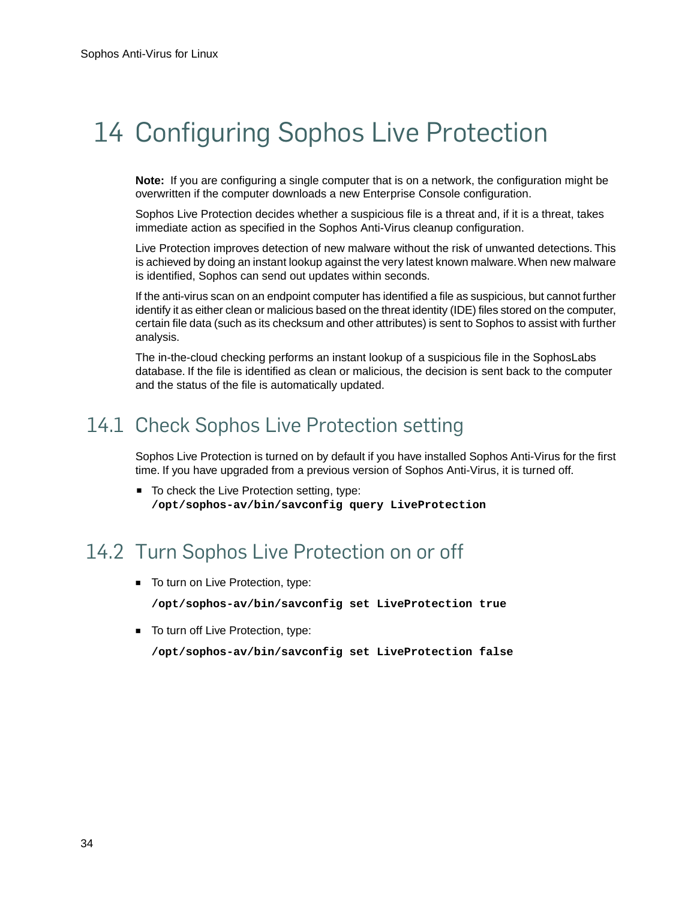# 14 Configuring Sophos Live Protection

**Note:** If you are configuring a single computer that is on a network, the configuration might be overwritten if the computer downloads a new Enterprise Console configuration.

Sophos Live Protection decides whether a suspicious file is a threat and, if it is a threat, takes immediate action as specified in the Sophos Anti-Virus cleanup configuration.

Live Protection improves detection of new malware without the risk of unwanted detections. This is achieved by doing an instant lookup against the very latest known malware. When new malware is identified, Sophos can send out updates within seconds.

If the anti-virus scan on an endpoint computer has identified a file as suspicious, but cannot further identify it as either clean or malicious based on the threat identity (IDE) files stored on the computer, certain file data (such as its checksum and other attributes) is sent to Sophos to assist with further analysis.

The in-the-cloud checking performs an instant lookup of a suspicious file in the SophosLabs database. If the file is identified as clean or malicious, the decision is sent back to the computer and the status of the file is automatically updated.

## 14.1 Check Sophos Live Protection setting

Sophos Live Protection is turned on by default if you have installed Sophos Anti-Virus for the first time. If you have upgraded from a previous version of Sophos Anti-Virus, it is turned off.

- To check the Live Protection setting, type:
  **`/opt/sophos-av/bin/savconfig query LiveProtection`**

## 14.2 Turn Sophos Live Protection on or off

- To turn on Live Protection, type:

  **`/opt/sophos-av/bin/savconfig set LiveProtection true`**

- To turn off Live Protection, type:

  **`/opt/sophos-av/bin/savconfig set LiveProtection false`**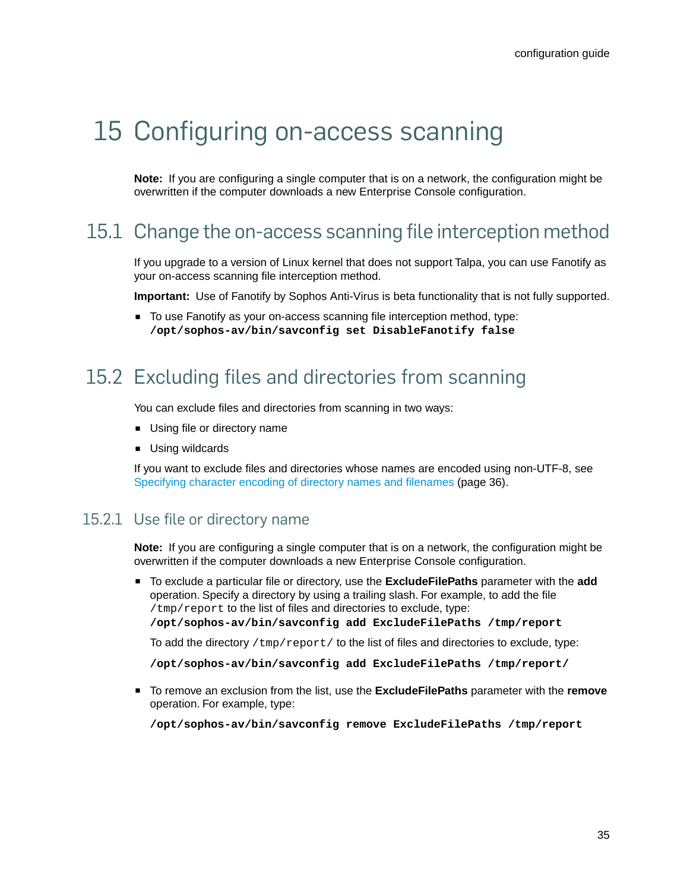# 15 Configuring on-access scanning

**Note:** If you are configuring a single computer that is on a network, the configuration might be overwritten if the computer downloads a new Enterprise Console configuration.

## 15.1 Change the on-access scanning file interception method

If you upgrade to a version of Linux kernel that does not support Talpa, you can use Fanotify as your on-access scanning file interception method.

**Important:** Use of Fanotify by Sophos Anti-Virus is beta functionality that is not fully supported.

- To use Fanotify as your on-access scanning file interception method, type:
  **`/opt/sophos-av/bin/savconfig set DisableFanotify false`**

## 15.2 Excluding files and directories from scanning

You can exclude files and directories from scanning in two ways:

- Using file or directory name
- Using wildcards

If you want to exclude files and directories whose names are encoded using non-UTF-8, see Specifying character encoding of directory names and filenames (page 36).

### 15.2.1 Use file or directory name

**Note:** If you are configuring a single computer that is on a network, the configuration might be overwritten if the computer downloads a new Enterprise Console configuration.

- To exclude a particular file or directory, use the **ExcludeFilePaths** parameter with the **add** operation. Specify a directory by using a trailing slash. For example, to add the file `/tmp/report` to the list of files and directories to exclude, type:
  **`/opt/sophos-av/bin/savconfig add ExcludeFilePaths /tmp/report`**

  To add the directory `/tmp/report/` to the list of files and directories to exclude, type:

  **`/opt/sophos-av/bin/savconfig add ExcludeFilePaths /tmp/report/`**

- To remove an exclusion from the list, use the **ExcludeFilePaths** parameter with the **remove** operation. For example, type:

  **`/opt/sophos-av/bin/savconfig remove ExcludeFilePaths /tmp/report`**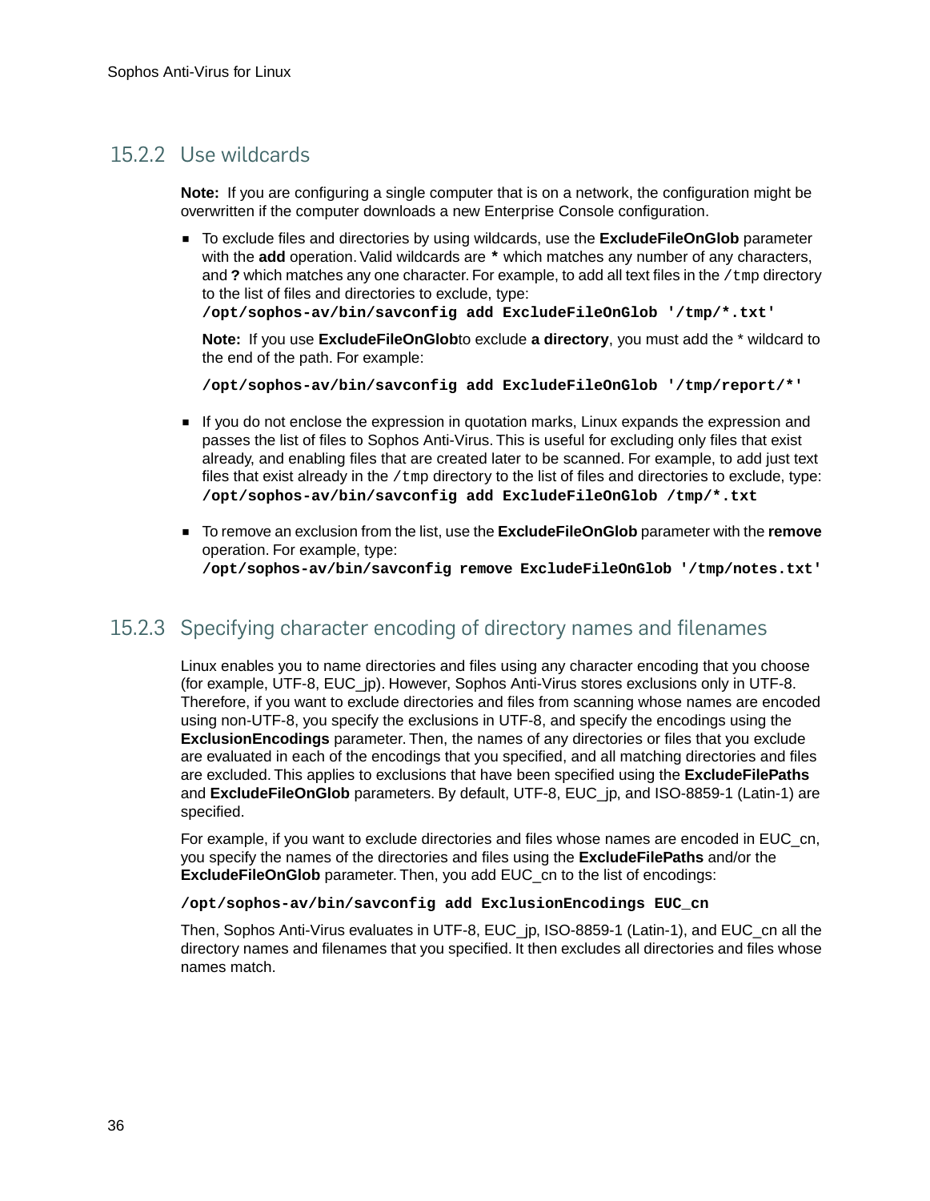### 15.2.2 Use wildcards

**Note:** If you are configuring a single computer that is on a network, the configuration might be overwritten if the computer downloads a new Enterprise Console configuration.

- To exclude files and directories by using wildcards, use the **ExcludeFileOnGlob** parameter with the **add** operation. Valid wildcards are `*` which matches any number of any characters, and **?** which matches any one character. For example, to add all text files in the `/tmp` directory to the list of files and directories to exclude, type:
  **`/opt/sophos-av/bin/savconfig add ExcludeFileOnGlob '/tmp/*.txt'`**

  **Note:** If you use **ExcludeFileOnGlob**to exclude **a directory**, you must add the * wildcard to the end of the path. For example:

  **`/opt/sophos-av/bin/savconfig add ExcludeFileOnGlob '/tmp/report/*'`**

- If you do not enclose the expression in quotation marks, Linux expands the expression and passes the list of files to Sophos Anti-Virus. This is useful for excluding only files that exist already, and enabling files that are created later to be scanned. For example, to add just text files that exist already in the `/tmp` directory to the list of files and directories to exclude, type:
  **`/opt/sophos-av/bin/savconfig add ExcludeFileOnGlob /tmp/*.txt`**

- To remove an exclusion from the list, use the **ExcludeFileOnGlob** parameter with the **remove** operation. For example, type:
  **`/opt/sophos-av/bin/savconfig remove ExcludeFileOnGlob '/tmp/notes.txt'`**

### 15.2.3 Specifying character encoding of directory names and filenames

Linux enables you to name directories and files using any character encoding that you choose (for example, UTF-8, EUC_jp). However, Sophos Anti-Virus stores exclusions only in UTF-8. Therefore, if you want to exclude directories and files from scanning whose names are encoded using non-UTF-8, you specify the exclusions in UTF-8, and specify the encodings using the **ExclusionEncodings** parameter. Then, the names of any directories or files that you exclude are evaluated in each of the encodings that you specified, and all matching directories and files are excluded. This applies to exclusions that have been specified using the **ExcludeFilePaths** and **ExcludeFileOnGlob** parameters. By default, UTF-8, EUC_jp, and ISO-8859-1 (Latin-1) are specified.

For example, if you want to exclude directories and files whose names are encoded in EUC_cn, you specify the names of the directories and files using the **ExcludeFilePaths** and/or the **ExcludeFileOnGlob** parameter. Then, you add EUC_cn to the list of encodings:

**`/opt/sophos-av/bin/savconfig add ExclusionEncodings EUC_cn`**

Then, Sophos Anti-Virus evaluates in UTF-8, EUC_jp, ISO-8859-1 (Latin-1), and EUC_cn all the directory names and filenames that you specified. It then excludes all directories and files whose names match.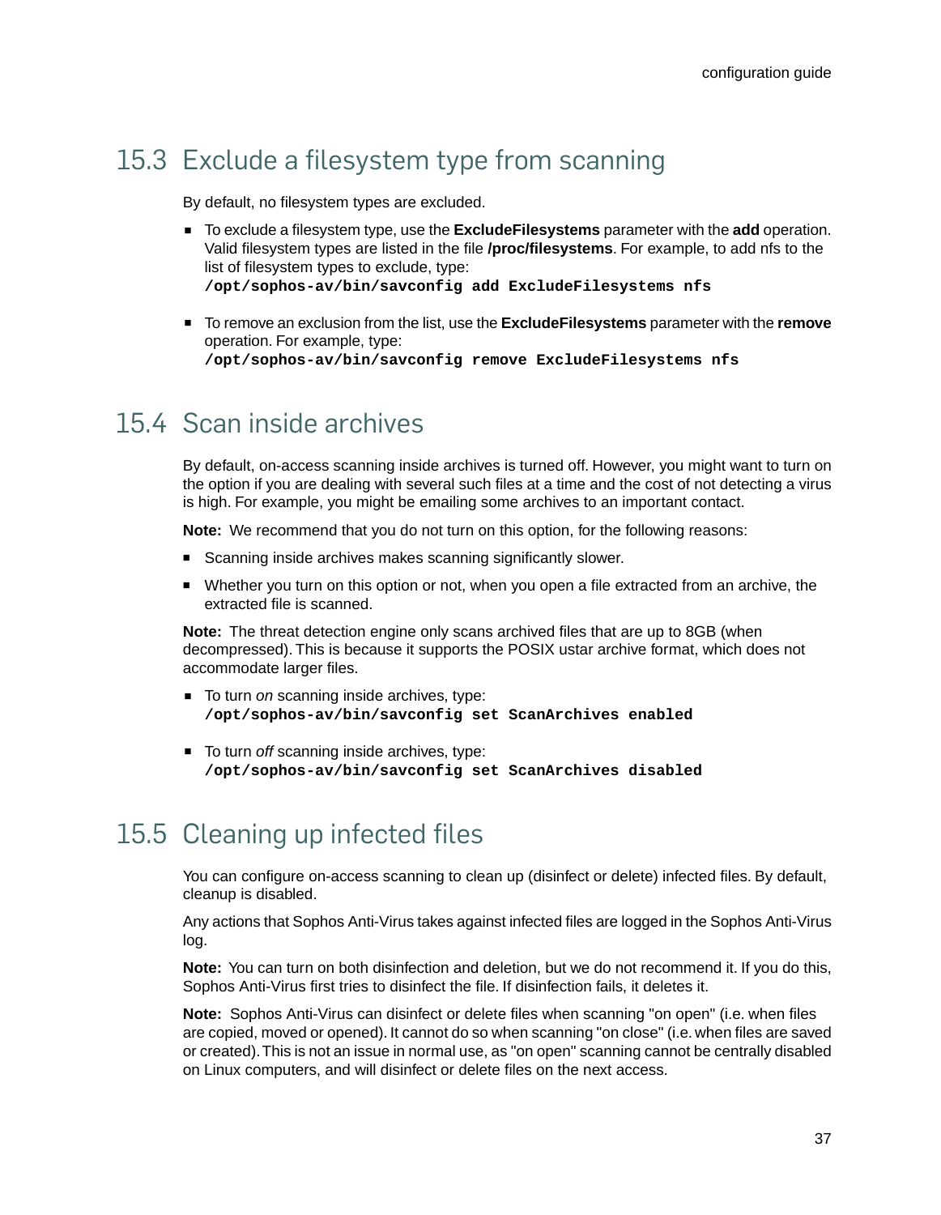## 15.3 Exclude a filesystem type from scanning

By default, no filesystem types are excluded.

- To exclude a filesystem type, use the **ExcludeFilesystems** parameter with the **add** operation. Valid filesystem types are listed in the file **/proc/filesystems**. For example, to add nfs to the list of filesystem types to exclude, type:
  **`/opt/sophos-av/bin/savconfig add ExcludeFilesystems nfs`**

- To remove an exclusion from the list, use the **ExcludeFilesystems** parameter with the **remove** operation. For example, type:
  **`/opt/sophos-av/bin/savconfig remove ExcludeFilesystems nfs`**

## 15.4 Scan inside archives

By default, on-access scanning inside archives is turned off. However, you might want to turn on the option if you are dealing with several such files at a time and the cost of not detecting a virus is high. For example, you might be emailing some archives to an important contact.

**Note:** We recommend that you do not turn on this option, for the following reasons:

- Scanning inside archives makes scanning significantly slower.
- Whether you turn on this option or not, when you open a file extracted from an archive, the extracted file is scanned.

**Note:** The threat detection engine only scans archived files that are up to 8GB (when decompressed). This is because it supports the POSIX ustar archive format, which does not accommodate larger files.

- To turn *on* scanning inside archives, type:
  **`/opt/sophos-av/bin/savconfig set ScanArchives enabled`**

- To turn *off* scanning inside archives, type:
  **`/opt/sophos-av/bin/savconfig set ScanArchives disabled`**

## 15.5 Cleaning up infected files

You can configure on-access scanning to clean up (disinfect or delete) infected files. By default, cleanup is disabled.

Any actions that Sophos Anti-Virus takes against infected files are logged in the Sophos Anti-Virus log.

**Note:** You can turn on both disinfection and deletion, but we do not recommend it. If you do this, Sophos Anti-Virus first tries to disinfect the file. If disinfection fails, it deletes it.

**Note:** Sophos Anti-Virus can disinfect or delete files when scanning "on open" (i.e. when files are copied, moved or opened). It cannot do so when scanning "on close" (i.e. when files are saved or created). This is not an issue in normal use, as "on open" scanning cannot be centrally disabled on Linux computers, and will disinfect or delete files on the next access.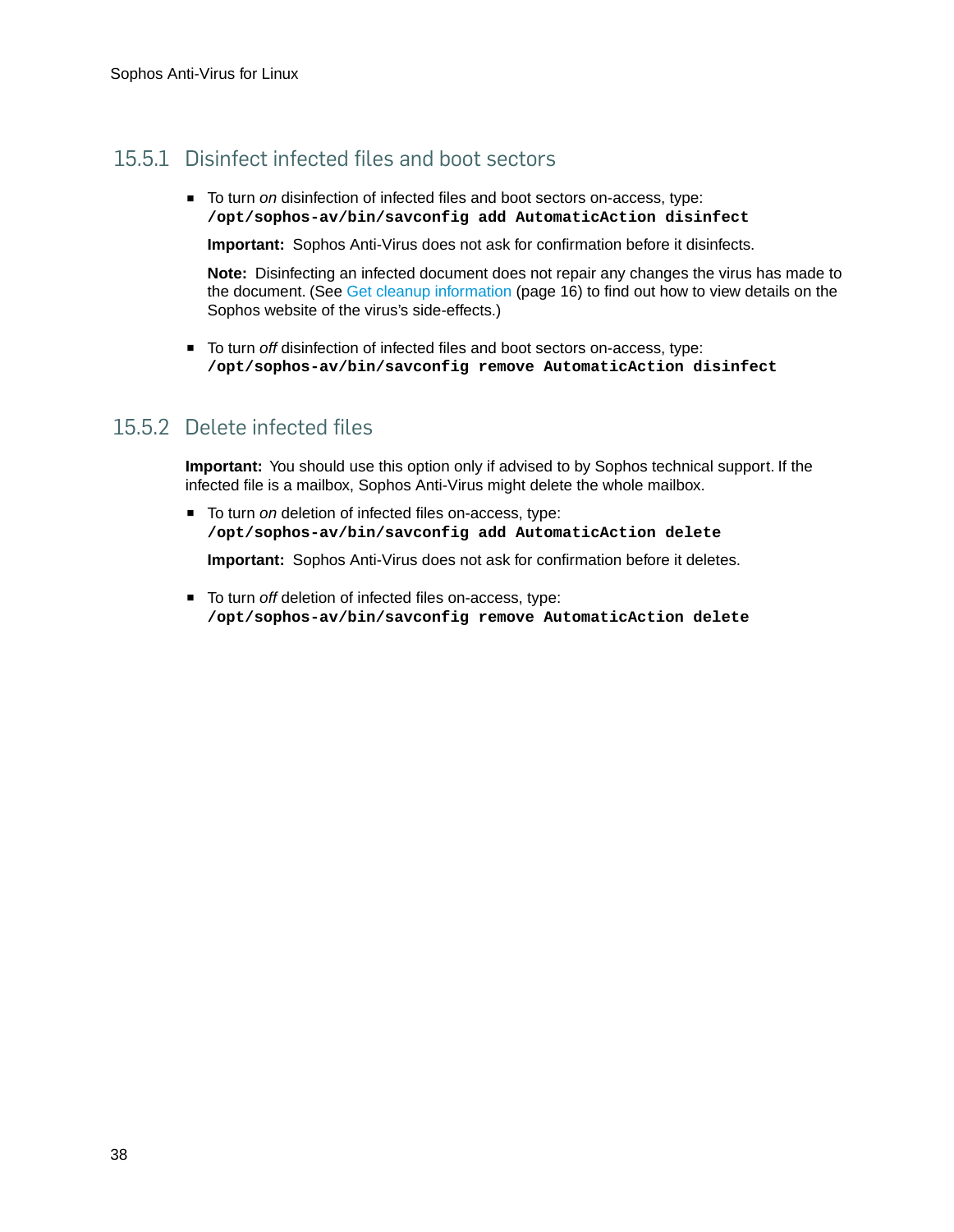### 15.5.1 Disinfect infected files and boot sectors

- To turn *on* disinfection of infected files and boot sectors on-access, type:
  **`/opt/sophos-av/bin/savconfig add AutomaticAction disinfect`**

  **Important:** Sophos Anti-Virus does not ask for confirmation before it disinfects.

  **Note:** Disinfecting an infected document does not repair any changes the virus has made to the document. (See Get cleanup information (page 16) to find out how to view details on the Sophos website of the virus's side-effects.)

- To turn *off* disinfection of infected files and boot sectors on-access, type:
  **`/opt/sophos-av/bin/savconfig remove AutomaticAction disinfect`**

### 15.5.2 Delete infected files

**Important:** You should use this option only if advised to by Sophos technical support. If the infected file is a mailbox, Sophos Anti-Virus might delete the whole mailbox.

- To turn *on* deletion of infected files on-access, type:
  **`/opt/sophos-av/bin/savconfig add AutomaticAction delete`**

  **Important:** Sophos Anti-Virus does not ask for confirmation before it deletes.

- To turn *off* deletion of infected files on-access, type:
  **`/opt/sophos-av/bin/savconfig remove AutomaticAction delete`**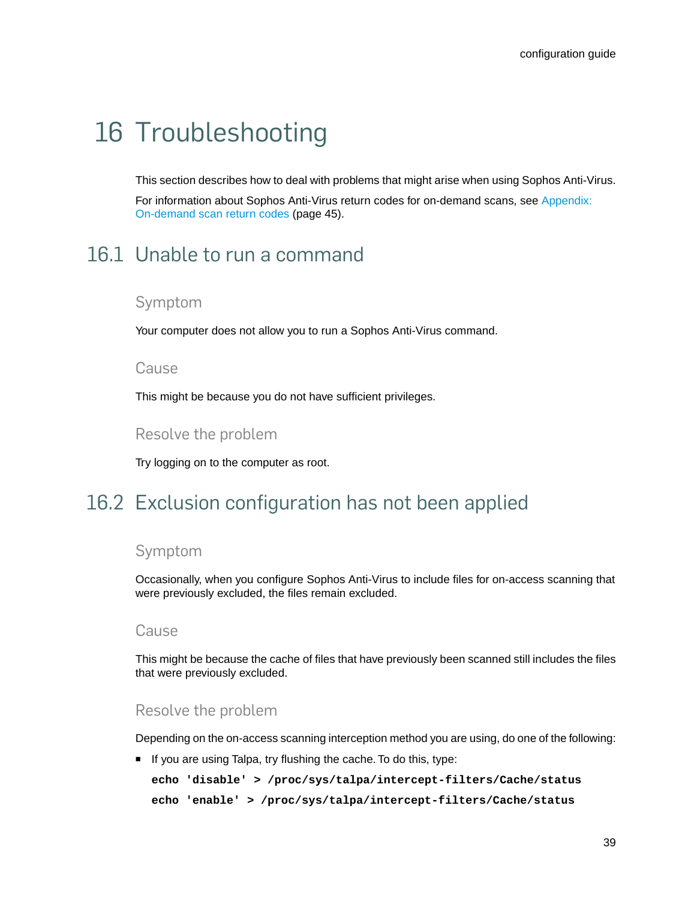# 16 Troubleshooting

This section describes how to deal with problems that might arise when using Sophos Anti-Virus.

For information about Sophos Anti-Virus return codes for on-demand scans, see Appendix: On-demand scan return codes (page 45).

## 16.1 Unable to run a command

### Symptom

Your computer does not allow you to run a Sophos Anti-Virus command.

### Cause

This might be because you do not have sufficient privileges.

### Resolve the problem

Try logging on to the computer as root.

## 16.2 Exclusion configuration has not been applied

### Symptom

Occasionally, when you configure Sophos Anti-Virus to include files for on-access scanning that were previously excluded, the files remain excluded.

### Cause

This might be because the cache of files that have previously been scanned still includes the files that were previously excluded.

### Resolve the problem

Depending on the on-access scanning interception method you are using, do one of the following:

- If you are using Talpa, try flushing the cache. To do this, type:

  ```
  echo 'disable' > /proc/sys/talpa/intercept-filters/Cache/status
  echo 'enable' > /proc/sys/talpa/intercept-filters/Cache/status
  ```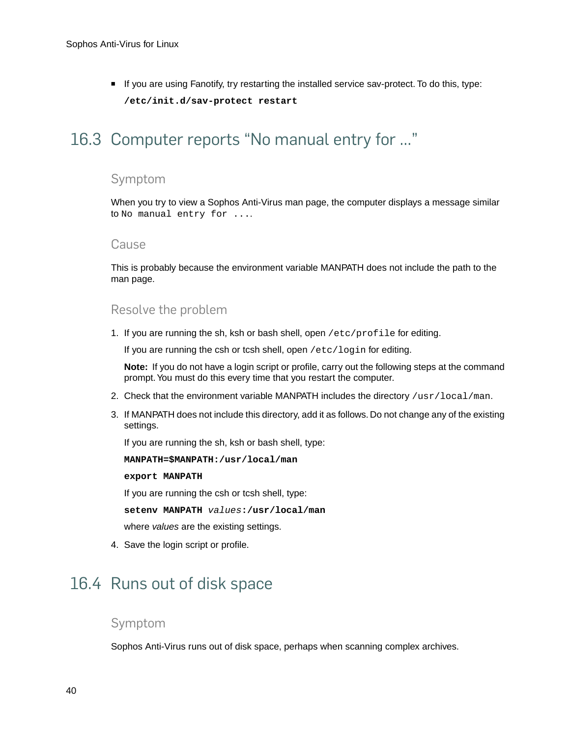- If you are using Fanotify, try restarting the installed service sav-protect. To do this, type:

  **`/etc/init.d/sav-protect restart`**

## 16.3 Computer reports “No manual entry for ...”

### Symptom

When you try to view a Sophos Anti-Virus man page, the computer displays a message similar to `No manual entry for ...`.

### Cause

This is probably because the environment variable MANPATH does not include the path to the man page.

### Resolve the problem

1. If you are running the sh, ksh or bash shell, open `/etc/profile` for editing.

   If you are running the csh or tcsh shell, open `/etc/login` for editing.

   **Note:** If you do not have a login script or profile, carry out the following steps at the command prompt. You must do this every time that you restart the computer.

2. Check that the environment variable MANPATH includes the directory `/usr/local/man`.

3. If MANPATH does not include this directory, add it as follows. Do not change any of the existing settings.

   If you are running the sh, ksh or bash shell, type:

   **`MANPATH=$MANPATH:/usr/local/man`**

   **`export MANPATH`**

   If you are running the csh or tcsh shell, type:

   **`setenv MANPATH`** *`values`***`:/usr/local/man`**

   where *values* are the existing settings.

4. Save the login script or profile.

## 16.4 Runs out of disk space

### Symptom

Sophos Anti-Virus runs out of disk space, perhaps when scanning complex archives.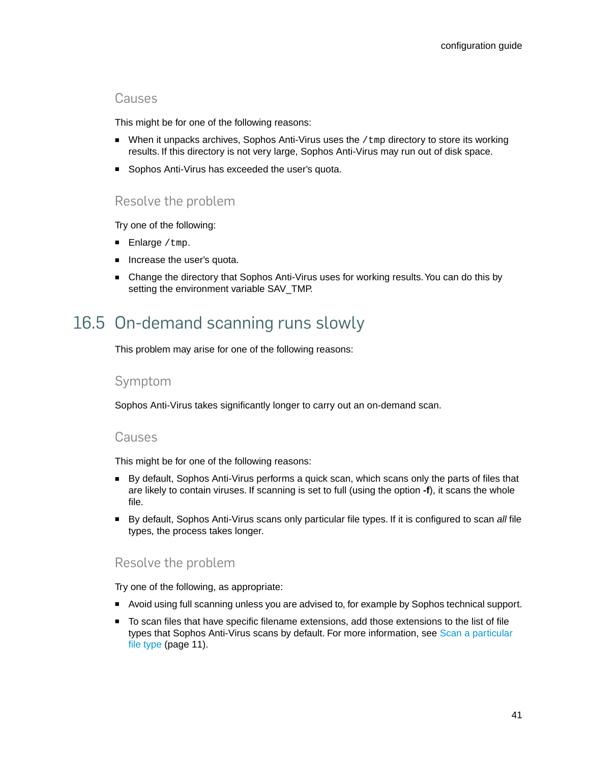### Causes

This might be for one of the following reasons:

- When it unpacks archives, Sophos Anti-Virus uses the `/tmp` directory to store its working results. If this directory is not very large, Sophos Anti-Virus may run out of disk space.
- Sophos Anti-Virus has exceeded the user's quota.

### Resolve the problem

Try one of the following:

- Enlarge `/tmp`.
- Increase the user's quota.
- Change the directory that Sophos Anti-Virus uses for working results. You can do this by setting the environment variable SAV_TMP.

## 16.5 On-demand scanning runs slowly

This problem may arise for one of the following reasons:

### Symptom

Sophos Anti-Virus takes significantly longer to carry out an on-demand scan.

### Causes

This might be for one of the following reasons:

- By default, Sophos Anti-Virus performs a quick scan, which scans only the parts of files that are likely to contain viruses. If scanning is set to full (using the option **-f**), it scans the whole file.
- By default, Sophos Anti-Virus scans only particular file types. If it is configured to scan *all* file types, the process takes longer.

### Resolve the problem

Try one of the following, as appropriate:

- Avoid using full scanning unless you are advised to, for example by Sophos technical support.
- To scan files that have specific filename extensions, add those extensions to the list of file types that Sophos Anti-Virus scans by default. For more information, see Scan a particular file type (page 11).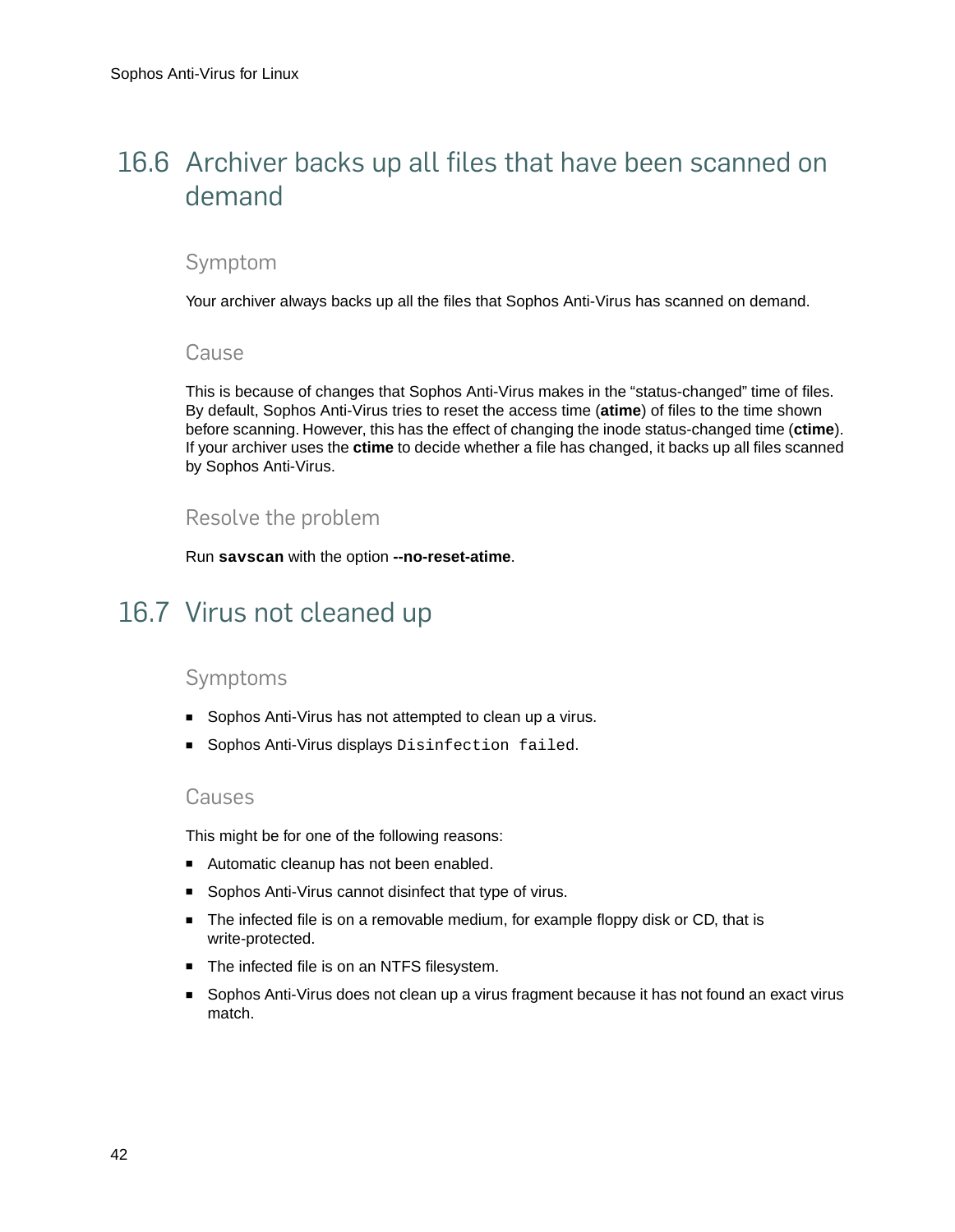## 16.6 Archiver backs up all files that have been scanned on demand

### Symptom

Your archiver always backs up all the files that Sophos Anti-Virus has scanned on demand.

### Cause

This is because of changes that Sophos Anti-Virus makes in the "status-changed" time of files. By default, Sophos Anti-Virus tries to reset the access time (**atime**) of files to the time shown before scanning. However, this has the effect of changing the inode status-changed time (**ctime**). If your archiver uses the **ctime** to decide whether a file has changed, it backs up all files scanned by Sophos Anti-Virus.

### Resolve the problem

Run **`savscan`** with the option **--no-reset-atime**.

## 16.7 Virus not cleaned up

### Symptoms

- Sophos Anti-Virus has not attempted to clean up a virus.
- Sophos Anti-Virus displays `Disinfection failed`.

### Causes

This might be for one of the following reasons:

- Automatic cleanup has not been enabled.
- Sophos Anti-Virus cannot disinfect that type of virus.
- The infected file is on a removable medium, for example floppy disk or CD, that is write-protected.
- The infected file is on an NTFS filesystem.
- Sophos Anti-Virus does not clean up a virus fragment because it has not found an exact virus match.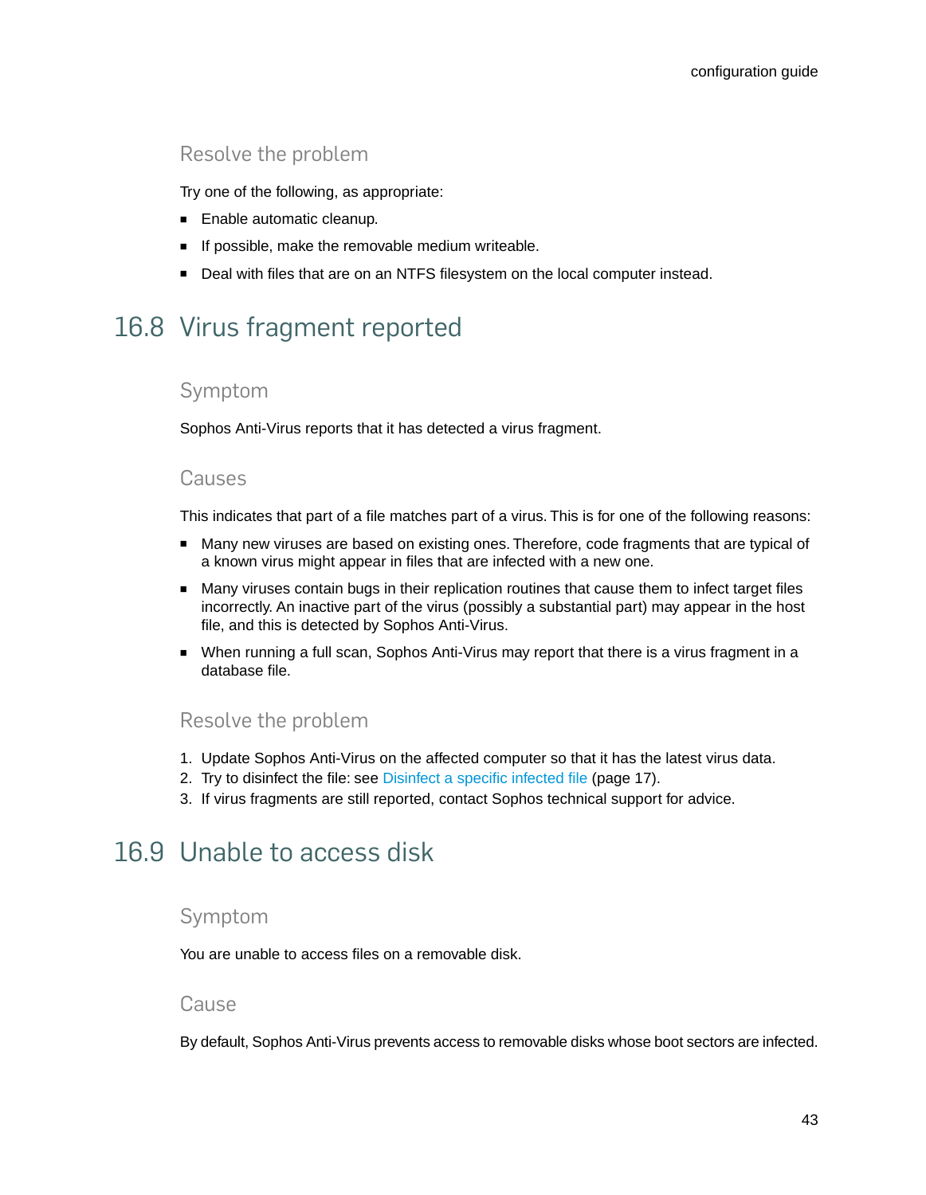### Resolve the problem

Try one of the following, as appropriate:

- Enable automatic cleanup.
- If possible, make the removable medium writeable.
- Deal with files that are on an NTFS filesystem on the local computer instead.

## 16.8 Virus fragment reported

### Symptom

Sophos Anti-Virus reports that it has detected a virus fragment.

### Causes

This indicates that part of a file matches part of a virus. This is for one of the following reasons:

- Many new viruses are based on existing ones. Therefore, code fragments that are typical of a known virus might appear in files that are infected with a new one.
- Many viruses contain bugs in their replication routines that cause them to infect target files incorrectly. An inactive part of the virus (possibly a substantial part) may appear in the host file, and this is detected by Sophos Anti-Virus.
- When running a full scan, Sophos Anti-Virus may report that there is a virus fragment in a database file.

### Resolve the problem

1. Update Sophos Anti-Virus on the affected computer so that it has the latest virus data.
2. Try to disinfect the file: see Disinfect a specific infected file (page 17).
3. If virus fragments are still reported, contact Sophos technical support for advice.

## 16.9 Unable to access disk

### Symptom

You are unable to access files on a removable disk.

### Cause

By default, Sophos Anti-Virus prevents access to removable disks whose boot sectors are infected.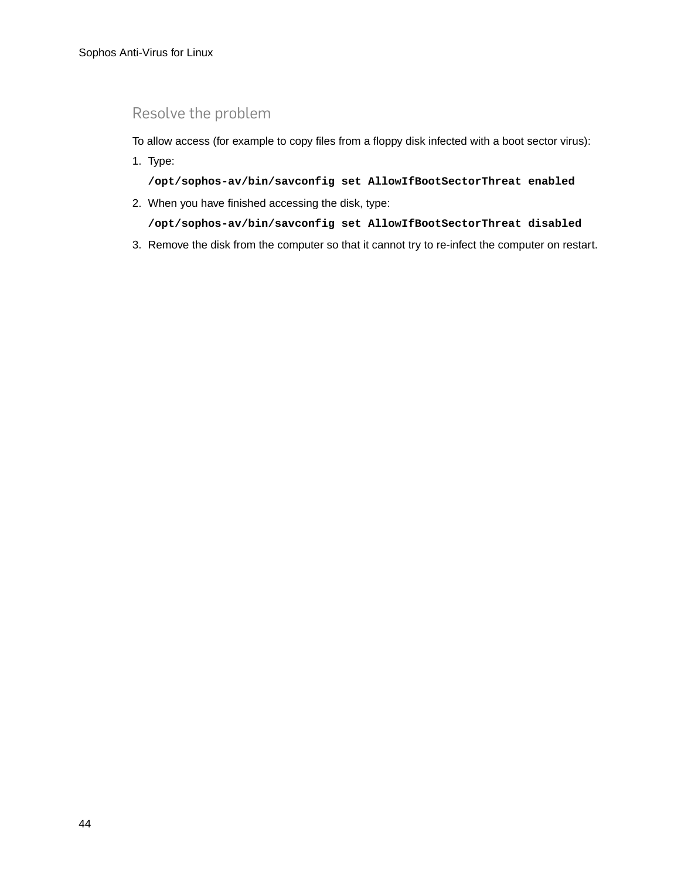### Resolve the problem

To allow access (for example to copy files from a floppy disk infected with a boot sector virus):

1. Type:

   **`/opt/sophos-av/bin/savconfig set AllowIfBootSectorThreat enabled`**

2. When you have finished accessing the disk, type:

   **`/opt/sophos-av/bin/savconfig set AllowIfBootSectorThreat disabled`**

3. Remove the disk from the computer so that it cannot try to re-infect the computer on restart.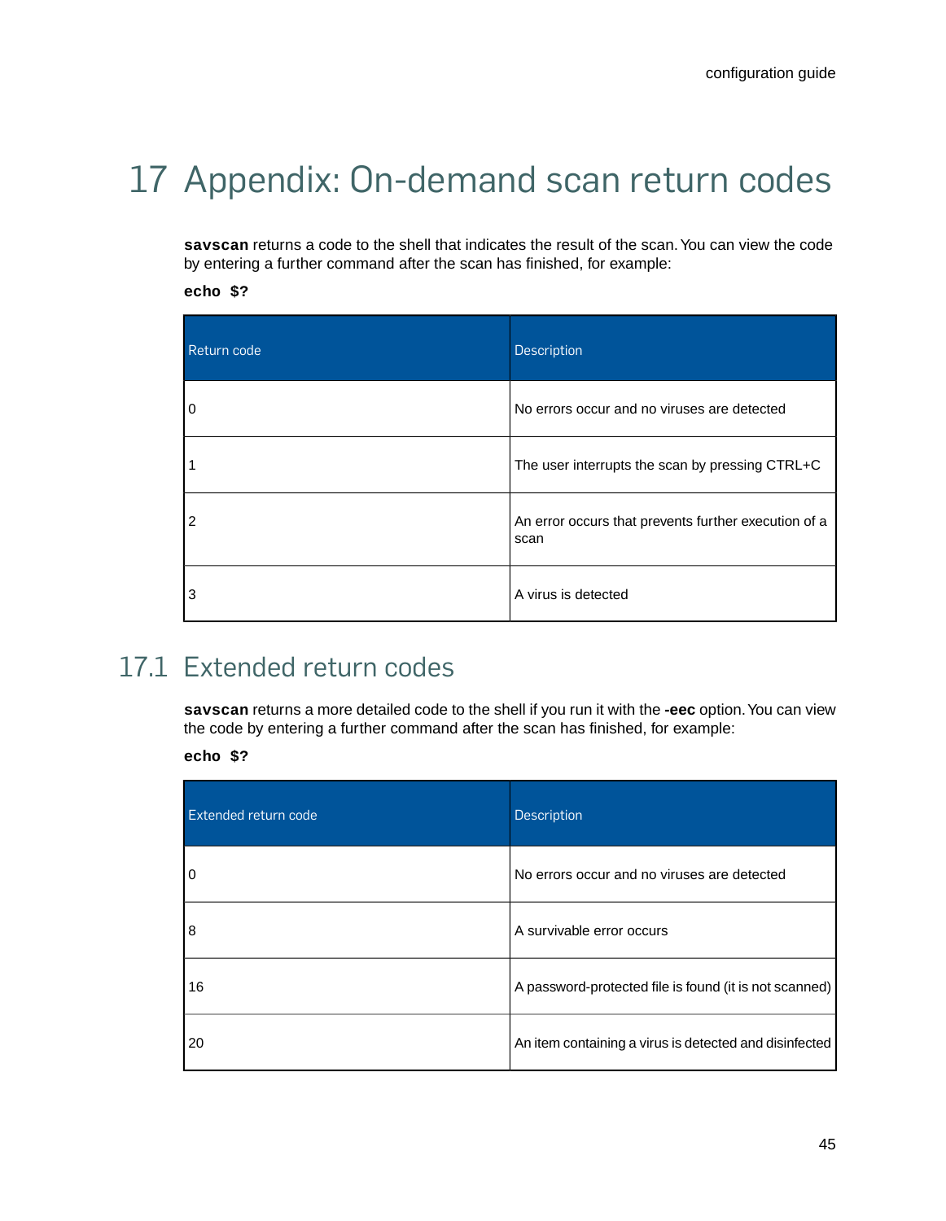# 17 Appendix: On-demand scan return codes

**savscan** returns a code to the shell that indicates the result of the scan. You can view the code by entering a further command after the scan has finished, for example:

**echo $?**

| Return code | Description |
|---|---|
| 0 | No errors occur and no viruses are detected |
| 1 | The user interrupts the scan by pressing CTRL+C |
| 2 | An error occurs that prevents further execution of a scan |
| 3 | A virus is detected |

## 17.1 Extended return codes

**savscan** returns a more detailed code to the shell if you run it with the **-eec** option. You can view the code by entering a further command after the scan has finished, for example:

**echo $?**

| Extended return code | Description |
|---|---|
| 0 | No errors occur and no viruses are detected |
| 8 | A survivable error occurs |
| 16 | A password-protected file is found (it is not scanned) |
| 20 | An item containing a virus is detected and disinfected |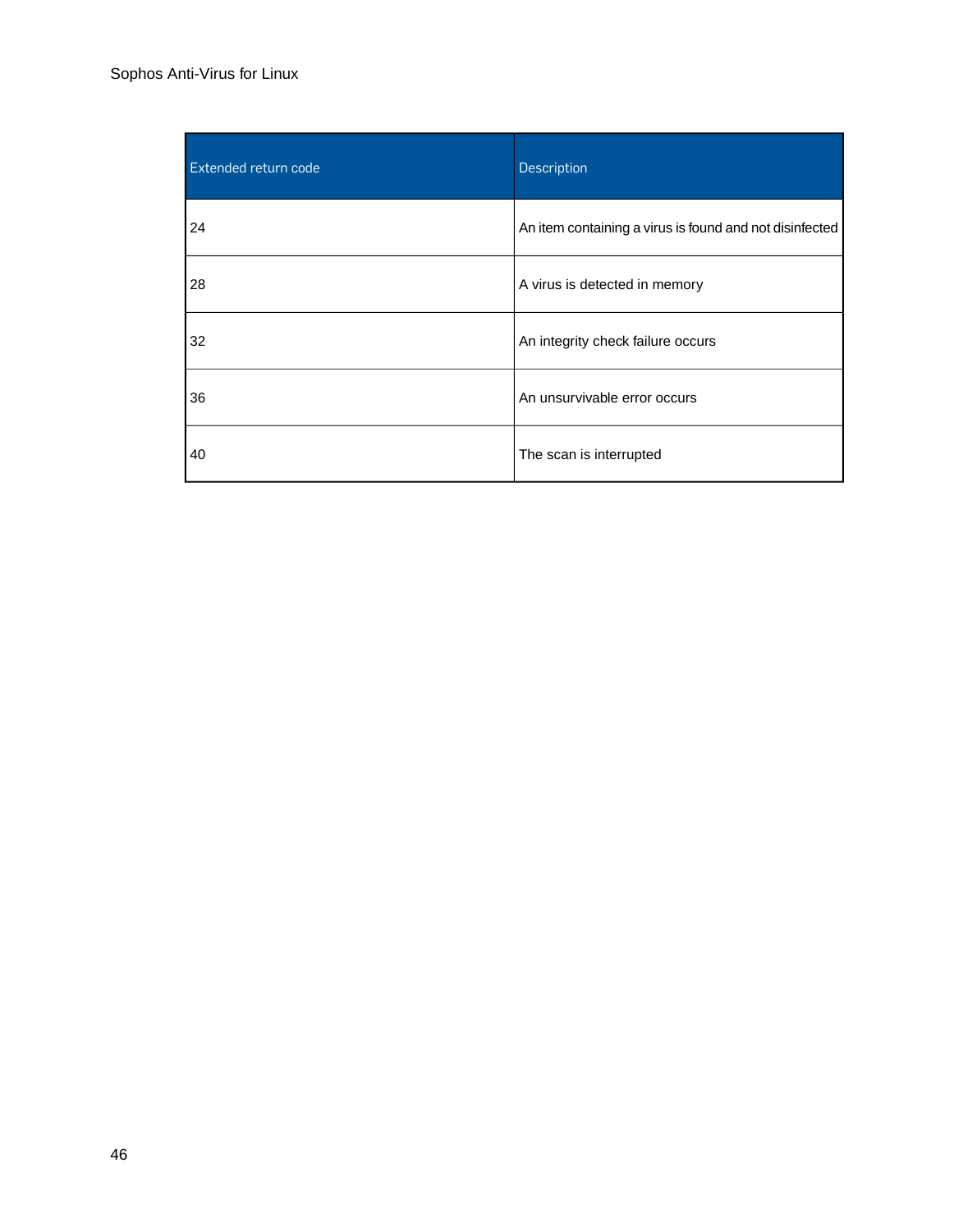| Extended return code | Description |
| --- | --- |
| 24 | An item containing a virus is found and not disinfected |
| 28 | A virus is detected in memory |
| 32 | An integrity check failure occurs |
| 36 | An unsurvivable error occurs |
| 40 | The scan is interrupted |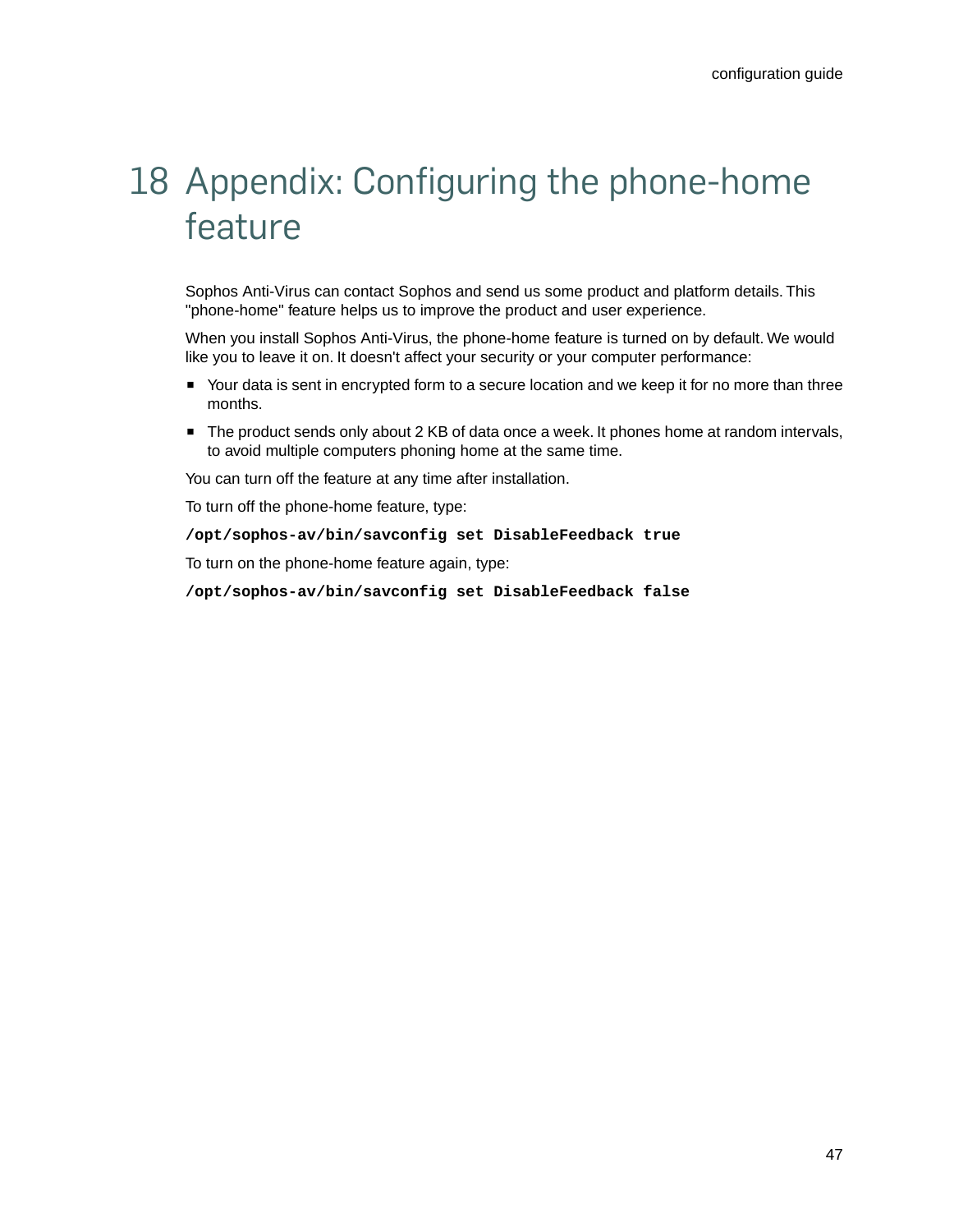# 18 Appendix: Configuring the phone-home feature

Sophos Anti-Virus can contact Sophos and send us some product and platform details. This "phone-home" feature helps us to improve the product and user experience.

When you install Sophos Anti-Virus, the phone-home feature is turned on by default. We would like you to leave it on. It doesn't affect your security or your computer performance:

- Your data is sent in encrypted form to a secure location and we keep it for no more than three months.
- The product sends only about 2 KB of data once a week. It phones home at random intervals, to avoid multiple computers phoning home at the same time.

You can turn off the feature at any time after installation.

To turn off the phone-home feature, type:

```
/opt/sophos-av/bin/savconfig set DisableFeedback true
```

To turn on the phone-home feature again, type:

```
/opt/sophos-av/bin/savconfig set DisableFeedback false
```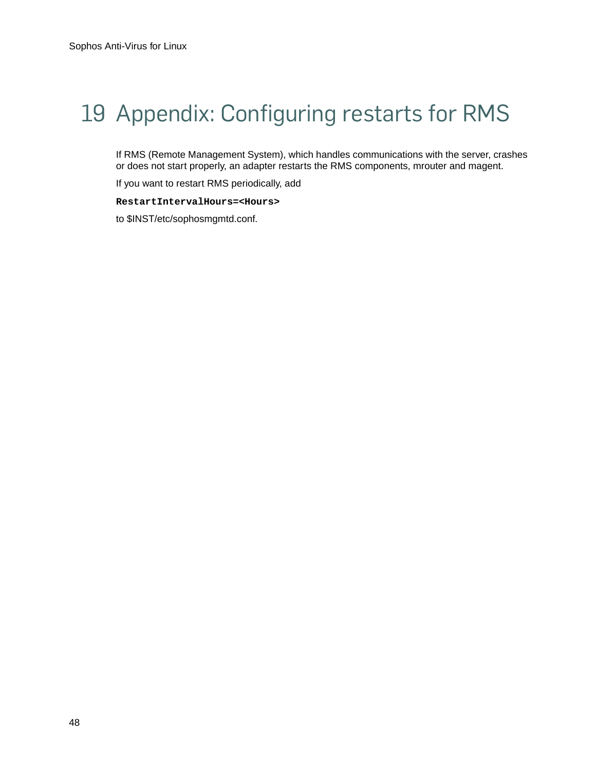# 19 Appendix: Configuring restarts for RMS

If RMS (Remote Management System), which handles communications with the server, crashes or does not start properly, an adapter restarts the RMS components, mrouter and magent.

If you want to restart RMS periodically, add

```
RestartIntervalHours=<Hours>
```

to $INST/etc/sophosmgmtd.conf.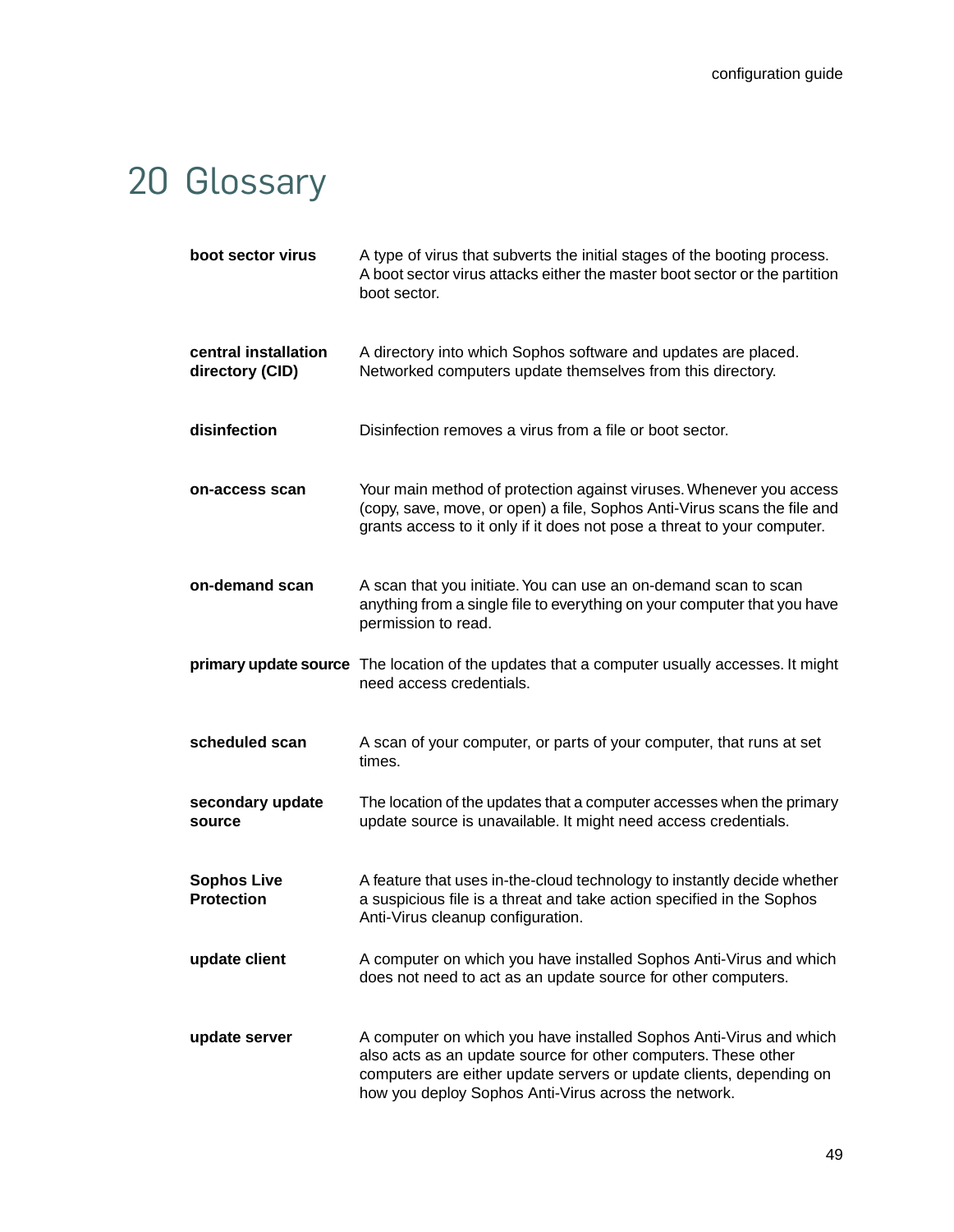# 20 Glossary

| | |
|---|---|
| **boot sector virus** | A type of virus that subverts the initial stages of the booting process. A boot sector virus attacks either the master boot sector or the partition boot sector. |
| **central installation directory (CID)** | A directory into which Sophos software and updates are placed. Networked computers update themselves from this directory. |
| **disinfection** | Disinfection removes a virus from a file or boot sector. |
| **on-access scan** | Your main method of protection against viruses. Whenever you access (copy, save, move, or open) a file, Sophos Anti-Virus scans the file and grants access to it only if it does not pose a threat to your computer. |
| **on-demand scan** | A scan that you initiate. You can use an on-demand scan to scan anything from a single file to everything on your computer that you have permission to read. |
| **primary update source** | The location of the updates that a computer usually accesses. It might need access credentials. |
| **scheduled scan** | A scan of your computer, or parts of your computer, that runs at set times. |
| **secondary update source** | The location of the updates that a computer accesses when the primary update source is unavailable. It might need access credentials. |
| **Sophos Live Protection** | A feature that uses in-the-cloud technology to instantly decide whether a suspicious file is a threat and take action specified in the Sophos Anti-Virus cleanup configuration. |
| **update client** | A computer on which you have installed Sophos Anti-Virus and which does not need to act as an update source for other computers. |
| **update server** | A computer on which you have installed Sophos Anti-Virus and which also acts as an update source for other computers. These other computers are either update servers or update clients, depending on how you deploy Sophos Anti-Virus across the network. |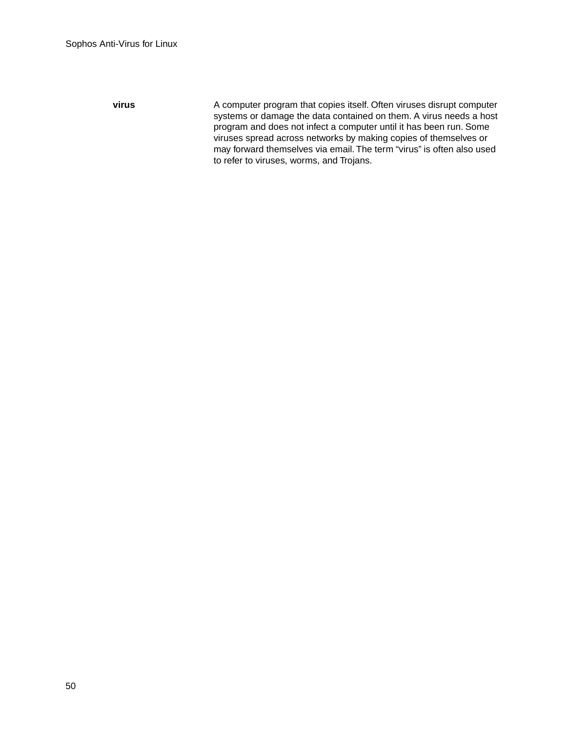| | |
|---|---|
| **virus** | A computer program that copies itself. Often viruses disrupt computer systems or damage the data contained on them. A virus needs a host program and does not infect a computer until it has been run. Some viruses spread across networks by making copies of themselves or may forward themselves via email. The term “virus” is often also used to refer to viruses, worms, and Trojans. |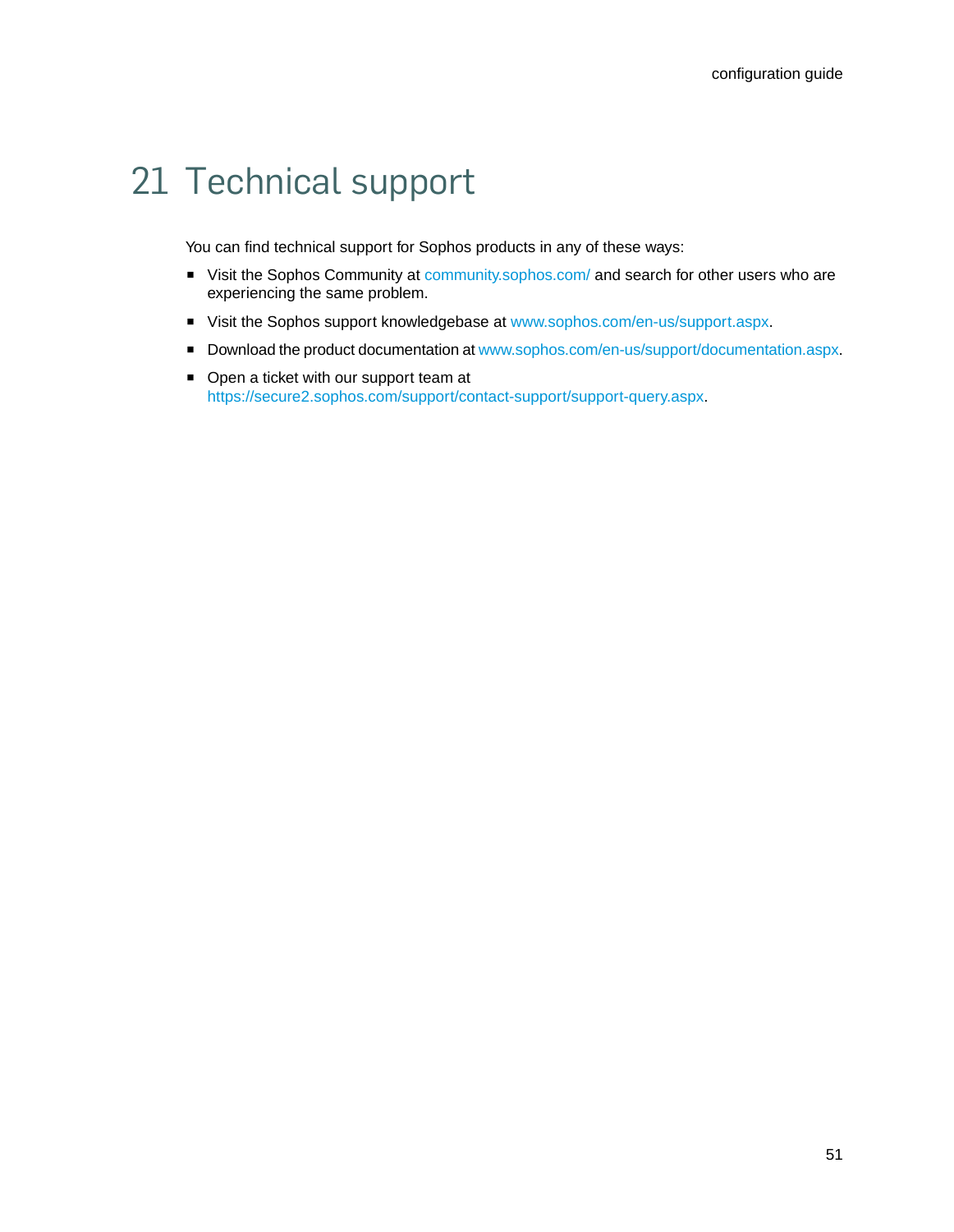# 21 Technical support

You can find technical support for Sophos products in any of these ways:

- Visit the Sophos Community at community.sophos.com/ and search for other users who are experiencing the same problem.
- Visit the Sophos support knowledgebase at www.sophos.com/en-us/support.aspx.
- Download the product documentation at www.sophos.com/en-us/support/documentation.aspx.
- Open a ticket with our support team at https://secure2.sophos.com/support/contact-support/support-query.aspx.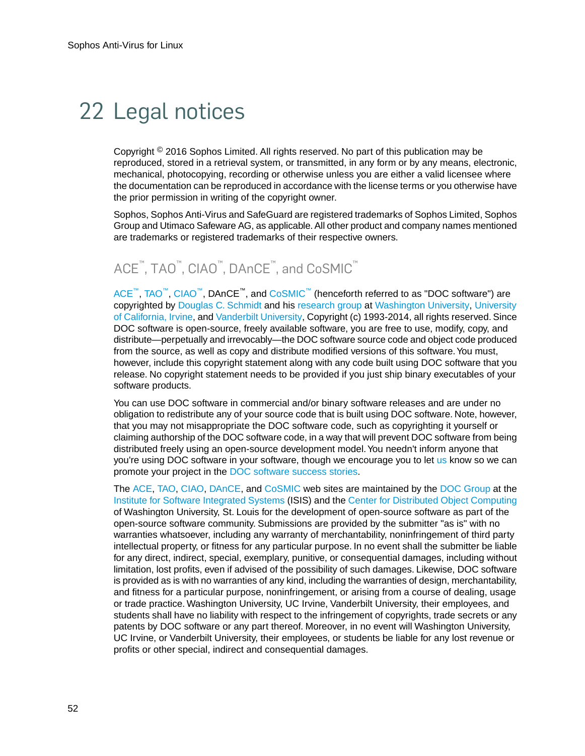# 22 Legal notices

Copyright © 2016 Sophos Limited. All rights reserved. No part of this publication may be reproduced, stored in a retrieval system, or transmitted, in any form or by any means, electronic, mechanical, photocopying, recording or otherwise unless you are either a valid licensee where the documentation can be reproduced in accordance with the license terms or you otherwise have the prior permission in writing of the copyright owner.

Sophos, Sophos Anti-Virus and SafeGuard are registered trademarks of Sophos Limited, Sophos Group and Utimaco Safeware AG, as applicable. All other product and company names mentioned are trademarks or registered trademarks of their respective owners.

## ACE™, TAO™, CIAO™, DAnCE™, and CoSMIC™

ACE™, TAO™, CIAO™, DAnCE™, and CoSMIC™ (henceforth referred to as "DOC software") are copyrighted by Douglas C. Schmidt and his research group at Washington University, University of California, Irvine, and Vanderbilt University, Copyright (c) 1993-2014, all rights reserved. Since DOC software is open-source, freely available software, you are free to use, modify, copy, and distribute—perpetually and irrevocably—the DOC software source code and object code produced from the source, as well as copy and distribute modified versions of this software. You must, however, include this copyright statement along with any code built using DOC software that you release. No copyright statement needs to be provided if you just ship binary executables of your software products.

You can use DOC software in commercial and/or binary software releases and are under no obligation to redistribute any of your source code that is built using DOC software. Note, however, that you may not misappropriate the DOC software code, such as copyrighting it yourself or claiming authorship of the DOC software code, in a way that will prevent DOC software from being distributed freely using an open-source development model. You needn't inform anyone that you're using DOC software in your software, though we encourage you to let us know so we can promote your project in the DOC software success stories.

The ACE, TAO, CIAO, DAnCE, and CoSMIC web sites are maintained by the DOC Group at the Institute for Software Integrated Systems (ISIS) and the Center for Distributed Object Computing of Washington University, St. Louis for the development of open-source software as part of the open-source software community. Submissions are provided by the submitter "as is" with no warranties whatsoever, including any warranty of merchantability, noninfringement of third party intellectual property, or fitness for any particular purpose. In no event shall the submitter be liable for any direct, indirect, special, exemplary, punitive, or consequential damages, including without limitation, lost profits, even if advised of the possibility of such damages. Likewise, DOC software is provided as is with no warranties of any kind, including the warranties of design, merchantability, and fitness for a particular purpose, noninfringement, or arising from a course of dealing, usage or trade practice. Washington University, UC Irvine, Vanderbilt University, their employees, and students shall have no liability with respect to the infringement of copyrights, trade secrets or any patents by DOC software or any part thereof. Moreover, in no event will Washington University, UC Irvine, or Vanderbilt University, their employees, or students be liable for any lost revenue or profits or other special, indirect and consequential damages.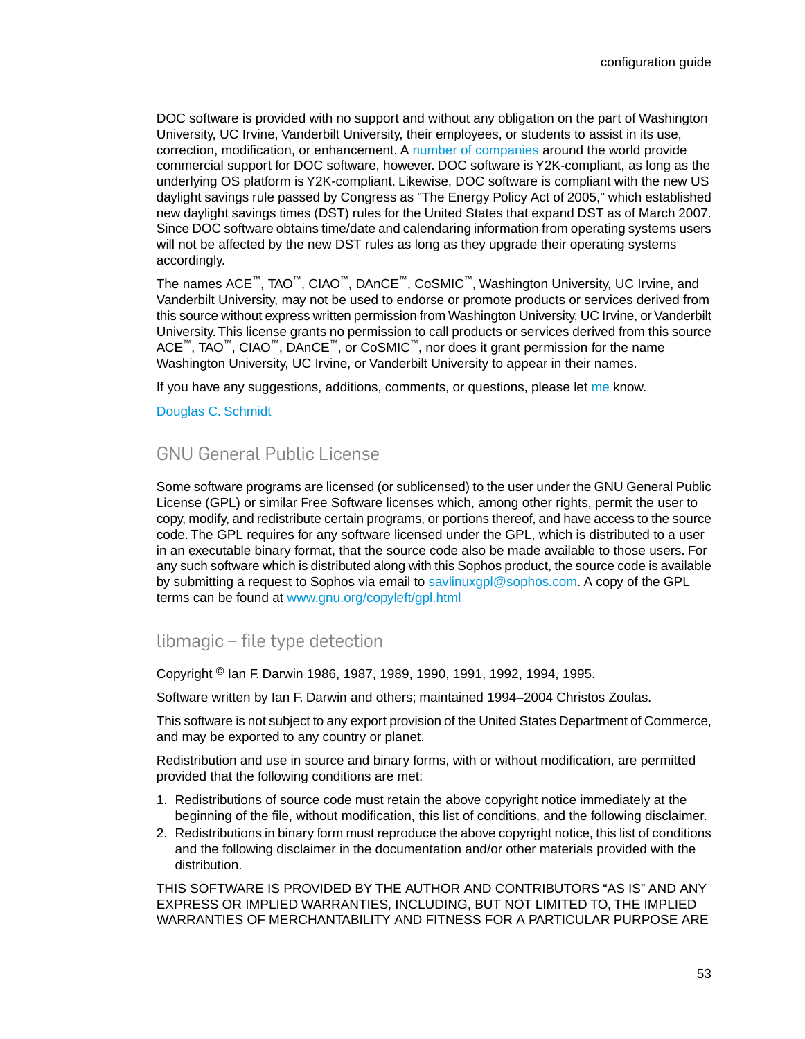DOC software is provided with no support and without any obligation on the part of Washington University, UC Irvine, Vanderbilt University, their employees, or students to assist in its use, correction, modification, or enhancement. A number of companies around the world provide commercial support for DOC software, however. DOC software is Y2K-compliant, as long as the underlying OS platform is Y2K-compliant. Likewise, DOC software is compliant with the new US daylight savings rule passed by Congress as "The Energy Policy Act of 2005," which established new daylight savings times (DST) rules for the United States that expand DST as of March 2007. Since DOC software obtains time/date and calendaring information from operating systems users will not be affected by the new DST rules as long as they upgrade their operating systems accordingly.

The names ACE™, TAO™, CIAO™, DAnCE™, CoSMIC™, Washington University, UC Irvine, and Vanderbilt University, may not be used to endorse or promote products or services derived from this source without express written permission from Washington University, UC Irvine, or Vanderbilt University. This license grants no permission to call products or services derived from this source ACE™, TAO™, CIAO™, DAnCE™, or CoSMIC™, nor does it grant permission for the name Washington University, UC Irvine, or Vanderbilt University to appear in their names.

If you have any suggestions, additions, comments, or questions, please let me know.

Douglas C. Schmidt

## GNU General Public License

Some software programs are licensed (or sublicensed) to the user under the GNU General Public License (GPL) or similar Free Software licenses which, among other rights, permit the user to copy, modify, and redistribute certain programs, or portions thereof, and have access to the source code. The GPL requires for any software licensed under the GPL, which is distributed to a user in an executable binary format, that the source code also be made available to those users. For any such software which is distributed along with this Sophos product, the source code is available by submitting a request to Sophos via email to savlinuxgpl@sophos.com. A copy of the GPL terms can be found at www.gnu.org/copyleft/gpl.html

## libmagic – file type detection

Copyright © Ian F. Darwin 1986, 1987, 1989, 1990, 1991, 1992, 1994, 1995.

Software written by Ian F. Darwin and others; maintained 1994–2004 Christos Zoulas.

This software is not subject to any export provision of the United States Department of Commerce, and may be exported to any country or planet.

Redistribution and use in source and binary forms, with or without modification, are permitted provided that the following conditions are met:

1. Redistributions of source code must retain the above copyright notice immediately at the beginning of the file, without modification, this list of conditions, and the following disclaimer.
2. Redistributions in binary form must reproduce the above copyright notice, this list of conditions and the following disclaimer in the documentation and/or other materials provided with the distribution.

THIS SOFTWARE IS PROVIDED BY THE AUTHOR AND CONTRIBUTORS "AS IS" AND ANY EXPRESS OR IMPLIED WARRANTIES, INCLUDING, BUT NOT LIMITED TO, THE IMPLIED WARRANTIES OF MERCHANTABILITY AND FITNESS FOR A PARTICULAR PURPOSE ARE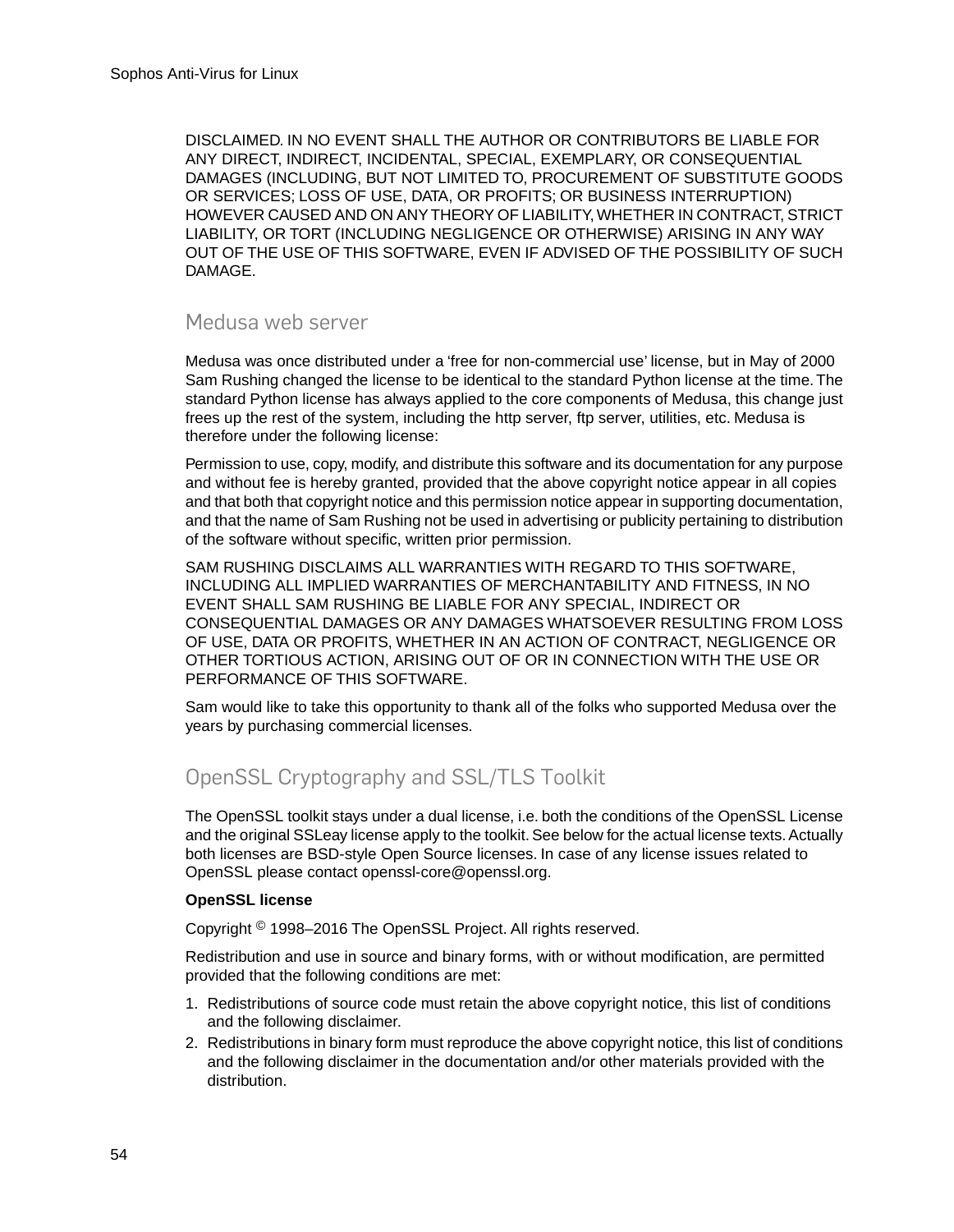DISCLAIMED. IN NO EVENT SHALL THE AUTHOR OR CONTRIBUTORS BE LIABLE FOR ANY DIRECT, INDIRECT, INCIDENTAL, SPECIAL, EXEMPLARY, OR CONSEQUENTIAL DAMAGES (INCLUDING, BUT NOT LIMITED TO, PROCUREMENT OF SUBSTITUTE GOODS OR SERVICES; LOSS OF USE, DATA, OR PROFITS; OR BUSINESS INTERRUPTION) HOWEVER CAUSED AND ON ANY THEORY OF LIABILITY, WHETHER IN CONTRACT, STRICT LIABILITY, OR TORT (INCLUDING NEGLIGENCE OR OTHERWISE) ARISING IN ANY WAY OUT OF THE USE OF THIS SOFTWARE, EVEN IF ADVISED OF THE POSSIBILITY OF SUCH DAMAGE.

## Medusa web server

Medusa was once distributed under a 'free for non-commercial use' license, but in May of 2000 Sam Rushing changed the license to be identical to the standard Python license at the time. The standard Python license has always applied to the core components of Medusa, this change just frees up the rest of the system, including the http server, ftp server, utilities, etc. Medusa is therefore under the following license:

Permission to use, copy, modify, and distribute this software and its documentation for any purpose and without fee is hereby granted, provided that the above copyright notice appear in all copies and that both that copyright notice and this permission notice appear in supporting documentation, and that the name of Sam Rushing not be used in advertising or publicity pertaining to distribution of the software without specific, written prior permission.

SAM RUSHING DISCLAIMS ALL WARRANTIES WITH REGARD TO THIS SOFTWARE, INCLUDING ALL IMPLIED WARRANTIES OF MERCHANTABILITY AND FITNESS, IN NO EVENT SHALL SAM RUSHING BE LIABLE FOR ANY SPECIAL, INDIRECT OR CONSEQUENTIAL DAMAGES OR ANY DAMAGES WHATSOEVER RESULTING FROM LOSS OF USE, DATA OR PROFITS, WHETHER IN AN ACTION OF CONTRACT, NEGLIGENCE OR OTHER TORTIOUS ACTION, ARISING OUT OF OR IN CONNECTION WITH THE USE OR PERFORMANCE OF THIS SOFTWARE.

Sam would like to take this opportunity to thank all of the folks who supported Medusa over the years by purchasing commercial licenses.

## OpenSSL Cryptography and SSL/TLS Toolkit

The OpenSSL toolkit stays under a dual license, i.e. both the conditions of the OpenSSL License and the original SSLeay license apply to the toolkit. See below for the actual license texts. Actually both licenses are BSD-style Open Source licenses. In case of any license issues related to OpenSSL please contact openssl-core@openssl.org.

**OpenSSL license**

Copyright © 1998–2016 The OpenSSL Project. All rights reserved.

Redistribution and use in source and binary forms, with or without modification, are permitted provided that the following conditions are met:

1. Redistributions of source code must retain the above copyright notice, this list of conditions and the following disclaimer.
2. Redistributions in binary form must reproduce the above copyright notice, this list of conditions and the following disclaimer in the documentation and/or other materials provided with the distribution.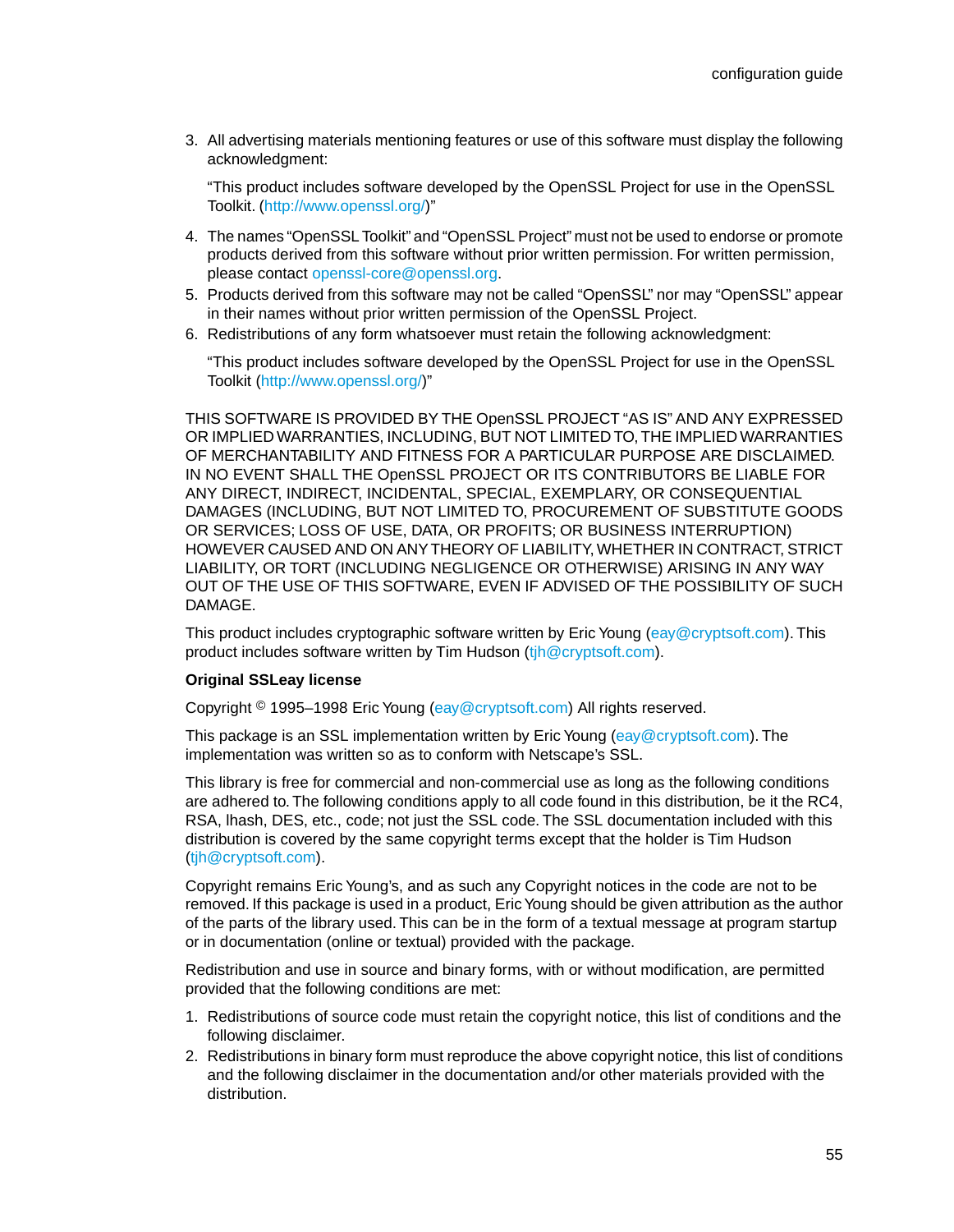3. All advertising materials mentioning features or use of this software must display the following acknowledgment:

   “This product includes software developed by the OpenSSL Project for use in the OpenSSL Toolkit. (http://www.openssl.org/)”

4. The names “OpenSSL Toolkit” and “OpenSSL Project” must not be used to endorse or promote products derived from this software without prior written permission. For written permission, please contact openssl-core@openssl.org.
5. Products derived from this software may not be called “OpenSSL” nor may “OpenSSL” appear in their names without prior written permission of the OpenSSL Project.
6. Redistributions of any form whatsoever must retain the following acknowledgment:

   “This product includes software developed by the OpenSSL Project for use in the OpenSSL Toolkit (http://www.openssl.org/)”

THIS SOFTWARE IS PROVIDED BY THE OpenSSL PROJECT “AS IS” AND ANY EXPRESSED OR IMPLIED WARRANTIES, INCLUDING, BUT NOT LIMITED TO, THE IMPLIED WARRANTIES OF MERCHANTABILITY AND FITNESS FOR A PARTICULAR PURPOSE ARE DISCLAIMED. IN NO EVENT SHALL THE OpenSSL PROJECT OR ITS CONTRIBUTORS BE LIABLE FOR ANY DIRECT, INDIRECT, INCIDENTAL, SPECIAL, EXEMPLARY, OR CONSEQUENTIAL DAMAGES (INCLUDING, BUT NOT LIMITED TO, PROCUREMENT OF SUBSTITUTE GOODS OR SERVICES; LOSS OF USE, DATA, OR PROFITS; OR BUSINESS INTERRUPTION) HOWEVER CAUSED AND ON ANY THEORY OF LIABILITY, WHETHER IN CONTRACT, STRICT LIABILITY, OR TORT (INCLUDING NEGLIGENCE OR OTHERWISE) ARISING IN ANY WAY OUT OF THE USE OF THIS SOFTWARE, EVEN IF ADVISED OF THE POSSIBILITY OF SUCH DAMAGE.

This product includes cryptographic software written by Eric Young (eay@cryptsoft.com). This product includes software written by Tim Hudson (tjh@cryptsoft.com).

**Original SSLeay license**

Copyright © 1995–1998 Eric Young (eay@cryptsoft.com) All rights reserved.

This package is an SSL implementation written by Eric Young (eay@cryptsoft.com). The implementation was written so as to conform with Netscape’s SSL.

This library is free for commercial and non-commercial use as long as the following conditions are adhered to. The following conditions apply to all code found in this distribution, be it the RC4, RSA, lhash, DES, etc., code; not just the SSL code. The SSL documentation included with this distribution is covered by the same copyright terms except that the holder is Tim Hudson (tjh@cryptsoft.com).

Copyright remains Eric Young’s, and as such any Copyright notices in the code are not to be removed. If this package is used in a product, Eric Young should be given attribution as the author of the parts of the library used. This can be in the form of a textual message at program startup or in documentation (online or textual) provided with the package.

Redistribution and use in source and binary forms, with or without modification, are permitted provided that the following conditions are met:

1. Redistributions of source code must retain the copyright notice, this list of conditions and the following disclaimer.
2. Redistributions in binary form must reproduce the above copyright notice, this list of conditions and the following disclaimer in the documentation and/or other materials provided with the distribution.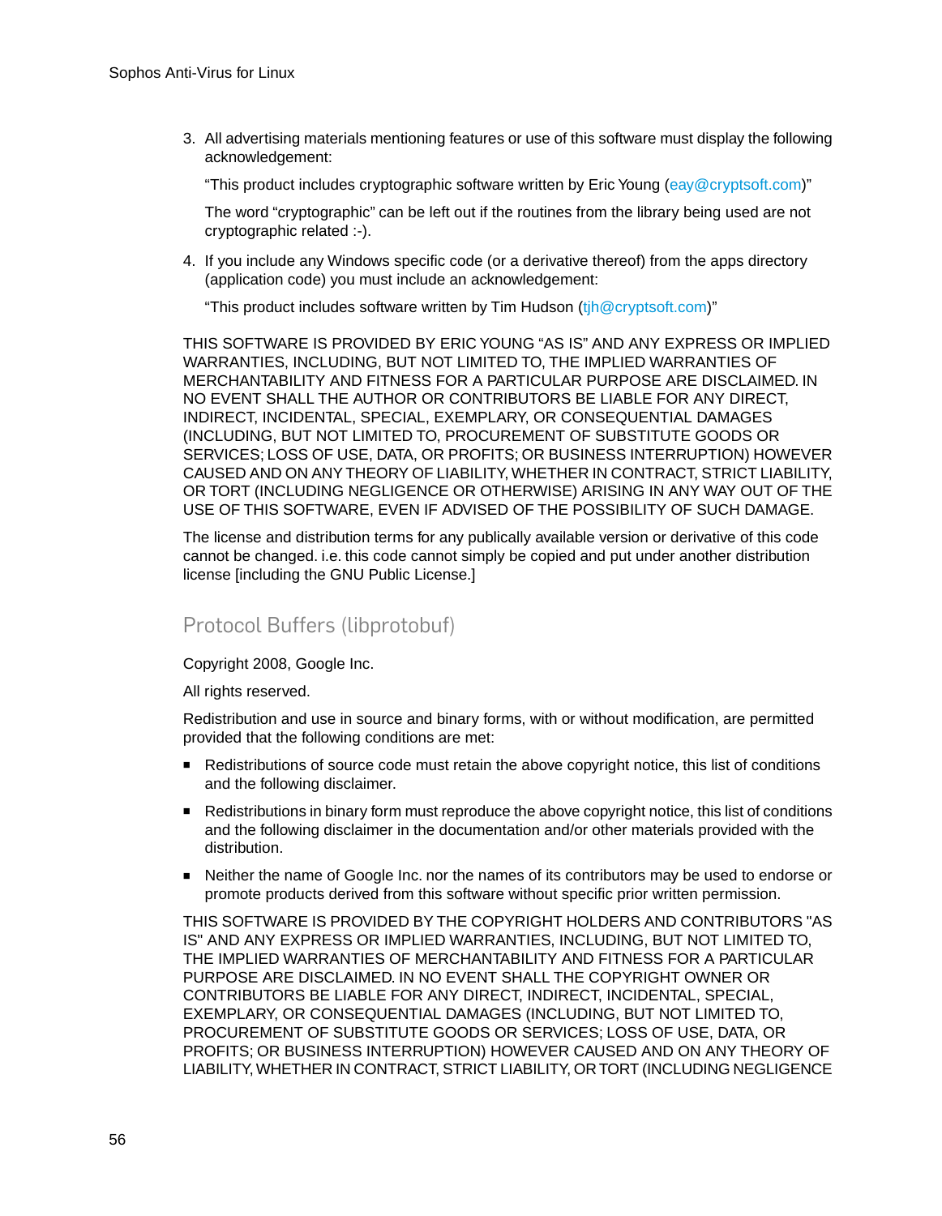3. All advertising materials mentioning features or use of this software must display the following acknowledgement:

   “This product includes cryptographic software written by Eric Young (eay@cryptsoft.com)”

   The word “cryptographic” can be left out if the routines from the library being used are not cryptographic related :-).

4. If you include any Windows specific code (or a derivative thereof) from the apps directory (application code) you must include an acknowledgement:

   “This product includes software written by Tim Hudson (tjh@cryptsoft.com)”

THIS SOFTWARE IS PROVIDED BY ERIC YOUNG “AS IS” AND ANY EXPRESS OR IMPLIED WARRANTIES, INCLUDING, BUT NOT LIMITED TO, THE IMPLIED WARRANTIES OF MERCHANTABILITY AND FITNESS FOR A PARTICULAR PURPOSE ARE DISCLAIMED. IN NO EVENT SHALL THE AUTHOR OR CONTRIBUTORS BE LIABLE FOR ANY DIRECT, INDIRECT, INCIDENTAL, SPECIAL, EXEMPLARY, OR CONSEQUENTIAL DAMAGES (INCLUDING, BUT NOT LIMITED TO, PROCUREMENT OF SUBSTITUTE GOODS OR SERVICES; LOSS OF USE, DATA, OR PROFITS; OR BUSINESS INTERRUPTION) HOWEVER CAUSED AND ON ANY THEORY OF LIABILITY, WHETHER IN CONTRACT, STRICT LIABILITY, OR TORT (INCLUDING NEGLIGENCE OR OTHERWISE) ARISING IN ANY WAY OUT OF THE USE OF THIS SOFTWARE, EVEN IF ADVISED OF THE POSSIBILITY OF SUCH DAMAGE.

The license and distribution terms for any publically available version or derivative of this code cannot be changed. i.e. this code cannot simply be copied and put under another distribution license [including the GNU Public License.]

## Protocol Buffers (libprotobuf)

Copyright 2008, Google Inc.

All rights reserved.

Redistribution and use in source and binary forms, with or without modification, are permitted provided that the following conditions are met:

- Redistributions of source code must retain the above copyright notice, this list of conditions and the following disclaimer.
- Redistributions in binary form must reproduce the above copyright notice, this list of conditions and the following disclaimer in the documentation and/or other materials provided with the distribution.
- Neither the name of Google Inc. nor the names of its contributors may be used to endorse or promote products derived from this software without specific prior written permission.

THIS SOFTWARE IS PROVIDED BY THE COPYRIGHT HOLDERS AND CONTRIBUTORS "AS IS" AND ANY EXPRESS OR IMPLIED WARRANTIES, INCLUDING, BUT NOT LIMITED TO, THE IMPLIED WARRANTIES OF MERCHANTABILITY AND FITNESS FOR A PARTICULAR PURPOSE ARE DISCLAIMED. IN NO EVENT SHALL THE COPYRIGHT OWNER OR CONTRIBUTORS BE LIABLE FOR ANY DIRECT, INDIRECT, INCIDENTAL, SPECIAL, EXEMPLARY, OR CONSEQUENTIAL DAMAGES (INCLUDING, BUT NOT LIMITED TO, PROCUREMENT OF SUBSTITUTE GOODS OR SERVICES; LOSS OF USE, DATA, OR PROFITS; OR BUSINESS INTERRUPTION) HOWEVER CAUSED AND ON ANY THEORY OF LIABILITY, WHETHER IN CONTRACT, STRICT LIABILITY, OR TORT (INCLUDING NEGLIGENCE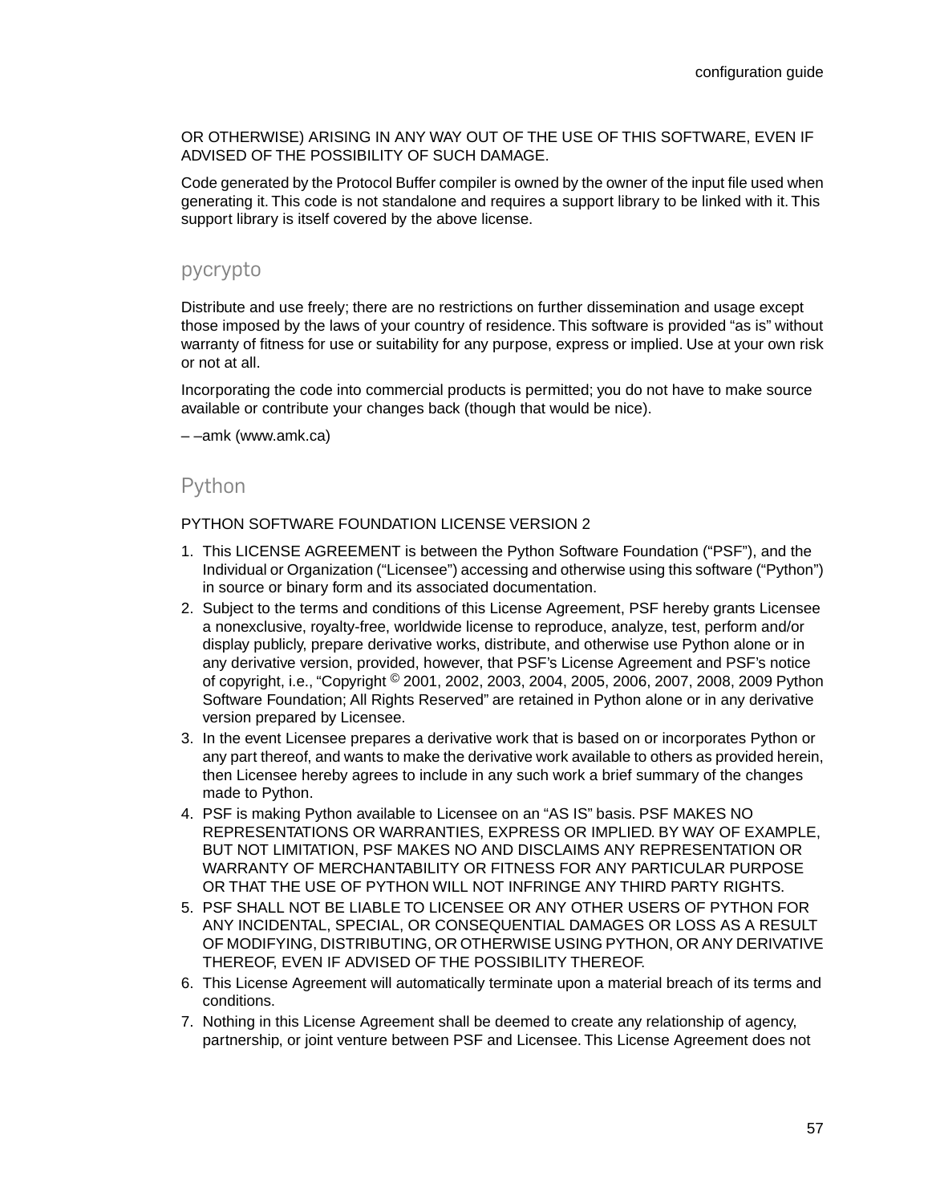OR OTHERWISE) ARISING IN ANY WAY OUT OF THE USE OF THIS SOFTWARE, EVEN IF ADVISED OF THE POSSIBILITY OF SUCH DAMAGE.

Code generated by the Protocol Buffer compiler is owned by the owner of the input file used when generating it. This code is not standalone and requires a support library to be linked with it. This support library is itself covered by the above license.

## pycrypto

Distribute and use freely; there are no restrictions on further dissemination and usage except those imposed by the laws of your country of residence. This software is provided "as is" without warranty of fitness for use or suitability for any purpose, express or implied. Use at your own risk or not at all.

Incorporating the code into commercial products is permitted; you do not have to make source available or contribute your changes back (though that would be nice).

– –amk (www.amk.ca)

## Python

PYTHON SOFTWARE FOUNDATION LICENSE VERSION 2

1. This LICENSE AGREEMENT is between the Python Software Foundation ("PSF"), and the Individual or Organization ("Licensee") accessing and otherwise using this software ("Python") in source or binary form and its associated documentation.
2. Subject to the terms and conditions of this License Agreement, PSF hereby grants Licensee a nonexclusive, royalty-free, worldwide license to reproduce, analyze, test, perform and/or display publicly, prepare derivative works, distribute, and otherwise use Python alone or in any derivative version, provided, however, that PSF's License Agreement and PSF's notice of copyright, i.e., "Copyright © 2001, 2002, 2003, 2004, 2005, 2006, 2007, 2008, 2009 Python Software Foundation; All Rights Reserved" are retained in Python alone or in any derivative version prepared by Licensee.
3. In the event Licensee prepares a derivative work that is based on or incorporates Python or any part thereof, and wants to make the derivative work available to others as provided herein, then Licensee hereby agrees to include in any such work a brief summary of the changes made to Python.
4. PSF is making Python available to Licensee on an "AS IS" basis. PSF MAKES NO REPRESENTATIONS OR WARRANTIES, EXPRESS OR IMPLIED. BY WAY OF EXAMPLE, BUT NOT LIMITATION, PSF MAKES NO AND DISCLAIMS ANY REPRESENTATION OR WARRANTY OF MERCHANTABILITY OR FITNESS FOR ANY PARTICULAR PURPOSE OR THAT THE USE OF PYTHON WILL NOT INFRINGE ANY THIRD PARTY RIGHTS.
5. PSF SHALL NOT BE LIABLE TO LICENSEE OR ANY OTHER USERS OF PYTHON FOR ANY INCIDENTAL, SPECIAL, OR CONSEQUENTIAL DAMAGES OR LOSS AS A RESULT OF MODIFYING, DISTRIBUTING, OR OTHERWISE USING PYTHON, OR ANY DERIVATIVE THEREOF, EVEN IF ADVISED OF THE POSSIBILITY THEREOF.
6. This License Agreement will automatically terminate upon a material breach of its terms and conditions.
7. Nothing in this License Agreement shall be deemed to create any relationship of agency, partnership, or joint venture between PSF and Licensee. This License Agreement does not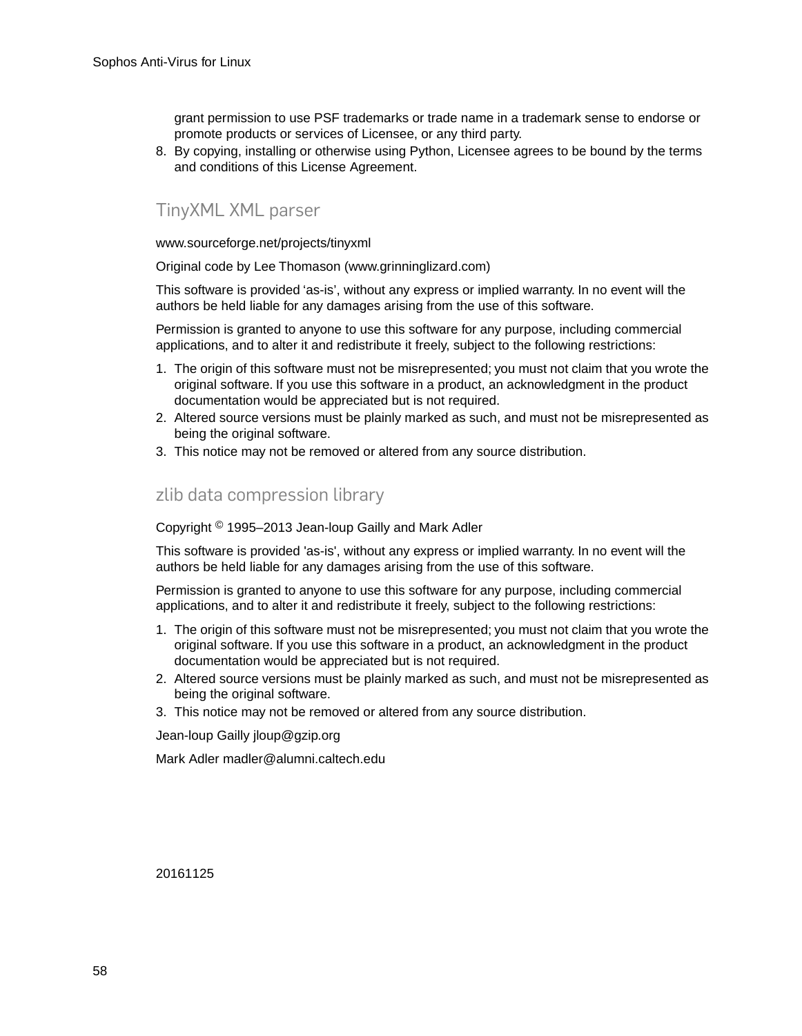grant permission to use PSF trademarks or trade name in a trademark sense to endorse or promote products or services of Licensee, or any third party.

8. By copying, installing or otherwise using Python, Licensee agrees to be bound by the terms and conditions of this License Agreement.

## TinyXML XML parser

www.sourceforge.net/projects/tinyxml

Original code by Lee Thomason (www.grinninglizard.com)

This software is provided ‘as-is’, without any express or implied warranty. In no event will the authors be held liable for any damages arising from the use of this software.

Permission is granted to anyone to use this software for any purpose, including commercial applications, and to alter it and redistribute it freely, subject to the following restrictions:

1. The origin of this software must not be misrepresented; you must not claim that you wrote the original software. If you use this software in a product, an acknowledgment in the product documentation would be appreciated but is not required.
2. Altered source versions must be plainly marked as such, and must not be misrepresented as being the original software.
3. This notice may not be removed or altered from any source distribution.

## zlib data compression library

Copyright © 1995–2013 Jean-loup Gailly and Mark Adler

This software is provided 'as-is', without any express or implied warranty. In no event will the authors be held liable for any damages arising from the use of this software.

Permission is granted to anyone to use this software for any purpose, including commercial applications, and to alter it and redistribute it freely, subject to the following restrictions:

1. The origin of this software must not be misrepresented; you must not claim that you wrote the original software. If you use this software in a product, an acknowledgment in the product documentation would be appreciated but is not required.
2. Altered source versions must be plainly marked as such, and must not be misrepresented as being the original software.
3. This notice may not be removed or altered from any source distribution.

Jean-loup Gailly jloup@gzip.org

Mark Adler madler@alumni.caltech.edu

20161125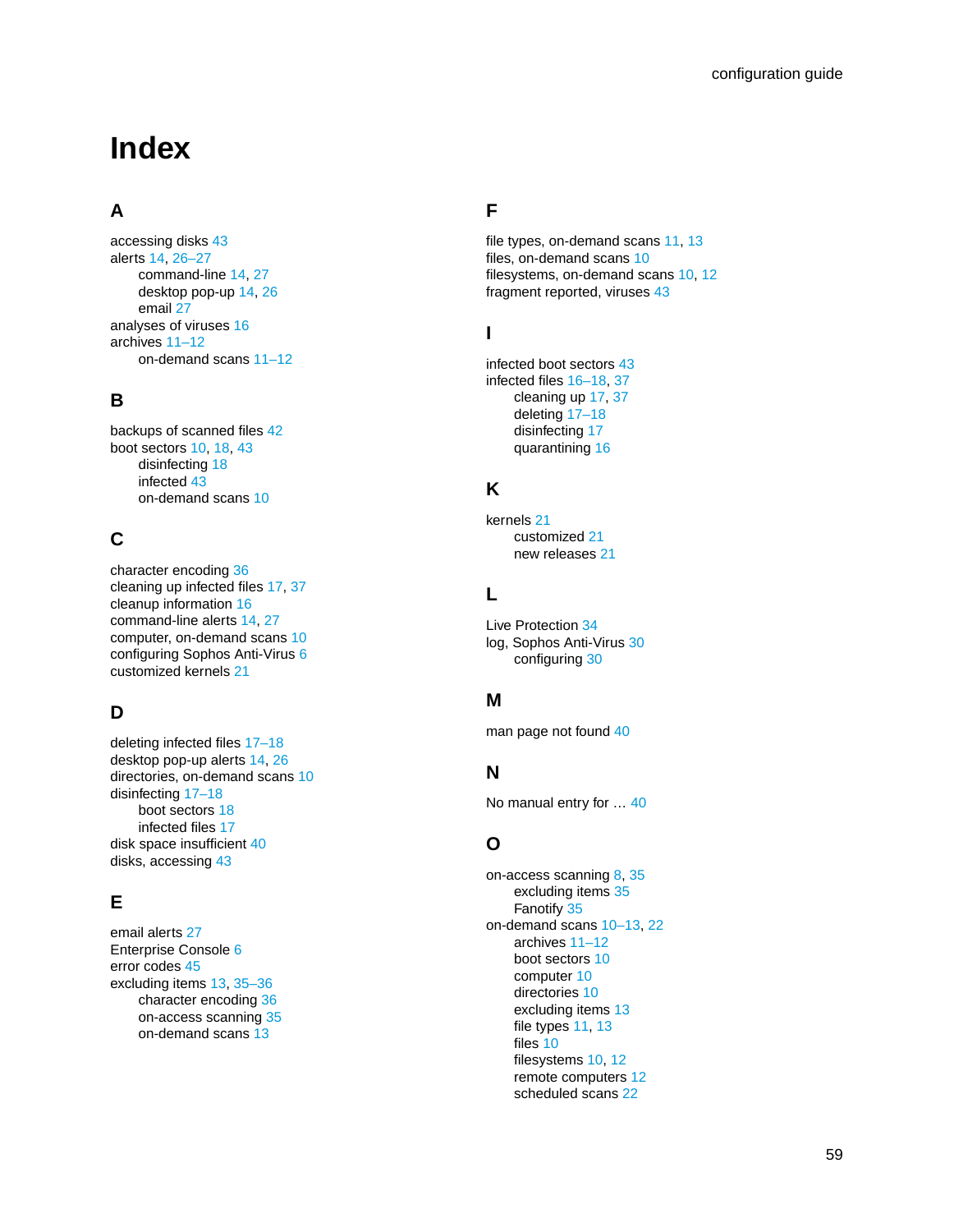# Index

## A

accessing disks 43
alerts 14, 26–27
- command-line 14, 27
- desktop pop-up 14, 26
- email 27

analyses of viruses 16
archives 11–12
- on-demand scans 11–12

## B

backups of scanned files 42
boot sectors 10, 18, 43
- disinfecting 18
- infected 43
- on-demand scans 10

## C

character encoding 36
cleaning up infected files 17, 37
cleanup information 16
command-line alerts 14, 27
computer, on-demand scans 10
configuring Sophos Anti-Virus 6
customized kernels 21

## D

deleting infected files 17–18
desktop pop-up alerts 14, 26
directories, on-demand scans 10
disinfecting 17–18
- boot sectors 18
- infected files 17

disk space insufficient 40
disks, accessing 43

## E

email alerts 27
Enterprise Console 6
error codes 45
excluding items 13, 35–36
- character encoding 36
- on-access scanning 35
- on-demand scans 13

## F

file types, on-demand scans 11, 13
files, on-demand scans 10
filesystems, on-demand scans 10, 12
fragment reported, viruses 43

## I

infected boot sectors 43
infected files 16–18, 37
- cleaning up 17, 37
- deleting 17–18
- disinfecting 17
- quarantining 16

## K

kernels 21
- customized 21
- new releases 21

## L

Live Protection 34
log, Sophos Anti-Virus 30
- configuring 30

## M

man page not found 40

## N

No manual entry for … 40

## O

on-access scanning 8, 35
- excluding items 35
- Fanotify 35

on-demand scans 10–13, 22
- archives 11–12
- boot sectors 10
- computer 10
- directories 10
- excluding items 13
- file types 11, 13
- files 10
- filesystems 10, 12
- remote computers 12
- scheduled scans 22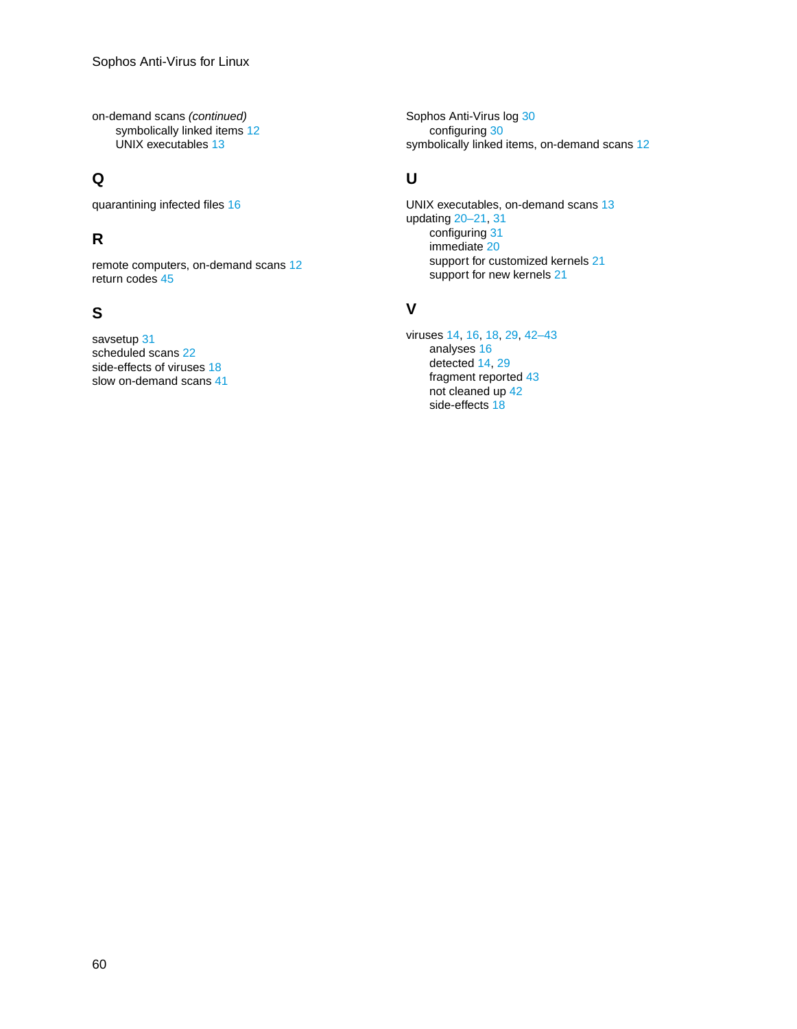on-demand scans *(continued)*
- symbolically linked items 12
- UNIX executables 13

## Q

quarantining infected files 16

## R

remote computers, on-demand scans 12
return codes 45

## S

savsetup 31
scheduled scans 22
side-effects of viruses 18
slow on-demand scans 41
Sophos Anti-Virus log 30
- configuring 30

symbolically linked items, on-demand scans 12

## U

UNIX executables, on-demand scans 13
updating 20–21, 31
- configuring 31
- immediate 20
- support for customized kernels 21
- support for new kernels 21

## V

viruses 14, 16, 18, 29, 42–43
- analyses 16
- detected 14, 29
- fragment reported 43
- not cleaned up 42
- side-effects 18